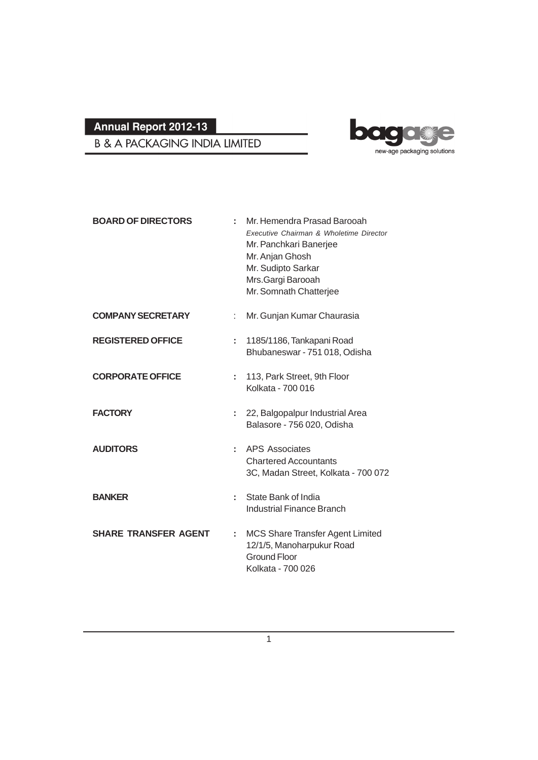# Annual Report 2012-13

## B & A PACKAGING INDIA LIMITED

bagage
new-age packaging solutions

| | | |
|---|---|---|
| **BOARD OF DIRECTORS** | : | Mr. Hemendra Prasad Barooah<br>*Executive Chairman & Wholetime Director*<br>Mr. Panchkari Banerjee<br>Mr. Anjan Ghosh<br>Mr. Sudipto Sarkar<br>Mrs.Gargi Barooah<br>Mr. Somnath Chatterjee |
| **COMPANY SECRETARY** | : | Mr. Gunjan Kumar Chaurasia |
| **REGISTERED OFFICE** | : | 1185/1186, Tankapani Road<br>Bhubaneswar - 751 018, Odisha |
| **CORPORATE OFFICE** | : | 113, Park Street, 9th Floor<br>Kolkata - 700 016 |
| **FACTORY** | : | 22, Balgopalpur Industrial Area<br>Balasore - 756 020, Odisha |
| **AUDITORS** | : | APS Associates<br>Chartered Accountants<br>3C, Madan Street, Kolkata - 700 072 |
| **BANKER** | : | State Bank of India<br>Industrial Finance Branch |
| **SHARE TRANSFER AGENT** | : | MCS Share Transfer Agent Limited<br>12/1/5, Manoharpukur Road<br>Ground Floor<br>Kolkata - 700 026 |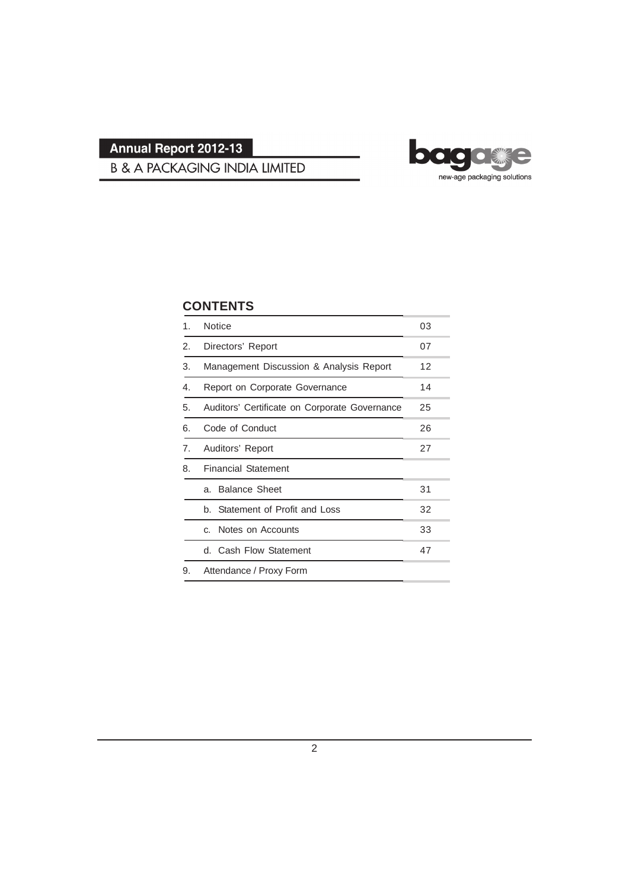Annual Report 2012-13

B & A PACKAGING INDIA LIMITED

bagage — new-age packaging solutions

## CONTENTS

| | | |
|---|---|---|
| 1. | Notice | 03 |
| 2. | Directors' Report | 07 |
| 3. | Management Discussion & Analysis Report | 12 |
| 4. | Report on Corporate Governance | 14 |
| 5. | Auditors' Certificate on Corporate Governance | 25 |
| 6. | Code of Conduct | 26 |
| 7. | Auditors' Report | 27 |
| 8. | Financial Statement | |
| | a. Balance Sheet | 31 |
| | b. Statement of Profit and Loss | 32 |
| | c. Notes on Accounts | 33 |
| | d. Cash Flow Statement | 47 |
| 9. | Attendance / Proxy Form | |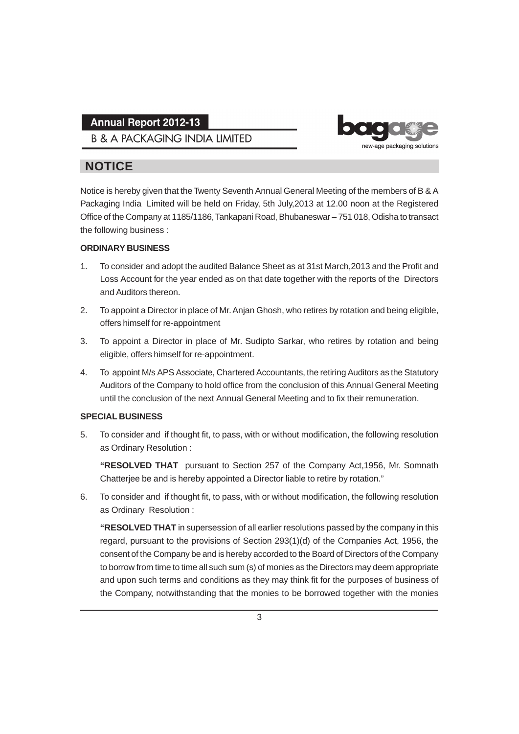## NOTICE

Notice is hereby given that the Twenty Seventh Annual General Meeting of the members of B & A Packaging India Limited will be held on Friday, 5th July,2013 at 12.00 noon at the Registered Office of the Company at 1185/1186, Tankapani Road, Bhubaneswar – 751 018, Odisha to transact the following business :

### ORDINARY BUSINESS

1. To consider and adopt the audited Balance Sheet as at 31st March,2013 and the Profit and Loss Account for the year ended as on that date together with the reports of the Directors and Auditors thereon.

2. To appoint a Director in place of Mr. Anjan Ghosh, who retires by rotation and being eligible, offers himself for re-appointment

3. To appoint a Director in place of Mr. Sudipto Sarkar, who retires by rotation and being eligible, offers himself for re-appointment.

4. To appoint M/s APS Associate, Chartered Accountants, the retiring Auditors as the Statutory Auditors of the Company to hold office from the conclusion of this Annual General Meeting until the conclusion of the next Annual General Meeting and to fix their remuneration.

### SPECIAL BUSINESS

5. To consider and if thought fit, to pass, with or without modification, the following resolution as Ordinary Resolution :

   **"RESOLVED THAT** pursuant to Section 257 of the Company Act,1956, Mr. Somnath Chatterjee be and is hereby appointed a Director liable to retire by rotation."

6. To consider and if thought fit, to pass, with or without modification, the following resolution as Ordinary Resolution :

   **"RESOLVED THAT** in supersession of all earlier resolutions passed by the company in this regard, pursuant to the provisions of Section 293(1)(d) of the Companies Act, 1956, the consent of the Company be and is hereby accorded to the Board of Directors of the Company to borrow from time to time all such sum (s) of monies as the Directors may deem appropriate and upon such terms and conditions as they may think fit for the purposes of business of the Company, notwithstanding that the monies to be borrowed together with the monies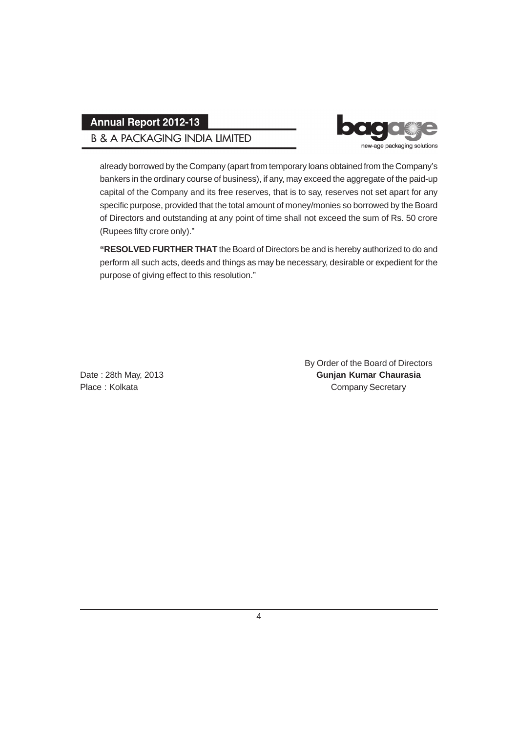already borrowed by the Company (apart from temporary loans obtained from the Company's bankers in the ordinary course of business), if any, may exceed the aggregate of the paid-up capital of the Company and its free reserves, that is to say, reserves not set apart for any specific purpose, provided that the total amount of money/monies so borrowed by the Board of Directors and outstanding at any point of time shall not exceed the sum of Rs. 50 crore (Rupees fifty crore only)."

**"RESOLVED FURTHER THAT** the Board of Directors be and is hereby authorized to do and perform all such acts, deeds and things as may be necessary, desirable or expedient for the purpose of giving effect to this resolution."

By Order of the Board of Directors
**Gunjan Kumar Chaurasia**
Company Secretary

Date : 28th May, 2013
Place : Kolkata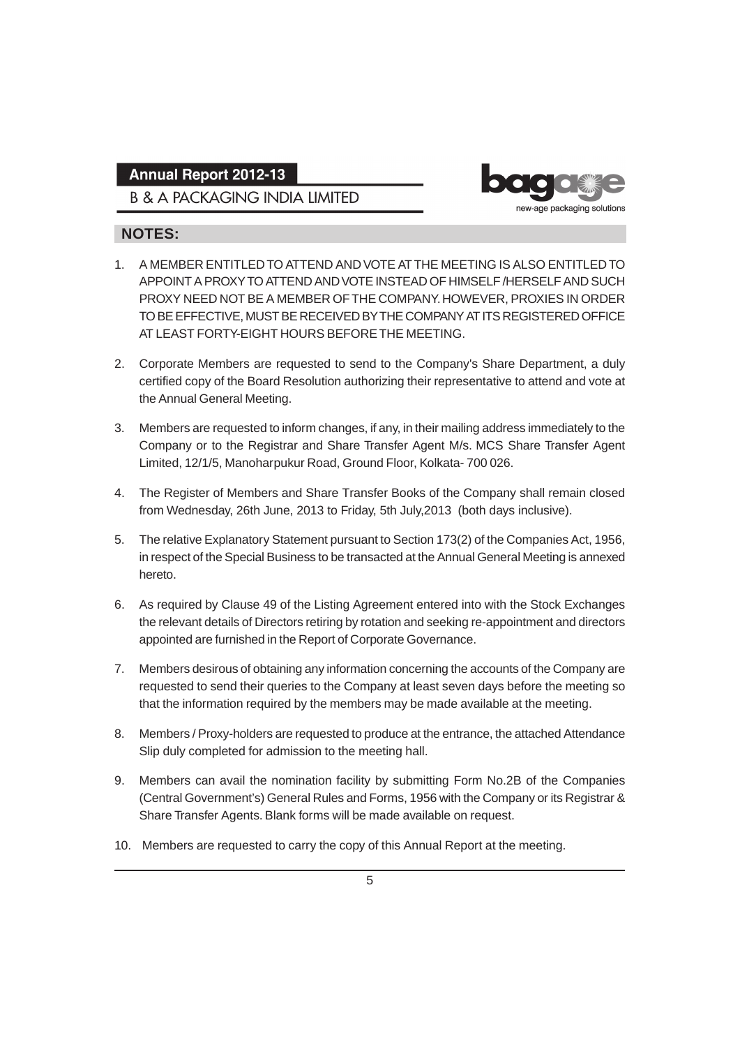## NOTES:

1. A MEMBER ENTITLED TO ATTEND AND VOTE AT THE MEETING IS ALSO ENTITLED TO APPOINT A PROXY TO ATTEND AND VOTE INSTEAD OF HIMSELF /HERSELF AND SUCH PROXY NEED NOT BE A MEMBER OF THE COMPANY. HOWEVER, PROXIES IN ORDER TO BE EFFECTIVE, MUST BE RECEIVED BY THE COMPANY AT ITS REGISTERED OFFICE AT LEAST FORTY-EIGHT HOURS BEFORE THE MEETING.

2. Corporate Members are requested to send to the Company's Share Department, a duly certified copy of the Board Resolution authorizing their representative to attend and vote at the Annual General Meeting.

3. Members are requested to inform changes, if any, in their mailing address immediately to the Company or to the Registrar and Share Transfer Agent M/s. MCS Share Transfer Agent Limited, 12/1/5, Manoharpukur Road, Ground Floor, Kolkata- 700 026.

4. The Register of Members and Share Transfer Books of the Company shall remain closed from Wednesday, 26th June, 2013 to Friday, 5th July,2013 (both days inclusive).

5. The relative Explanatory Statement pursuant to Section 173(2) of the Companies Act, 1956, in respect of the Special Business to be transacted at the Annual General Meeting is annexed hereto.

6. As required by Clause 49 of the Listing Agreement entered into with the Stock Exchanges the relevant details of Directors retiring by rotation and seeking re-appointment and directors appointed are furnished in the Report of Corporate Governance.

7. Members desirous of obtaining any information concerning the accounts of the Company are requested to send their queries to the Company at least seven days before the meeting so that the information required by the members may be made available at the meeting.

8. Members / Proxy-holders are requested to produce at the entrance, the attached Attendance Slip duly completed for admission to the meeting hall.

9. Members can avail the nomination facility by submitting Form No.2B of the Companies (Central Government's) General Rules and Forms, 1956 with the Company or its Registrar & Share Transfer Agents. Blank forms will be made available on request.

10. Members are requested to carry the copy of this Annual Report at the meeting.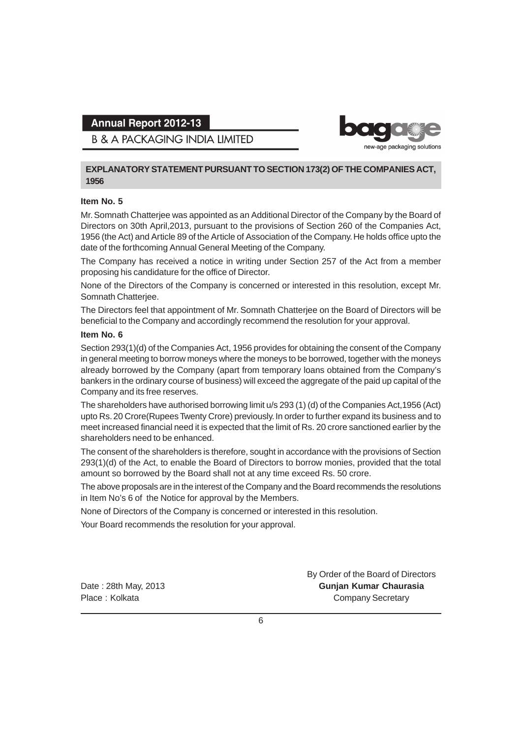## EXPLANATORY STATEMENT PURSUANT TO SECTION 173(2) OF THE COMPANIES ACT, 1956

### Item No. 5

Mr. Somnath Chatterjee was appointed as an Additional Director of the Company by the Board of Directors on 30th April,2013, pursuant to the provisions of Section 260 of the Companies Act, 1956 (the Act) and Article 89 of the Article of Association of the Company. He holds office upto the date of the forthcoming Annual General Meeting of the Company.

The Company has received a notice in writing under Section 257 of the Act from a member proposing his candidature for the office of Director.

None of the Directors of the Company is concerned or interested in this resolution, except Mr. Somnath Chatterjee.

The Directors feel that appointment of Mr. Somnath Chatterjee on the Board of Directors will be beneficial to the Company and accordingly recommend the resolution for your approval.

### Item No. 6

Section 293(1)(d) of the Companies Act, 1956 provides for obtaining the consent of the Company in general meeting to borrow moneys where the moneys to be borrowed, together with the moneys already borrowed by the Company (apart from temporary loans obtained from the Company's bankers in the ordinary course of business) will exceed the aggregate of the paid up capital of the Company and its free reserves.

The shareholders have authorised borrowing limit u/s 293 (1) (d) of the Companies Act,1956 (Act) upto Rs. 20 Crore(Rupees Twenty Crore) previously. In order to further expand its business and to meet increased financial need it is expected that the limit of Rs. 20 crore sanctioned earlier by the shareholders need to be enhanced.

The consent of the shareholders is therefore, sought in accordance with the provisions of Section 293(1)(d) of the Act, to enable the Board of Directors to borrow monies, provided that the total amount so borrowed by the Board shall not at any time exceed Rs. 50 crore.

The above proposals are in the interest of the Company and the Board recommends the resolutions in Item No's 6 of the Notice for approval by the Members.

None of Directors of the Company is concerned or interested in this resolution.

Your Board recommends the resolution for your approval.

By Order of the Board of Directors

Date : 28th May, 2013

Place : Kolkata

**Gunjan Kumar Chaurasia**

Company Secretary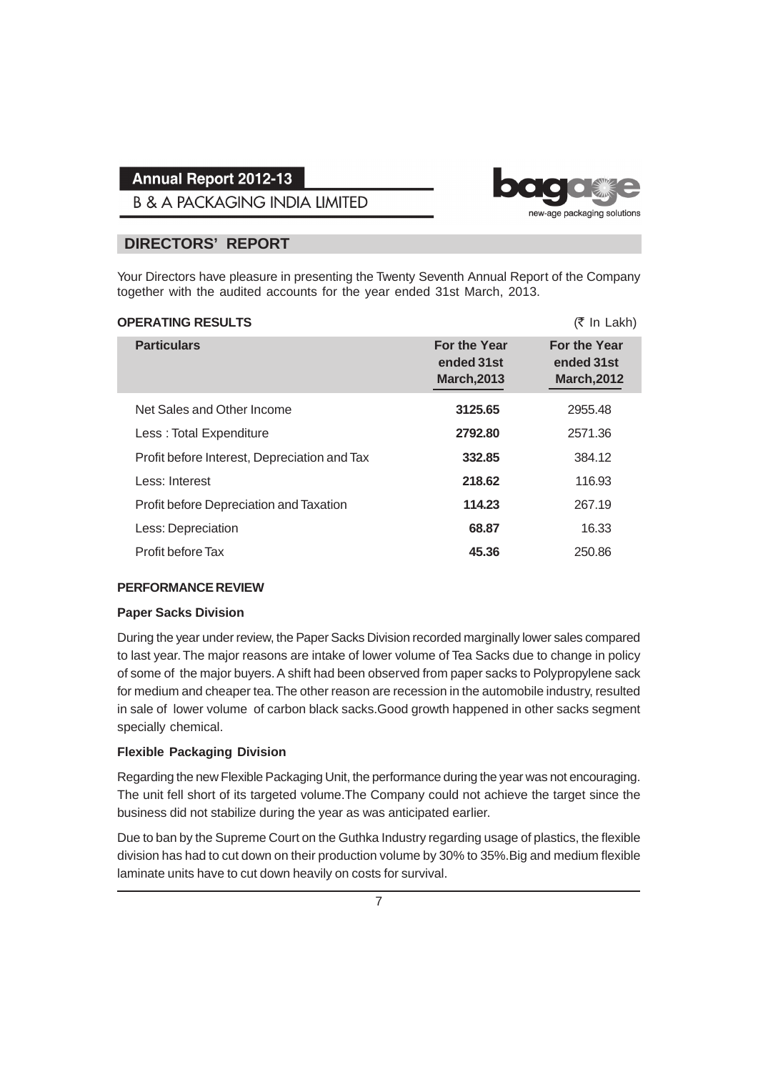## DIRECTORS' REPORT

Your Directors have pleasure in presenting the Twenty Seventh Annual Report of the Company together with the audited accounts for the year ended 31st March, 2013.

**OPERATING RESULTS** (₹ In Lakh)

| Particulars | For the Year ended 31st March,2013 | For the Year ended 31st March,2012 |
|---|---|---|
| Net Sales and Other Income | **3125.65** | 2955.48 |
| Less : Total Expenditure | **2792.80** | 2571.36 |
| Profit before Interest, Depreciation and Tax | **332.85** | 384.12 |
| Less: Interest | **218.62** | 116.93 |
| Profit before Depreciation and Taxation | **114.23** | 267.19 |
| Less: Depreciation | **68.87** | 16.33 |
| Profit before Tax | **45.36** | 250.86 |

**PERFORMANCE REVIEW**

**Paper Sacks Division**

During the year under review, the Paper Sacks Division recorded marginally lower sales compared to last year. The major reasons are intake of lower volume of Tea Sacks due to change in policy of some of the major buyers. A shift had been observed from paper sacks to Polypropylene sack for medium and cheaper tea. The other reason are recession in the automobile industry, resulted in sale of lower volume of carbon black sacks.Good growth happened in other sacks segment specially chemical.

**Flexible Packaging Division**

Regarding the new Flexible Packaging Unit, the performance during the year was not encouraging. The unit fell short of its targeted volume.The Company could not achieve the target since the business did not stabilize during the year as was anticipated earlier.

Due to ban by the Supreme Court on the Guthka Industry regarding usage of plastics, the flexible division has had to cut down on their production volume by 30% to 35%.Big and medium flexible laminate units have to cut down heavily on costs for survival.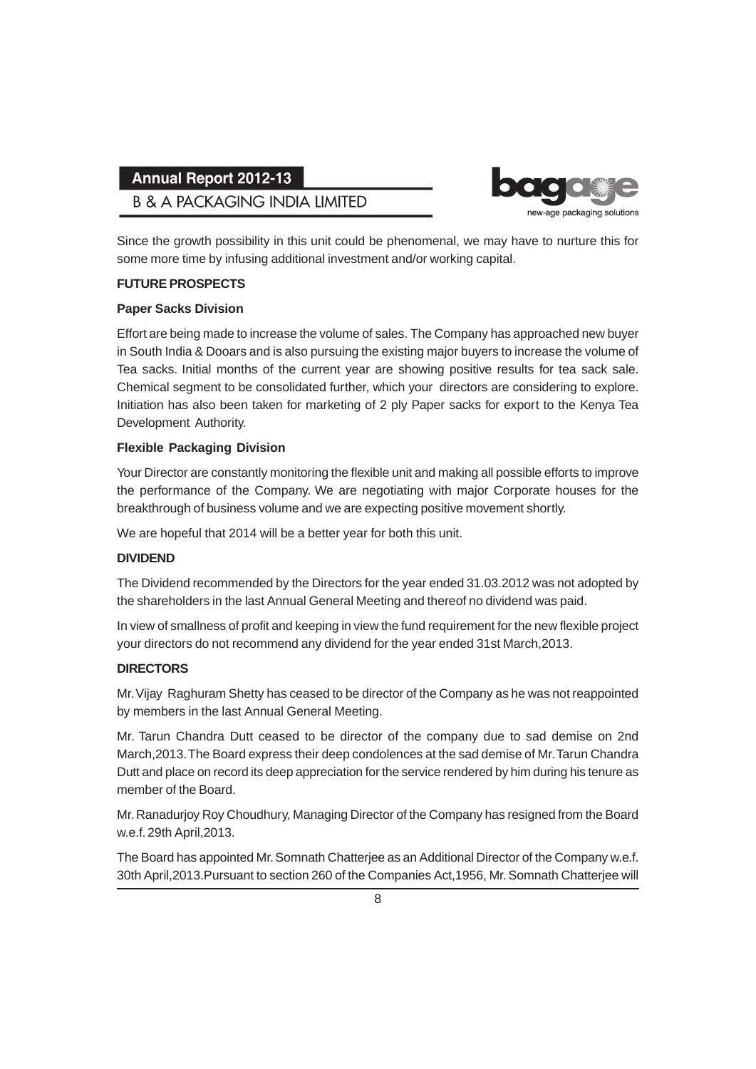Since the growth possibility in this unit could be phenomenal, we may have to nurture this for some more time by infusing additional investment and/or working capital.

**FUTURE PROSPECTS**

**Paper Sacks Division**

Effort are being made to increase the volume of sales. The Company has approached new buyer in South India & Dooars and is also pursuing the existing major buyers to increase the volume of Tea sacks. Initial months of the current year are showing positive results for tea sack sale. Chemical segment to be consolidated further, which your directors are considering to explore. Initiation has also been taken for marketing of 2 ply Paper sacks for export to the Kenya Tea Development Authority.

**Flexible Packaging Division**

Your Director are constantly monitoring the flexible unit and making all possible efforts to improve the performance of the Company. We are negotiating with major Corporate houses for the breakthrough of business volume and we are expecting positive movement shortly.

We are hopeful that 2014 will be a better year for both this unit.

**DIVIDEND**

The Dividend recommended by the Directors for the year ended 31.03.2012 was not adopted by the shareholders in the last Annual General Meeting and thereof no dividend was paid.

In view of smallness of profit and keeping in view the fund requirement for the new flexible project your directors do not recommend any dividend for the year ended 31st March,2013.

**DIRECTORS**

Mr. Vijay Raghuram Shetty has ceased to be director of the Company as he was not reappointed by members in the last Annual General Meeting.

Mr. Tarun Chandra Dutt ceased to be director of the company due to sad demise on 2nd March,2013. The Board express their deep condolences at the sad demise of Mr. Tarun Chandra Dutt and place on record its deep appreciation for the service rendered by him during his tenure as member of the Board.

Mr. Ranadurjoy Roy Choudhury, Managing Director of the Company has resigned from the Board w.e.f. 29th April,2013.

The Board has appointed Mr. Somnath Chatterjee as an Additional Director of the Company w.e.f. 30th April,2013.Pursuant to section 260 of the Companies Act,1956, Mr. Somnath Chatterjee will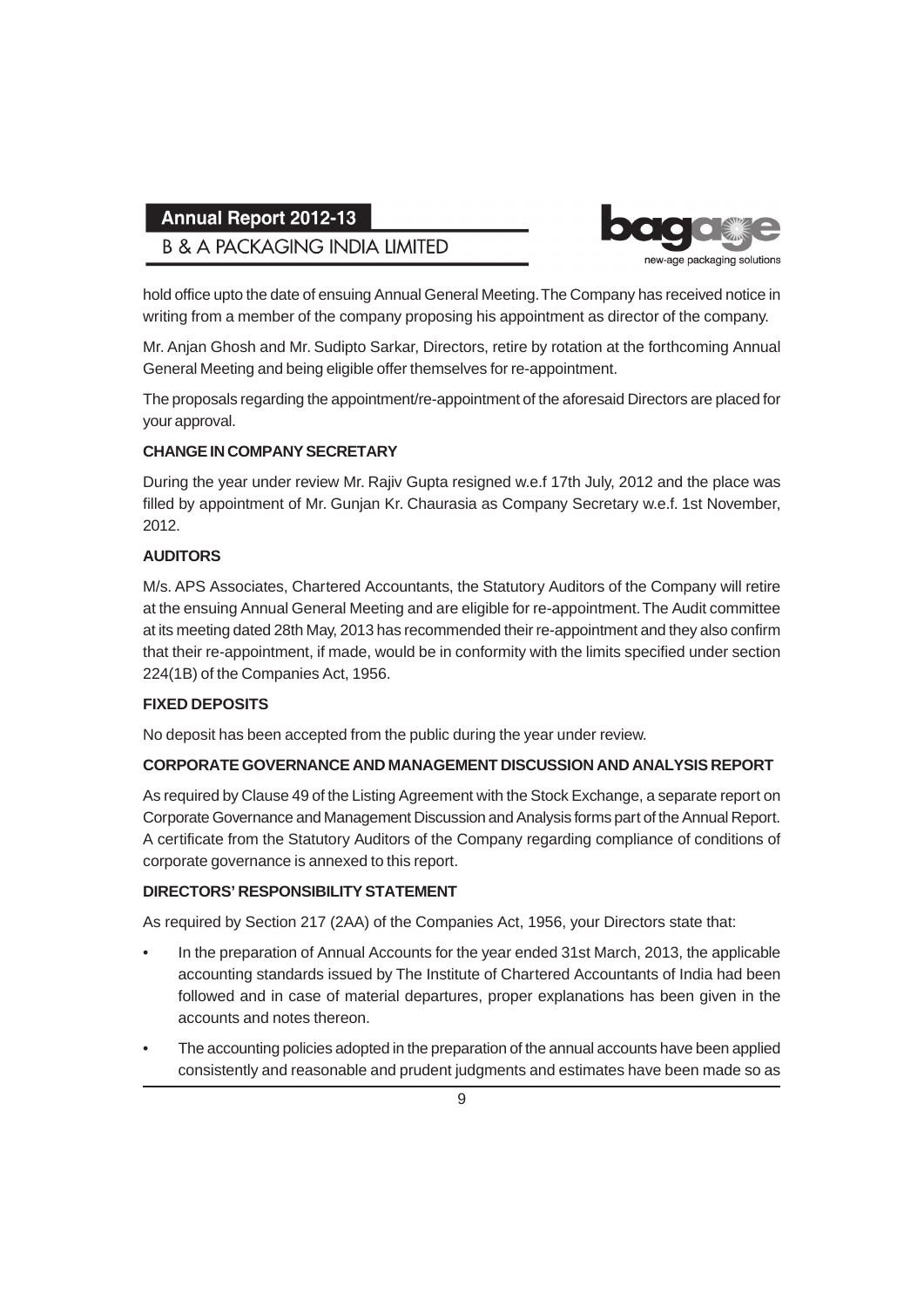hold office upto the date of ensuing Annual General Meeting. The Company has received notice in writing from a member of the company proposing his appointment as director of the company.

Mr. Anjan Ghosh and Mr. Sudipto Sarkar, Directors, retire by rotation at the forthcoming Annual General Meeting and being eligible offer themselves for re-appointment.

The proposals regarding the appointment/re-appointment of the aforesaid Directors are placed for your approval.

**CHANGE IN COMPANY SECRETARY**

During the year under review Mr. Rajiv Gupta resigned w.e.f 17th July, 2012 and the place was filled by appointment of Mr. Gunjan Kr. Chaurasia as Company Secretary w.e.f. 1st November, 2012.

**AUDITORS**

M/s. APS Associates, Chartered Accountants, the Statutory Auditors of the Company will retire at the ensuing Annual General Meeting and are eligible for re-appointment. The Audit committee at its meeting dated 28th May, 2013 has recommended their re-appointment and they also confirm that their re-appointment, if made, would be in conformity with the limits specified under section 224(1B) of the Companies Act, 1956.

**FIXED DEPOSITS**

No deposit has been accepted from the public during the year under review.

**CORPORATE GOVERNANCE AND MANAGEMENT DISCUSSION AND ANALYSIS REPORT**

As required by Clause 49 of the Listing Agreement with the Stock Exchange, a separate report on Corporate Governance and Management Discussion and Analysis forms part of the Annual Report. A certificate from the Statutory Auditors of the Company regarding compliance of conditions of corporate governance is annexed to this report.

**DIRECTORS' RESPONSIBILITY STATEMENT**

As required by Section 217 (2AA) of the Companies Act, 1956, your Directors state that:

- In the preparation of Annual Accounts for the year ended 31st March, 2013, the applicable accounting standards issued by The Institute of Chartered Accountants of India had been followed and in case of material departures, proper explanations has been given in the accounts and notes thereon.
- The accounting policies adopted in the preparation of the annual accounts have been applied consistently and reasonable and prudent judgments and estimates have been made so as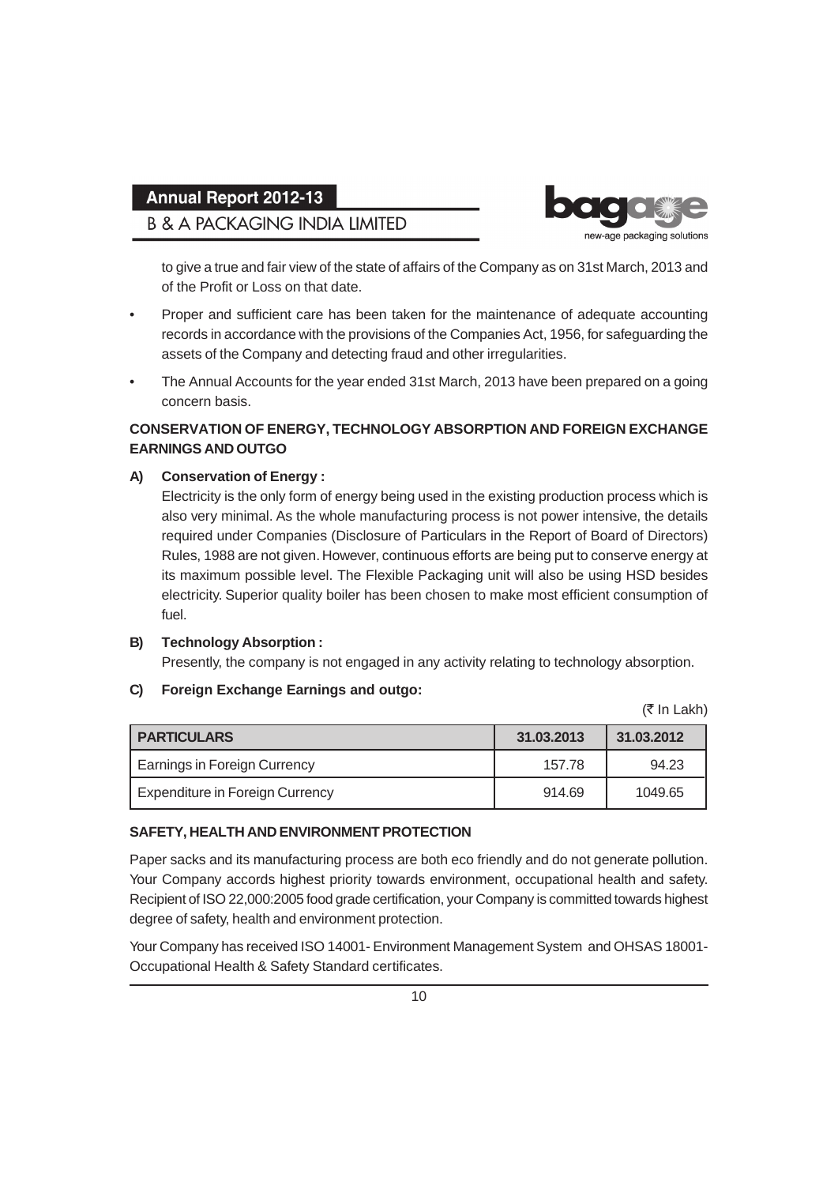to give a true and fair view of the state of affairs of the Company as on 31st March, 2013 and of the Profit or Loss on that date.

- Proper and sufficient care has been taken for the maintenance of adequate accounting records in accordance with the provisions of the Companies Act, 1956, for safeguarding the assets of the Company and detecting fraud and other irregularities.
- The Annual Accounts for the year ended 31st March, 2013 have been prepared on a going concern basis.

**CONSERVATION OF ENERGY, TECHNOLOGY ABSORPTION AND FOREIGN EXCHANGE EARNINGS AND OUTGO**

**A) Conservation of Energy :**

Electricity is the only form of energy being used in the existing production process which is also very minimal. As the whole manufacturing process is not power intensive, the details required under Companies (Disclosure of Particulars in the Report of Board of Directors) Rules, 1988 are not given. However, continuous efforts are being put to conserve energy at its maximum possible level. The Flexible Packaging unit will also be using HSD besides electricity. Superior quality boiler has been chosen to make most efficient consumption of fuel.

**B) Technology Absorption :**

Presently, the company is not engaged in any activity relating to technology absorption.

**C) Foreign Exchange Earnings and outgo:**

(₹ In Lakh)

| PARTICULARS | 31.03.2013 | 31.03.2012 |
|---|---|---|
| Earnings in Foreign Currency | 157.78 | 94.23 |
| Expenditure in Foreign Currency | 914.69 | 1049.65 |

**SAFETY, HEALTH AND ENVIRONMENT PROTECTION**

Paper sacks and its manufacturing process are both eco friendly and do not generate pollution. Your Company accords highest priority towards environment, occupational health and safety. Recipient of ISO 22,000:2005 food grade certification, your Company is committed towards highest degree of safety, health and environment protection.

Your Company has received ISO 14001- Environment Management System and OHSAS 18001- Occupational Health & Safety Standard certificates.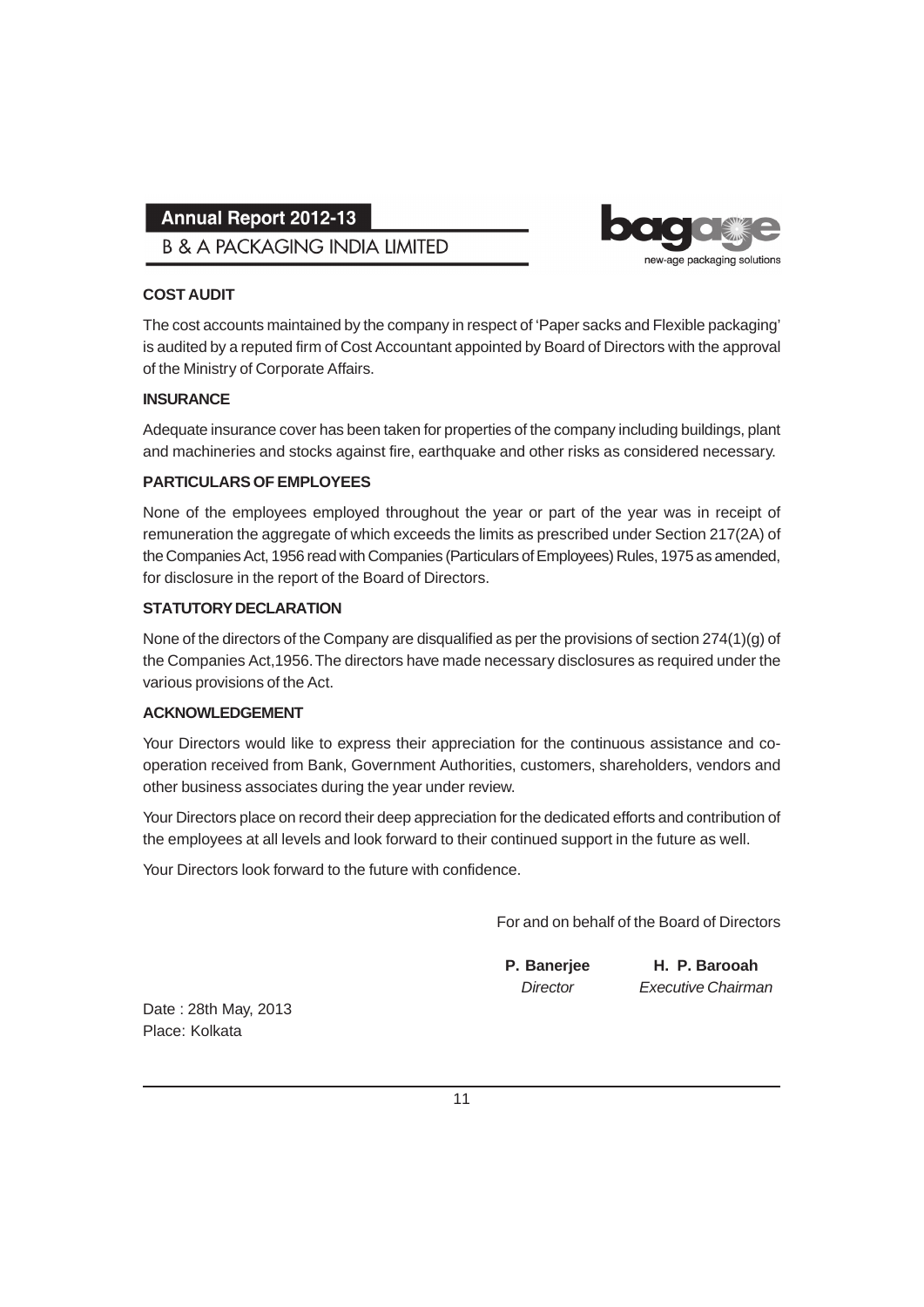## COST AUDIT

The cost accounts maintained by the company in respect of 'Paper sacks and Flexible packaging' is audited by a reputed firm of Cost Accountant appointed by Board of Directors with the approval of the Ministry of Corporate Affairs.

## INSURANCE

Adequate insurance cover has been taken for properties of the company including buildings, plant and machineries and stocks against fire, earthquake and other risks as considered necessary.

## PARTICULARS OF EMPLOYEES

None of the employees employed throughout the year or part of the year was in receipt of remuneration the aggregate of which exceeds the limits as prescribed under Section 217(2A) of the Companies Act, 1956 read with Companies (Particulars of Employees) Rules, 1975 as amended, for disclosure in the report of the Board of Directors.

## STATUTORY DECLARATION

None of the directors of the Company are disqualified as per the provisions of section 274(1)(g) of the Companies Act,1956. The directors have made necessary disclosures as required under the various provisions of the Act.

## ACKNOWLEDGEMENT

Your Directors would like to express their appreciation for the continuous assistance and co-operation received from Bank, Government Authorities, customers, shareholders, vendors and other business associates during the year under review.

Your Directors place on record their deep appreciation for the dedicated efforts and contribution of the employees at all levels and look forward to their continued support in the future as well.

Your Directors look forward to the future with confidence.

For and on behalf of the Board of Directors

**P. Banerjee**
*Director*

**H. P. Barooah**
*Executive Chairman*

Date : 28th May, 2013
Place: Kolkata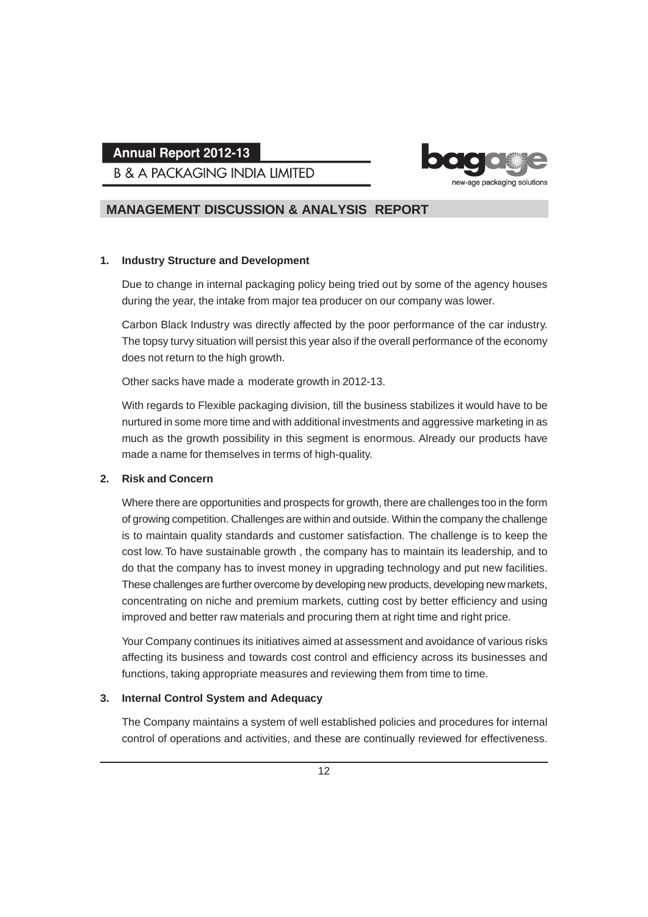## MANAGEMENT DISCUSSION & ANALYSIS REPORT

### 1. Industry Structure and Development

Due to change in internal packaging policy being tried out by some of the agency houses during the year, the intake from major tea producer on our company was lower.

Carbon Black Industry was directly affected by the poor performance of the car industry. The topsy turvy situation will persist this year also if the overall performance of the economy does not return to the high growth.

Other sacks have made a moderate growth in 2012-13.

With regards to Flexible packaging division, till the business stabilizes it would have to be nurtured in some more time and with additional investments and aggressive marketing in as much as the growth possibility in this segment is enormous. Already our products have made a name for themselves in terms of high-quality.

### 2. Risk and Concern

Where there are opportunities and prospects for growth, there are challenges too in the form of growing competition. Challenges are within and outside. Within the company the challenge is to maintain quality standards and customer satisfaction. The challenge is to keep the cost low. To have sustainable growth , the company has to maintain its leadership, and to do that the company has to invest money in upgrading technology and put new facilities. These challenges are further overcome by developing new products, developing new markets, concentrating on niche and premium markets, cutting cost by better efficiency and using improved and better raw materials and procuring them at right time and right price.

Your Company continues its initiatives aimed at assessment and avoidance of various risks affecting its business and towards cost control and efficiency across its businesses and functions, taking appropriate measures and reviewing them from time to time.

### 3. Internal Control System and Adequacy

The Company maintains a system of well established policies and procedures for internal control of operations and activities, and these are continually reviewed for effectiveness.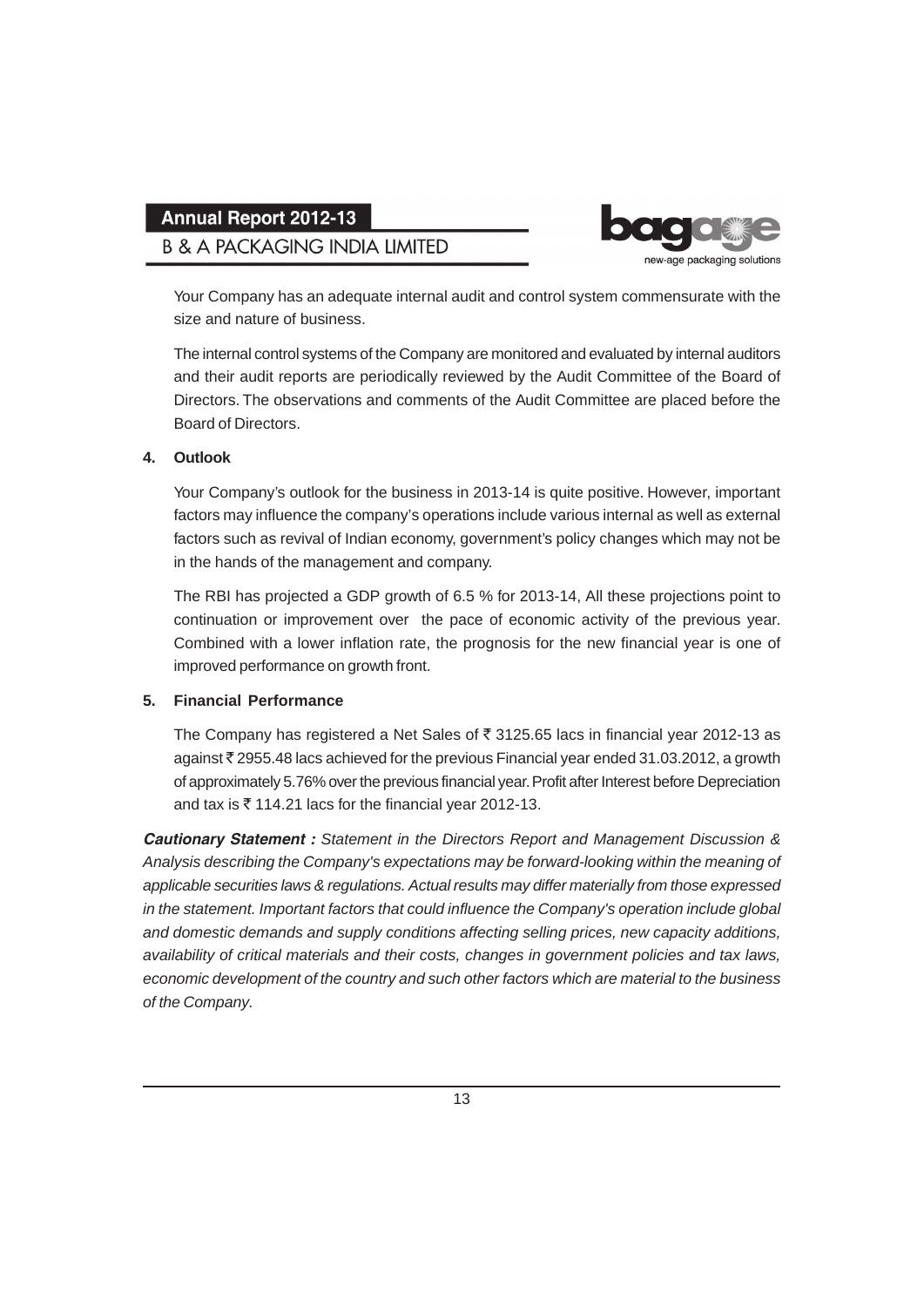Your Company has an adequate internal audit and control system commensurate with the size and nature of business.

The internal control systems of the Company are monitored and evaluated by internal auditors and their audit reports are periodically reviewed by the Audit Committee of the Board of Directors. The observations and comments of the Audit Committee are placed before the Board of Directors.

**4. Outlook**

Your Company's outlook for the business in 2013-14 is quite positive. However, important factors may influence the company's operations include various internal as well as external factors such as revival of Indian economy, government's policy changes which may not be in the hands of the management and company.

The RBI has projected a GDP growth of 6.5 % for 2013-14, All these projections point to continuation or improvement over the pace of economic activity of the previous year. Combined with a lower inflation rate, the prognosis for the new financial year is one of improved performance on growth front.

**5. Financial Performance**

The Company has registered a Net Sales of ₹ 3125.65 lacs in financial year 2012-13 as against ₹ 2955.48 lacs achieved for the previous Financial year ended 31.03.2012, a growth of approximately 5.76% over the previous financial year. Profit after Interest before Depreciation and tax is ₹ 114.21 lacs for the financial year 2012-13.

***Cautionary Statement :*** *Statement in the Directors Report and Management Discussion & Analysis describing the Company's expectations may be forward-looking within the meaning of applicable securities laws & regulations. Actual results may differ materially from those expressed in the statement. Important factors that could influence the Company's operation include global and domestic demands and supply conditions affecting selling prices, new capacity additions, availability of critical materials and their costs, changes in government policies and tax laws, economic development of the country and such other factors which are material to the business of the Company.*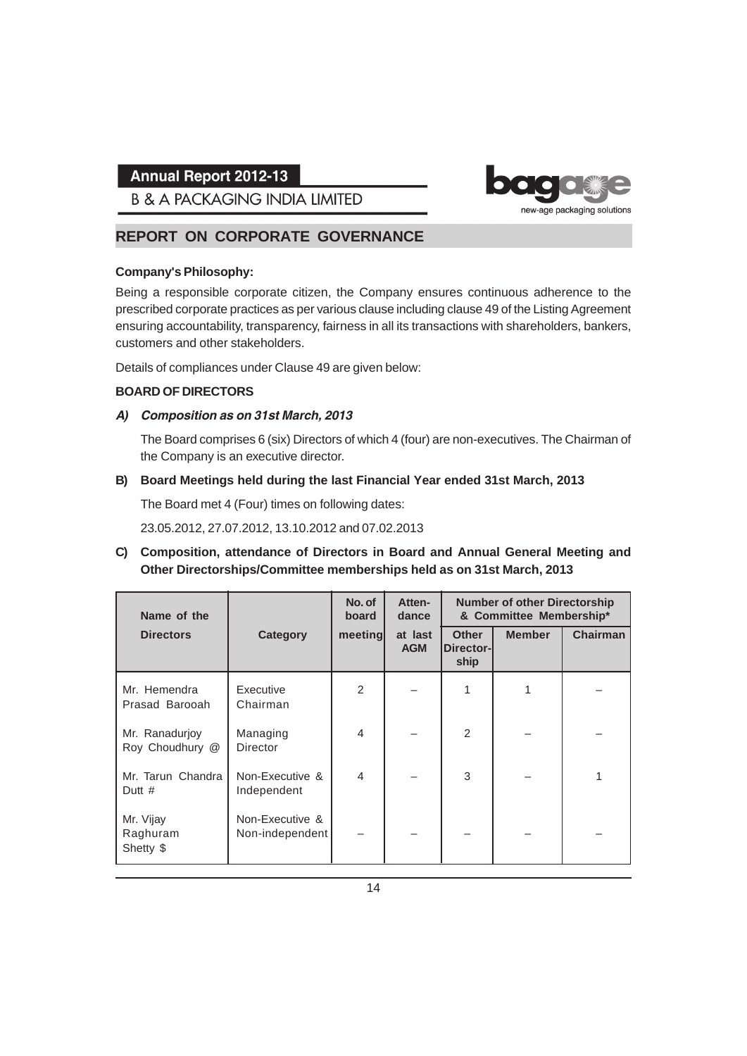## REPORT ON CORPORATE GOVERNANCE

**Company's Philosophy:**

Being a responsible corporate citizen, the Company ensures continuous adherence to the prescribed corporate practices as per various clause including clause 49 of the Listing Agreement ensuring accountability, transparency, fairness in all its transactions with shareholders, bankers, customers and other stakeholders.

Details of compliances under Clause 49 are given below:

**BOARD OF DIRECTORS**

***A) Composition as on 31st March, 2013***

The Board comprises 6 (six) Directors of which 4 (four) are non-executives. The Chairman of the Company is an executive director.

**B) Board Meetings held during the last Financial Year ended 31st March, 2013**

The Board met 4 (Four) times on following dates:

23.05.2012, 27.07.2012, 13.10.2012 and 07.02.2013

**C) Composition, attendance of Directors in Board and Annual General Meeting and Other Directorships/Committee memberships held as on 31st March, 2013**

| Name of the Directors | Category | No. of board meeting | Attendance at last AGM | Number of other Directorship & Committee Membership* | | |
|---|---|---|---|---|---|---|
| | | | | Other Directorship | Member | Chairman |
| Mr. Hemendra Prasad Barooah | Executive Chairman | 2 | – | 1 | 1 | – |
| Mr. Ranadurjoy Roy Choudhury @ | Managing Director | 4 | – | 2 | – | – |
| Mr. Tarun Chandra Dutt # | Non-Executive & Independent | 4 | – | 3 | – | 1 |
| Mr. Vijay Raghuram Shetty $ | Non-Executive & Non-independent | – | – | – | – | – |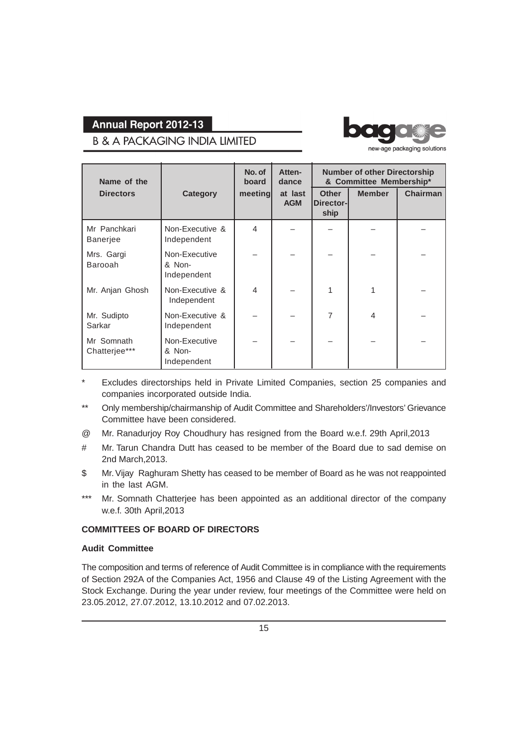| Name of the Directors | Category | No. of board meeting | Attendance at last AGM | Number of other Directorship & Committee Membership* | | |
|---|---|---|---|---|---|---|
| | | | | Other Directorship | Member | Chairman |
| Mr Panchkari Banerjee | Non-Executive & Independent | 4 | – | – | – | – |
| Mrs. Gargi Barooah | Non-Executive & Non-Independent | – | – | – | – | – |
| Mr. Anjan Ghosh | Non-Executive & Independent | 4 | – | 1 | 1 | – |
| Mr. Sudipto Sarkar | Non-Executive & Independent | – | – | 7 | 4 | – |
| Mr Somnath Chatterjee*** | Non-Executive & Non-Independent | – | – | – | – | – |

\* Excludes directorships held in Private Limited Companies, section 25 companies and companies incorporated outside India.

** Only membership/chairmanship of Audit Committee and Shareholders'/Investors' Grievance Committee have been considered.

@ Mr. Ranadurjoy Roy Choudhury has resigned from the Board w.e.f. 29th April,2013

\# Mr. Tarun Chandra Dutt has ceased to be member of the Board due to sad demise on 2nd March,2013.

$ Mr. Vijay Raghuram Shetty has ceased to be member of Board as he was not reappointed in the last AGM.

*** Mr. Somnath Chatterjee has been appointed as an additional director of the company w.e.f. 30th April,2013

## COMMITTEES OF BOARD OF DIRECTORS

### Audit Committee

The composition and terms of reference of Audit Committee is in compliance with the requirements of Section 292A of the Companies Act, 1956 and Clause 49 of the Listing Agreement with the Stock Exchange. During the year under review, four meetings of the Committee were held on 23.05.2012, 27.07.2012, 13.10.2012 and 07.02.2013.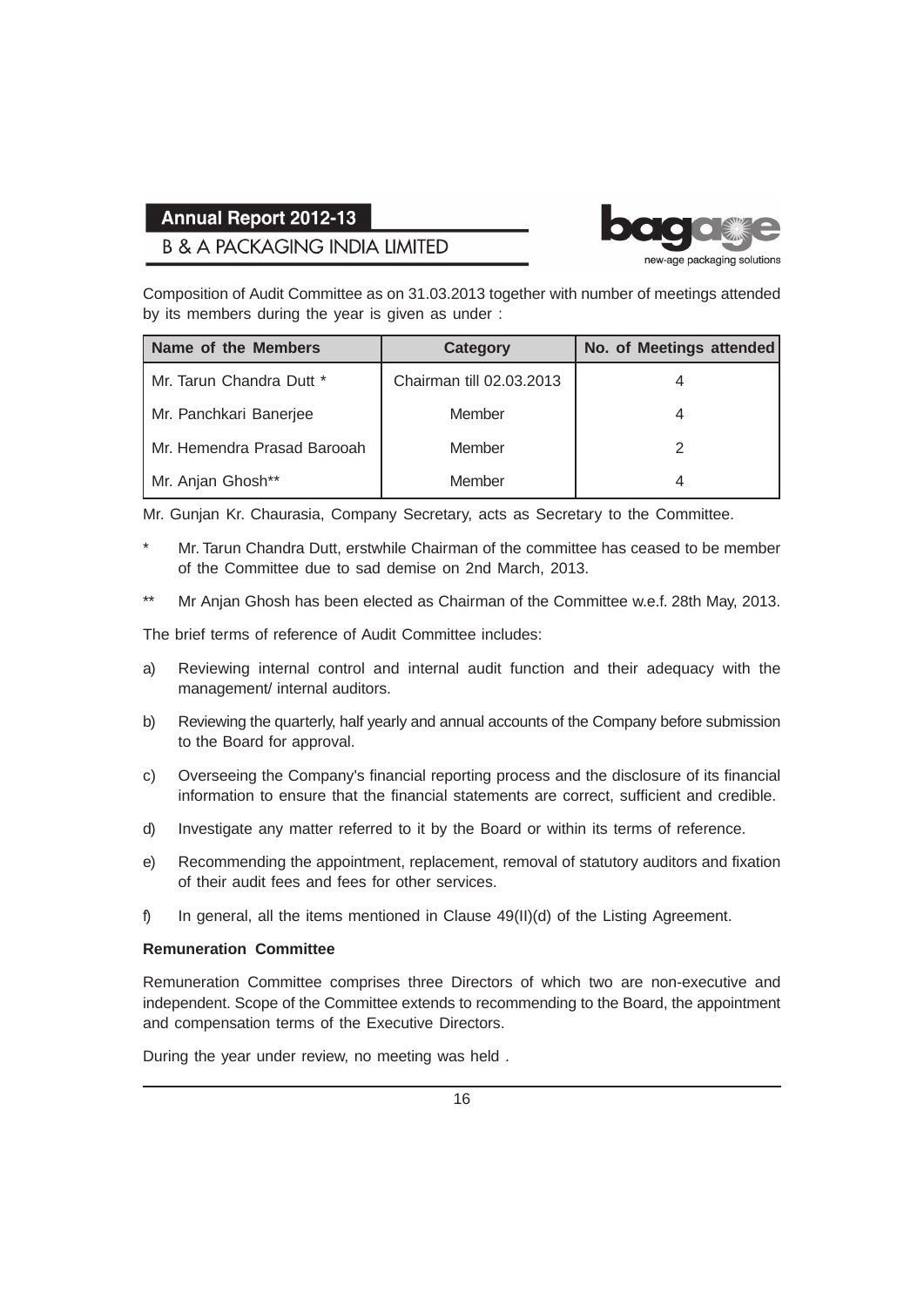Composition of Audit Committee as on 31.03.2013 together with number of meetings attended by its members during the year is given as under :

| Name of the Members | Category | No. of Meetings attended |
|---|---|---|
| Mr. Tarun Chandra Dutt * | Chairman till 02.03.2013 | 4 |
| Mr. Panchkari Banerjee | Member | 4 |
| Mr. Hemendra Prasad Barooah | Member | 2 |
| Mr. Anjan Ghosh** | Member | 4 |

Mr. Gunjan Kr. Chaurasia, Company Secretary, acts as Secretary to the Committee.

\* Mr. Tarun Chandra Dutt, erstwhile Chairman of the committee has ceased to be member of the Committee due to sad demise on 2nd March, 2013.

** Mr Anjan Ghosh has been elected as Chairman of the Committee w.e.f. 28th May, 2013.

The brief terms of reference of Audit Committee includes:

a) Reviewing internal control and internal audit function and their adequacy with the management/ internal auditors.

b) Reviewing the quarterly, half yearly and annual accounts of the Company before submission to the Board for approval.

c) Overseeing the Company's financial reporting process and the disclosure of its financial information to ensure that the financial statements are correct, sufficient and credible.

d) Investigate any matter referred to it by the Board or within its terms of reference.

e) Recommending the appointment, replacement, removal of statutory auditors and fixation of their audit fees and fees for other services.

f) In general, all the items mentioned in Clause 49(II)(d) of the Listing Agreement.

**Remuneration Committee**

Remuneration Committee comprises three Directors of which two are non-executive and independent. Scope of the Committee extends to recommending to the Board, the appointment and compensation terms of the Executive Directors.

During the year under review, no meeting was held .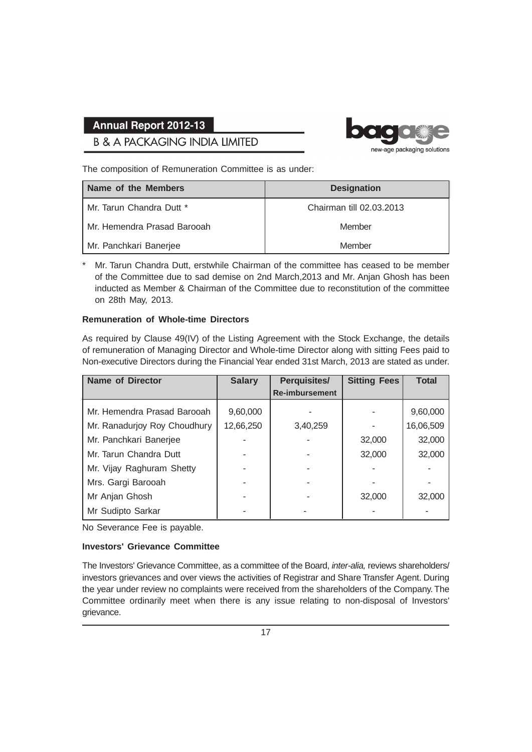The composition of Remuneration Committee is as under:

| Name of the Members | Designation |
|---|---|
| Mr. Tarun Chandra Dutt * | Chairman till 02.03.2013 |
| Mr. Hemendra Prasad Barooah | Member |
| Mr. Panchkari Banerjee | Member |

\* Mr. Tarun Chandra Dutt, erstwhile Chairman of the committee has ceased to be member of the Committee due to sad demise on 2nd March,2013 and Mr. Anjan Ghosh has been inducted as Member & Chairman of the Committee due to reconstitution of the committee on 28th May, 2013.

**Remuneration of Whole-time Directors**

As required by Clause 49(IV) of the Listing Agreement with the Stock Exchange, the details of remuneration of Managing Director and Whole-time Director along with sitting Fees paid to Non-executive Directors during the Financial Year ended 31st March, 2013 are stated as under.

| Name of Director | Salary | Perquisites/ Re-imbursement | Sitting Fees | Total |
|---|---|---|---|---|
| Mr. Hemendra Prasad Barooah | 9,60,000 | - | - | 9,60,000 |
| Mr. Ranadurjoy Roy Choudhury | 12,66,250 | 3,40,259 | - | 16,06,509 |
| Mr. Panchkari Banerjee | - | - | 32,000 | 32,000 |
| Mr. Tarun Chandra Dutt | - | - | 32,000 | 32,000 |
| Mr. Vijay Raghuram Shetty | - | - | - | - |
| Mrs. Gargi Barooah | - | - | - | - |
| Mr Anjan Ghosh | - | - | 32,000 | 32,000 |
| Mr Sudipto Sarkar | - | - | - | - |

No Severance Fee is payable.

**Investors' Grievance Committee**

The Investors' Grievance Committee, as a committee of the Board, *inter-alia,* reviews shareholders/ investors grievances and over views the activities of Registrar and Share Transfer Agent. During the year under review no complaints were received from the shareholders of the Company. The Committee ordinarily meet when there is any issue relating to non-disposal of Investors' grievance.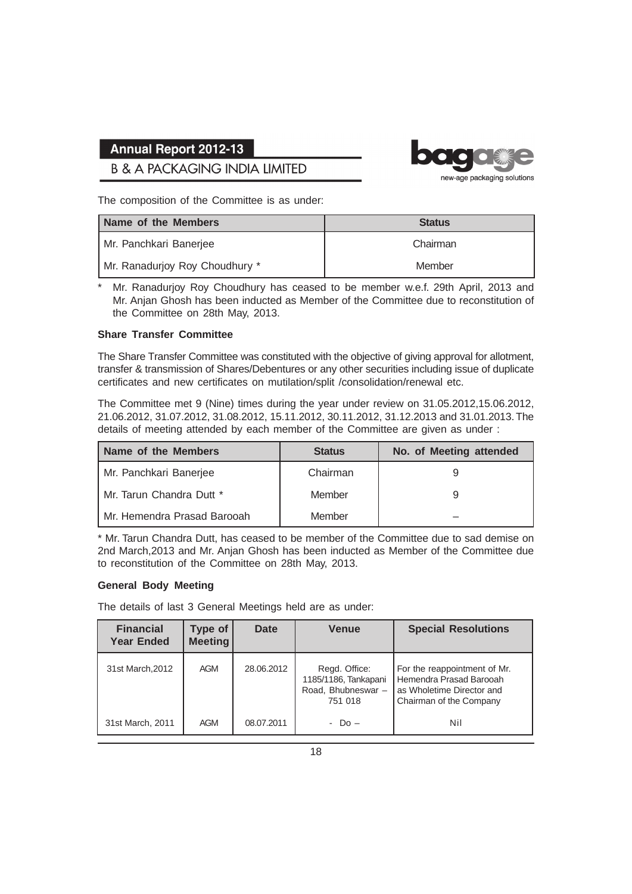The composition of the Committee is as under:

| Name of the Members | Status |
|---|---|
| Mr. Panchkari Banerjee | Chairman |
| Mr. Ranadurjoy Roy Choudhury * | Member |

* Mr. Ranadurjoy Roy Choudhury has ceased to be member w.e.f. 29th April, 2013 and Mr. Anjan Ghosh has been inducted as Member of the Committee due to reconstitution of the Committee on 28th May, 2013.

**Share Transfer Committee**

The Share Transfer Committee was constituted with the objective of giving approval for allotment, transfer & transmission of Shares/Debentures or any other securities including issue of duplicate certificates and new certificates on mutilation/split /consolidation/renewal etc.

The Committee met 9 (Nine) times during the year under review on 31.05.2012,15.06.2012, 21.06.2012, 31.07.2012, 31.08.2012, 15.11.2012, 30.11.2012, 31.12.2013 and 31.01.2013. The details of meeting attended by each member of the Committee are given as under :

| Name of the Members | Status | No. of Meeting attended |
|---|---|---|
| Mr. Panchkari Banerjee | Chairman | 9 |
| Mr. Tarun Chandra Dutt * | Member | 9 |
| Mr. Hemendra Prasad Barooah | Member | – |

* Mr. Tarun Chandra Dutt, has ceased to be member of the Committee due to sad demise on 2nd March,2013 and Mr. Anjan Ghosh has been inducted as Member of the Committee due to reconstitution of the Committee on 28th May, 2013.

**General Body Meeting**

The details of last 3 General Meetings held are as under:

| Financial Year Ended | Type of Meeting | Date | Venue | Special Resolutions |
|---|---|---|---|---|
| 31st March,2012 | AGM | 28.06.2012 | Regd. Office: 1185/1186, Tankapani Road, Bhubneswar – 751 018 | For the reappointment of Mr. Hemendra Prasad Barooah as Wholetime Director and Chairman of the Company |
| 31st March, 2011 | AGM | 08.07.2011 | - Do – | Nil |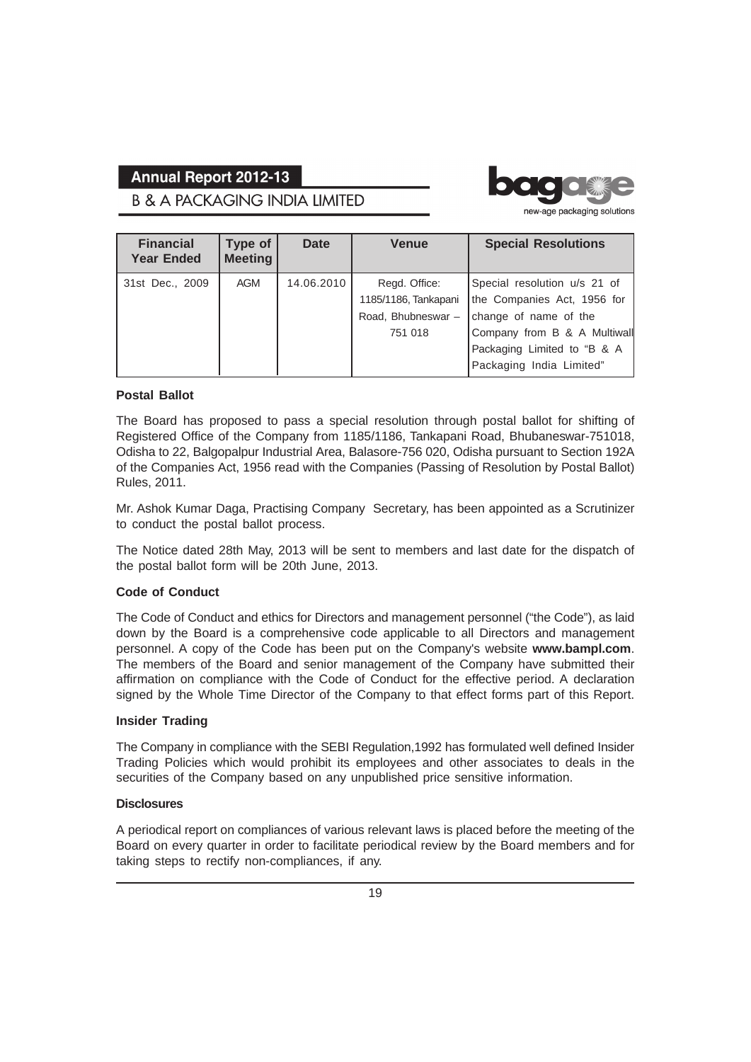| Financial Year Ended | Type of Meeting | Date | Venue | Special Resolutions |
|---|---|---|---|---|
| 31st Dec., 2009 | AGM | 14.06.2010 | Regd. Office: 1185/1186, Tankapani Road, Bhubneswar – 751 018 | Special resolution u/s 21 of the Companies Act, 1956 for change of name of the Company from B & A Multiwall Packaging Limited to "B & A Packaging India Limited" |

**Postal Ballot**

The Board has proposed to pass a special resolution through postal ballot for shifting of Registered Office of the Company from 1185/1186, Tankapani Road, Bhubaneswar-751018, Odisha to 22, Balgopalpur Industrial Area, Balasore-756 020, Odisha pursuant to Section 192A of the Companies Act, 1956 read with the Companies (Passing of Resolution by Postal Ballot) Rules, 2011.

Mr. Ashok Kumar Daga, Practising Company Secretary, has been appointed as a Scrutinizer to conduct the postal ballot process.

The Notice dated 28th May, 2013 will be sent to members and last date for the dispatch of the postal ballot form will be 20th June, 2013.

**Code of Conduct**

The Code of Conduct and ethics for Directors and management personnel ("the Code"), as laid down by the Board is a comprehensive code applicable to all Directors and management personnel. A copy of the Code has been put on the Company's website **www.bampl.com**. The members of the Board and senior management of the Company have submitted their affirmation on compliance with the Code of Conduct for the effective period. A declaration signed by the Whole Time Director of the Company to that effect forms part of this Report.

**Insider Trading**

The Company in compliance with the SEBI Regulation,1992 has formulated well defined Insider Trading Policies which would prohibit its employees and other associates to deals in the securities of the Company based on any unpublished price sensitive information.

**Disclosures**

A periodical report on compliances of various relevant laws is placed before the meeting of the Board on every quarter in order to facilitate periodical review by the Board members and for taking steps to rectify non-compliances, if any.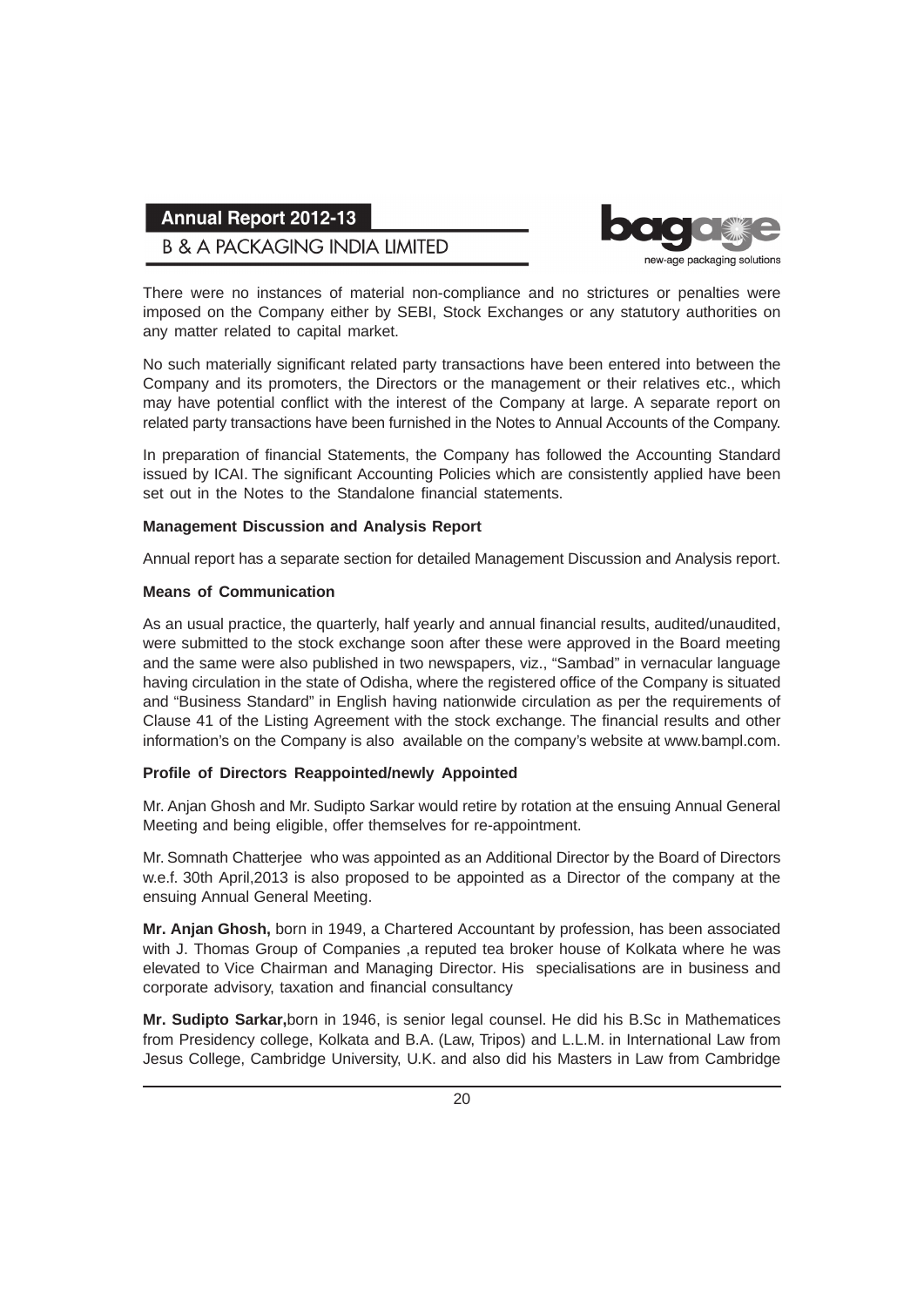There were no instances of material non-compliance and no strictures or penalties were imposed on the Company either by SEBI, Stock Exchanges or any statutory authorities on any matter related to capital market.

No such materially significant related party transactions have been entered into between the Company and its promoters, the Directors or the management or their relatives etc., which may have potential conflict with the interest of the Company at large. A separate report on related party transactions have been furnished in the Notes to Annual Accounts of the Company.

In preparation of financial Statements, the Company has followed the Accounting Standard issued by ICAI. The significant Accounting Policies which are consistently applied have been set out in the Notes to the Standalone financial statements.

**Management Discussion and Analysis Report**

Annual report has a separate section for detailed Management Discussion and Analysis report.

**Means of Communication**

As an usual practice, the quarterly, half yearly and annual financial results, audited/unaudited, were submitted to the stock exchange soon after these were approved in the Board meeting and the same were also published in two newspapers, viz., "Sambad" in vernacular language having circulation in the state of Odisha, where the registered office of the Company is situated and "Business Standard" in English having nationwide circulation as per the requirements of Clause 41 of the Listing Agreement with the stock exchange. The financial results and other information's on the Company is also available on the company's website at www.bampl.com.

**Profile of Directors Reappointed/newly Appointed**

Mr. Anjan Ghosh and Mr. Sudipto Sarkar would retire by rotation at the ensuing Annual General Meeting and being eligible, offer themselves for re-appointment.

Mr. Somnath Chatterjee who was appointed as an Additional Director by the Board of Directors w.e.f. 30th April,2013 is also proposed to be appointed as a Director of the company at the ensuing Annual General Meeting.

**Mr. Anjan Ghosh,** born in 1949, a Chartered Accountant by profession, has been associated with J. Thomas Group of Companies ,a reputed tea broker house of Kolkata where he was elevated to Vice Chairman and Managing Director. His specialisations are in business and corporate advisory, taxation and financial consultancy

**Mr. Sudipto Sarkar,**born in 1946, is senior legal counsel. He did his B.Sc in Mathematices from Presidency college, Kolkata and B.A. (Law, Tripos) and L.L.M. in International Law from Jesus College, Cambridge University, U.K. and also did his Masters in Law from Cambridge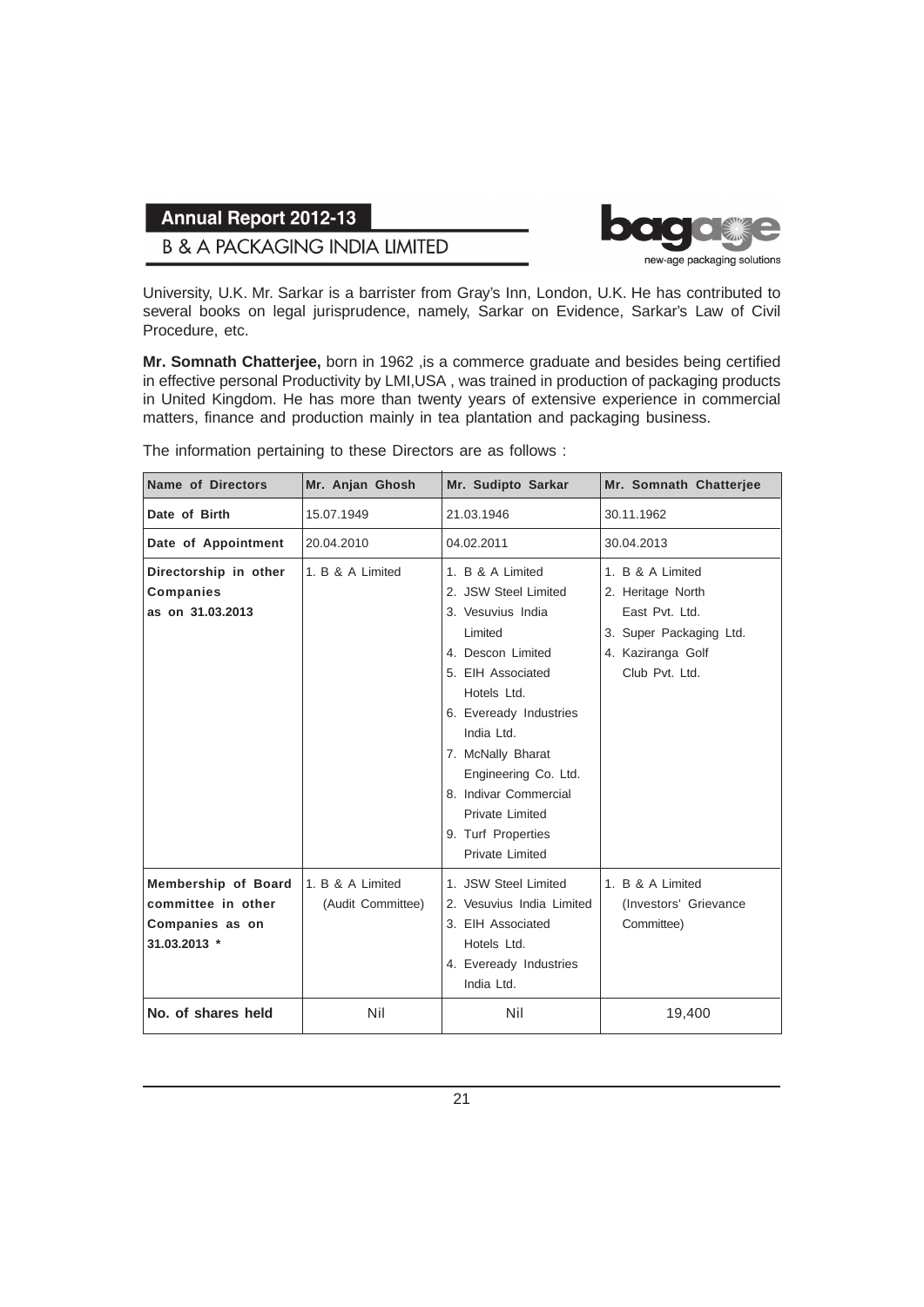University, U.K. Mr. Sarkar is a barrister from Gray's Inn, London, U.K. He has contributed to several books on legal jurisprudence, namely, Sarkar on Evidence, Sarkar's Law of Civil Procedure, etc.

**Mr. Somnath Chatterjee,** born in 1962 ,is a commerce graduate and besides being certified in effective personal Productivity by LMI,USA , was trained in production of packaging products in United Kingdom. He has more than twenty years of extensive experience in commercial matters, finance and production mainly in tea plantation and packaging business.

The information pertaining to these Directors are as follows :

| Name of Directors | Mr. Anjan Ghosh | Mr. Sudipto Sarkar | Mr. Somnath Chatterjee |
|---|---|---|---|
| **Date of Birth** | 15.07.1949 | 21.03.1946 | 30.11.1962 |
| **Date of Appointment** | 20.04.2010 | 04.02.2011 | 30.04.2013 |
| **Directorship in other Companies as on 31.03.2013** | 1. B & A Limited | 1. B & A Limited<br>2. JSW Steel Limited<br>3. Vesuvius India Limited<br>4. Descon Limited<br>5. EIH Associated Hotels Ltd.<br>6. Eveready Industries India Ltd.<br>7. McNally Bharat Engineering Co. Ltd.<br>8. Indivar Commercial Private Limited<br>9. Turf Properties Private Limited | 1. B & A Limited<br>2. Heritage North East Pvt. Ltd.<br>3. Super Packaging Ltd.<br>4. Kaziranga Golf Club Pvt. Ltd. |
| **Membership of Board committee in other Companies as on 31.03.2013 *** | 1. B & A Limited (Audit Committee) | 1. JSW Steel Limited<br>2. Vesuvius India Limited<br>3. EIH Associated Hotels Ltd.<br>4. Eveready Industries India Ltd. | 1. B & A Limited (Investors' Grievance Committee) |
| **No. of shares held** | Nil | Nil | 19,400 |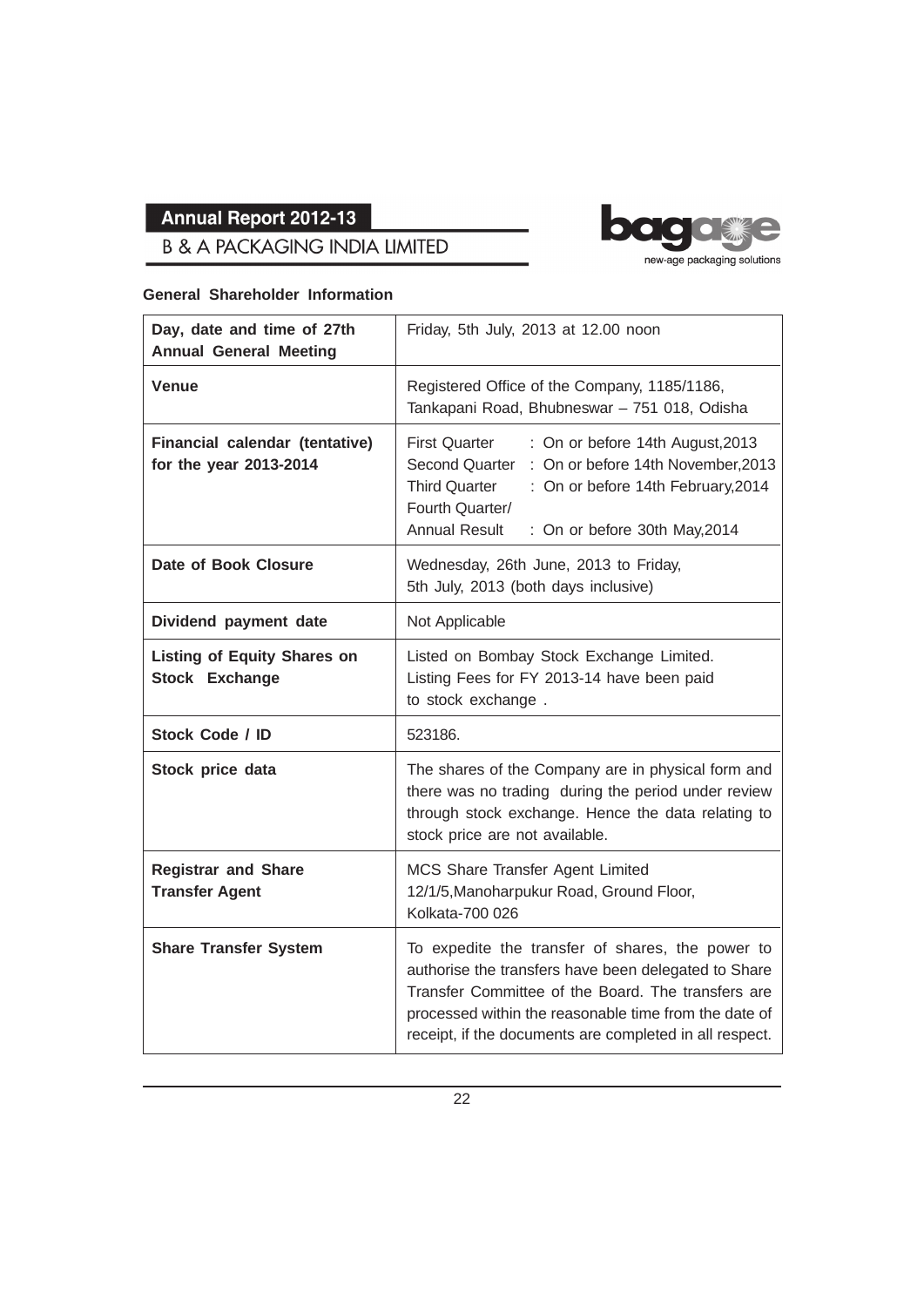## General Shareholder Information

| | |
|---|---|
| **Day, date and time of 27th Annual General Meeting** | Friday, 5th July, 2013 at 12.00 noon |
| **Venue** | Registered Office of the Company, 1185/1186, Tankapani Road, Bhubneswar – 751 018, Odisha |
| **Financial calendar (tentative) for the year 2013-2014** | First Quarter : On or before 14th August,2013<br>Second Quarter : On or before 14th November,2013<br>Third Quarter : On or before 14th February,2014<br>Fourth Quarter/<br>Annual Result : On or before 30th May,2014 |
| **Date of Book Closure** | Wednesday, 26th June, 2013 to Friday, 5th July, 2013 (both days inclusive) |
| **Dividend payment date** | Not Applicable |
| **Listing of Equity Shares on Stock Exchange** | Listed on Bombay Stock Exchange Limited. Listing Fees for FY 2013-14 have been paid to stock exchange . |
| **Stock Code / ID** | 523186. |
| **Stock price data** | The shares of the Company are in physical form and there was no trading during the period under review through stock exchange. Hence the data relating to stock price are not available. |
| **Registrar and Share Transfer Agent** | MCS Share Transfer Agent Limited<br>12/1/5,Manoharpukur Road, Ground Floor,<br>Kolkata-700 026 |
| **Share Transfer System** | To expedite the transfer of shares, the power to authorise the transfers have been delegated to Share Transfer Committee of the Board. The transfers are processed within the reasonable time from the date of receipt, if the documents are completed in all respect. |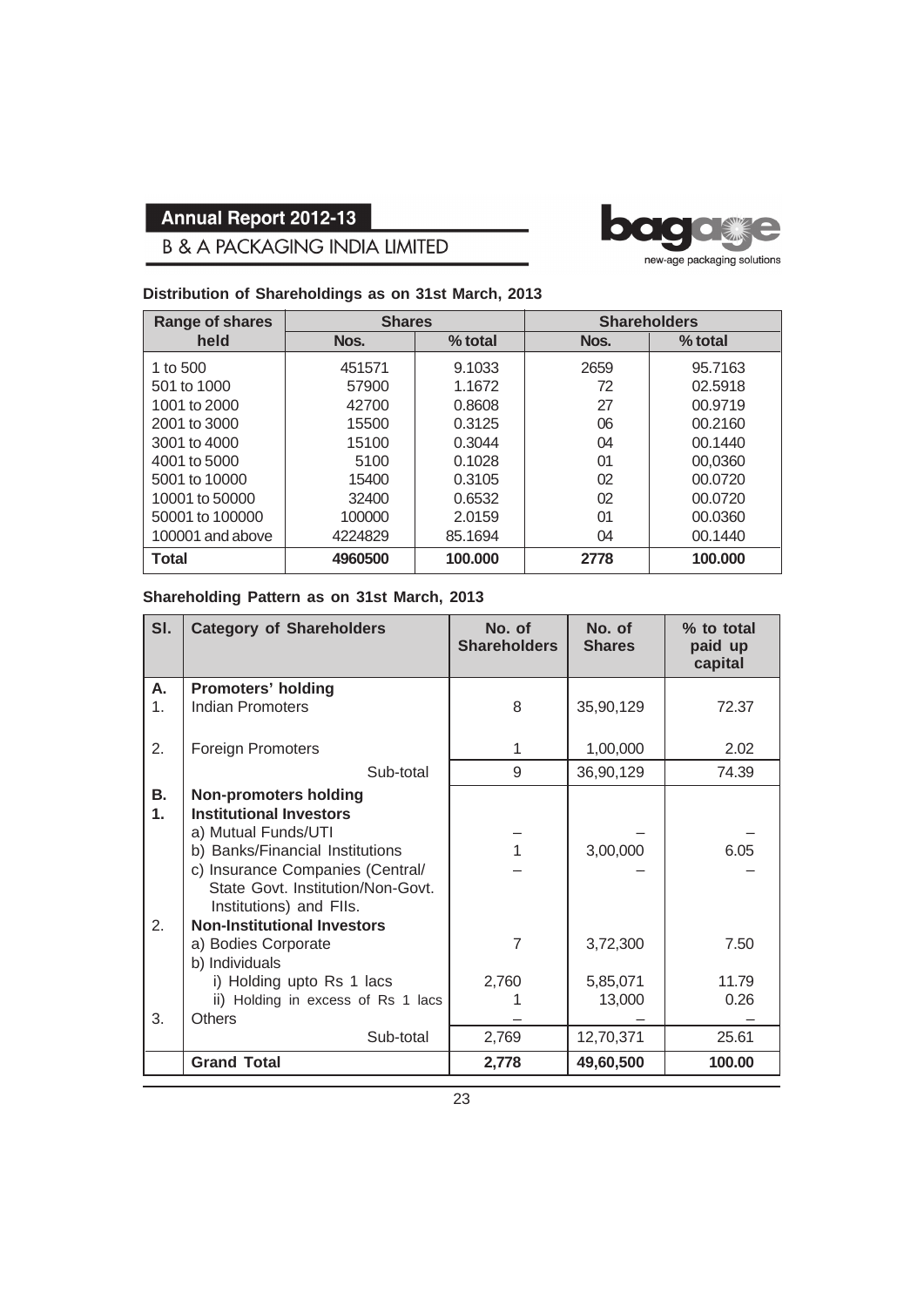## Distribution of Shareholdings as on 31st March, 2013

| Range of shares held | Shares | | Shareholders | |
|---|---|---|---|---|
| | Nos. | % total | Nos. | % total |
| 1 to 500 | 451571 | 9.1033 | 2659 | 95.7163 |
| 501 to 1000 | 57900 | 1.1672 | 72 | 02.5918 |
| 1001 to 2000 | 42700 | 0.8608 | 27 | 00.9719 |
| 2001 to 3000 | 15500 | 0.3125 | 06 | 00.2160 |
| 3001 to 4000 | 15100 | 0.3044 | 04 | 00.1440 |
| 4001 to 5000 | 5100 | 0.1028 | 01 | 00,0360 |
| 5001 to 10000 | 15400 | 0.3105 | 02 | 00.0720 |
| 10001 to 50000 | 32400 | 0.6532 | 02 | 00.0720 |
| 50001 to 100000 | 100000 | 2.0159 | 01 | 00.0360 |
| 100001 and above | 4224829 | 85.1694 | 04 | 00.1440 |
| **Total** | **4960500** | **100.000** | **2778** | **100.000** |

## Shareholding Pattern as on 31st March, 2013

| Sl. | Category of Shareholders | No. of Shareholders | No. of Shares | % to total paid up capital |
|---|---|---|---|---|
| **A.** | **Promoters' holding** | | | |
| 1. | Indian Promoters | 8 | 35,90,129 | 72.37 |
| 2. | Foreign Promoters | 1 | 1,00,000 | 2.02 |
| | Sub-total | 9 | 36,90,129 | 74.39 |
| **B.** | **Non-promoters holding** | | | |
| **1.** | **Institutional Investors** | | | |
| | a) Mutual Funds/UTI | – | – | – |
| | b) Banks/Financial Institutions | 1 | 3,00,000 | 6.05 |
| | c) Insurance Companies (Central/ State Govt. Institution/Non-Govt. Institutions) and FIIs. | – | – | – |
| 2. | **Non-Institutional Investors** | | | |
| | a) Bodies Corporate | 7 | 3,72,300 | 7.50 |
| | b) Individuals | | | |
| | i) Holding upto Rs 1 lacs | 2,760 | 5,85,071 | 11.79 |
| | ii) Holding in excess of Rs 1 lacs | 1 | 13,000 | 0.26 |
| 3. | Others | – | – | – |
| | Sub-total | 2,769 | 12,70,371 | 25.61 |
| | **Grand Total** | **2,778** | **49,60,500** | **100.00** |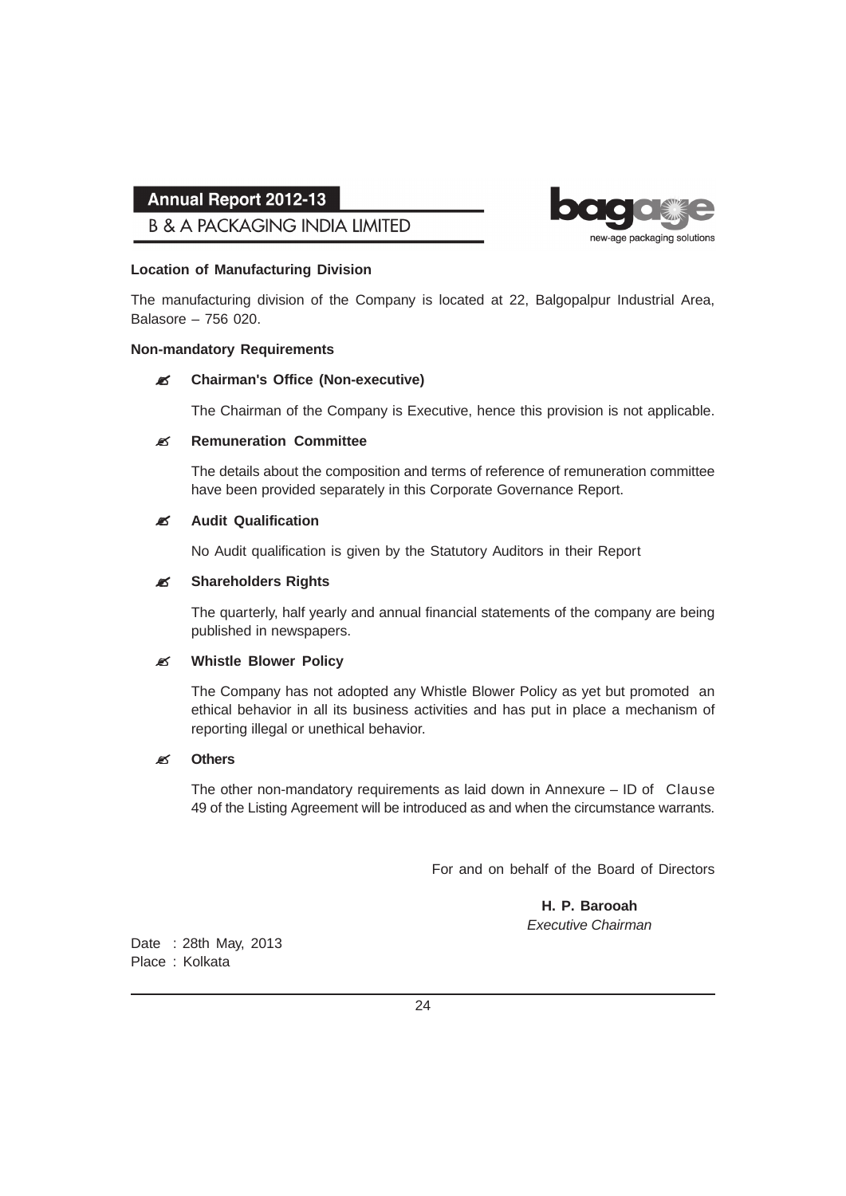**Location of Manufacturing Division**

The manufacturing division of the Company is located at 22, Balgopalpur Industrial Area, Balasore – 756 020.

**Non-mandatory Requirements**

- **Chairman's Office (Non-executive)**

  The Chairman of the Company is Executive, hence this provision is not applicable.

- **Remuneration Committee**

  The details about the composition and terms of reference of remuneration committee have been provided separately in this Corporate Governance Report.

- **Audit Qualification**

  No Audit qualification is given by the Statutory Auditors in their Report

- **Shareholders Rights**

  The quarterly, half yearly and annual financial statements of the company are being published in newspapers.

- **Whistle Blower Policy**

  The Company has not adopted any Whistle Blower Policy as yet but promoted an ethical behavior in all its business activities and has put in place a mechanism of reporting illegal or unethical behavior.

- **Others**

  The other non-mandatory requirements as laid down in Annexure – ID of Clause 49 of the Listing Agreement will be introduced as and when the circumstance warrants.

For and on behalf of the Board of Directors

**H. P. Barooah**
*Executive Chairman*

Date : 28th May, 2013
Place : Kolkata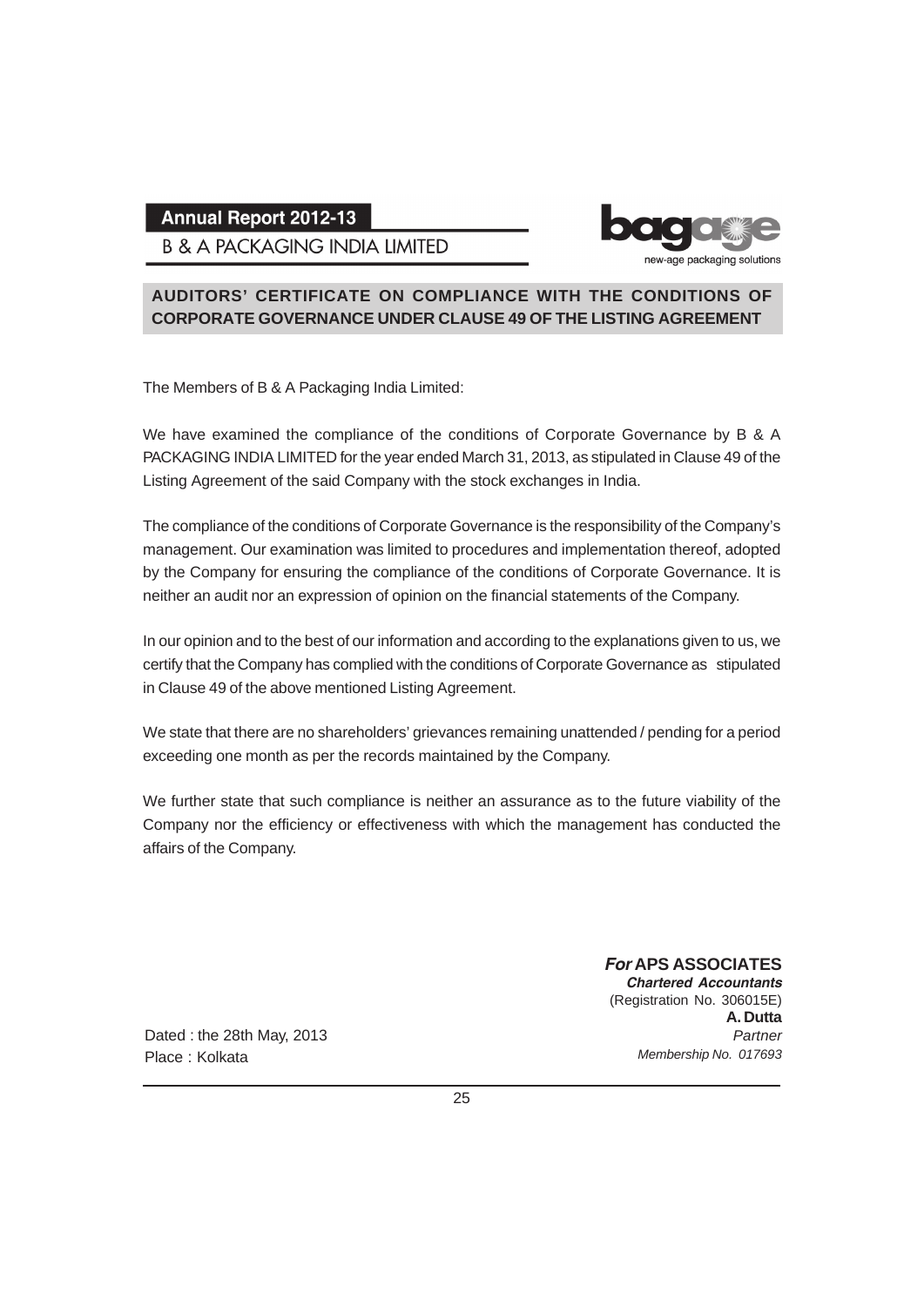## AUDITORS' CERTIFICATE ON COMPLIANCE WITH THE CONDITIONS OF CORPORATE GOVERNANCE UNDER CLAUSE 49 OF THE LISTING AGREEMENT

The Members of B & A Packaging India Limited:

We have examined the compliance of the conditions of Corporate Governance by B & A PACKAGING INDIA LIMITED for the year ended March 31, 2013, as stipulated in Clause 49 of the Listing Agreement of the said Company with the stock exchanges in India.

The compliance of the conditions of Corporate Governance is the responsibility of the Company's management. Our examination was limited to procedures and implementation thereof, adopted by the Company for ensuring the compliance of the conditions of Corporate Governance. It is neither an audit nor an expression of opinion on the financial statements of the Company.

In our opinion and to the best of our information and according to the explanations given to us, we certify that the Company has complied with the conditions of Corporate Governance as stipulated in Clause 49 of the above mentioned Listing Agreement.

We state that there are no shareholders' grievances remaining unattended / pending for a period exceeding one month as per the records maintained by the Company.

We further state that such compliance is neither an assurance as to the future viability of the Company nor the efficiency or effectiveness with which the management has conducted the affairs of the Company.

***For*** **APS ASSOCIATES**
***Chartered Accountants***
(Registration No. 306015E)
**A. Dutta**
*Partner*
*Membership No. 017693*

Dated : the 28th May, 2013
Place : Kolkata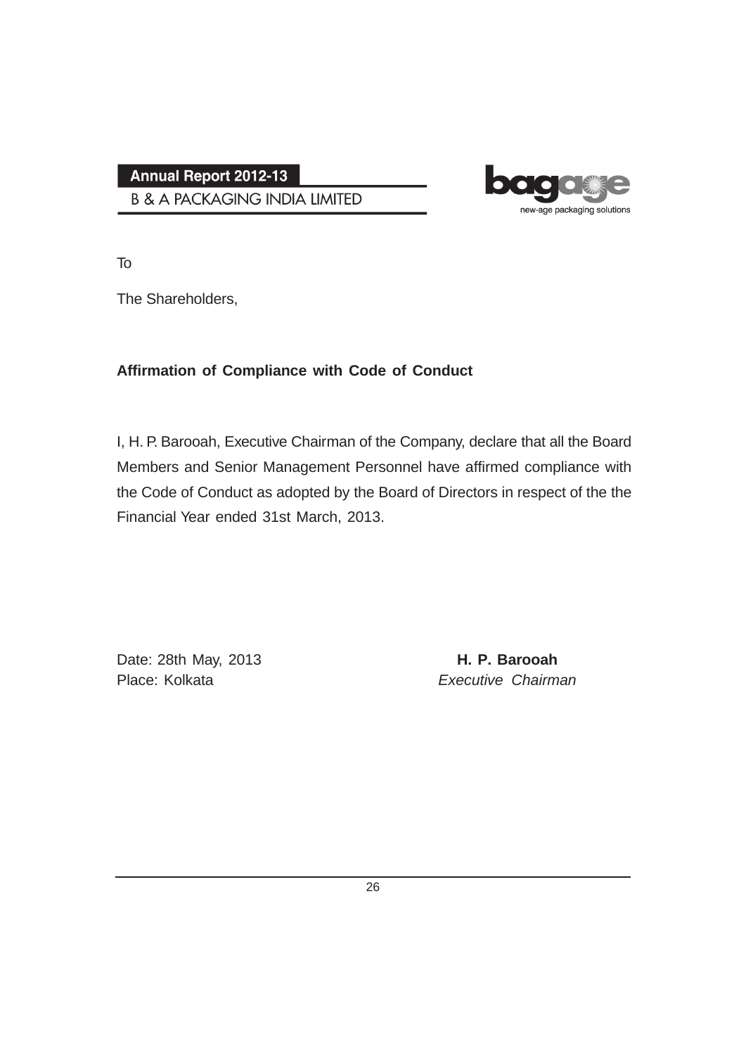To

The Shareholders,

**Affirmation of Compliance with Code of Conduct**

I, H. P. Barooah, Executive Chairman of the Company, declare that all the Board Members and Senior Management Personnel have affirmed compliance with the Code of Conduct as adopted by the Board of Directors in respect of the the Financial Year ended 31st March, 2013.

Date: 28th May, 2013
Place: Kolkata

**H. P. Barooah**
*Executive Chairman*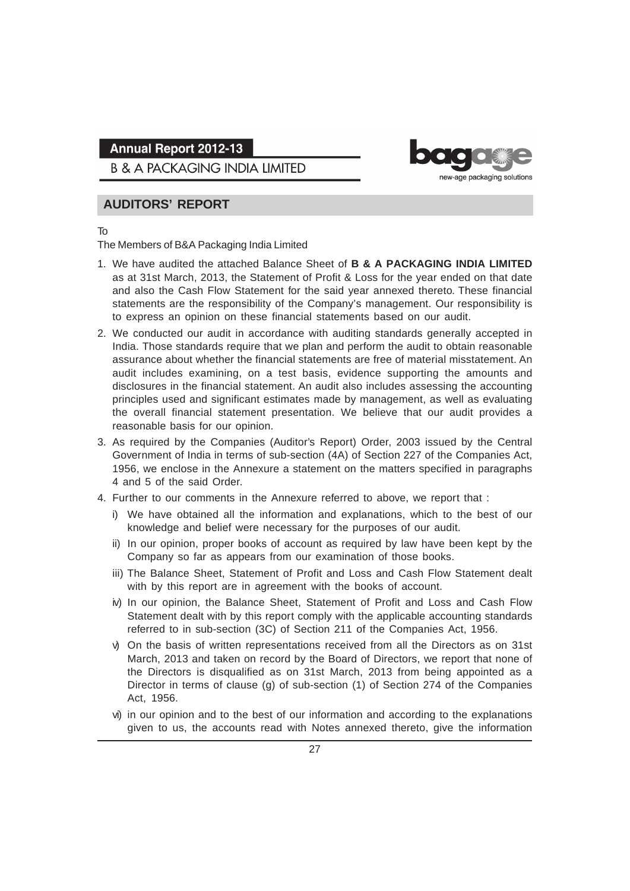## AUDITORS' REPORT

To

The Members of B&A Packaging India Limited

1. We have audited the attached Balance Sheet of **B & A PACKAGING INDIA LIMITED** as at 31st March, 2013, the Statement of Profit & Loss for the year ended on that date and also the Cash Flow Statement for the said year annexed thereto. These financial statements are the responsibility of the Company's management. Our responsibility is to express an opinion on these financial statements based on our audit.
2. We conducted our audit in accordance with auditing standards generally accepted in India. Those standards require that we plan and perform the audit to obtain reasonable assurance about whether the financial statements are free of material misstatement. An audit includes examining, on a test basis, evidence supporting the amounts and disclosures in the financial statement. An audit also includes assessing the accounting principles used and significant estimates made by management, as well as evaluating the overall financial statement presentation. We believe that our audit provides a reasonable basis for our opinion.
3. As required by the Companies (Auditor's Report) Order, 2003 issued by the Central Government of India in terms of sub-section (4A) of Section 227 of the Companies Act, 1956, we enclose in the Annexure a statement on the matters specified in paragraphs 4 and 5 of the said Order.
4. Further to our comments in the Annexure referred to above, we report that :
   - i) We have obtained all the information and explanations, which to the best of our knowledge and belief were necessary for the purposes of our audit.
   - ii) In our opinion, proper books of account as required by law have been kept by the Company so far as appears from our examination of those books.
   - iii) The Balance Sheet, Statement of Profit and Loss and Cash Flow Statement dealt with by this report are in agreement with the books of account.
   - iv) In our opinion, the Balance Sheet, Statement of Profit and Loss and Cash Flow Statement dealt with by this report comply with the applicable accounting standards referred to in sub-section (3C) of Section 211 of the Companies Act, 1956.
   - v) On the basis of written representations received from all the Directors as on 31st March, 2013 and taken on record by the Board of Directors, we report that none of the Directors is disqualified as on 31st March, 2013 from being appointed as a Director in terms of clause (g) of sub-section (1) of Section 274 of the Companies Act, 1956.
   - vi) in our opinion and to the best of our information and according to the explanations given to us, the accounts read with Notes annexed thereto, give the information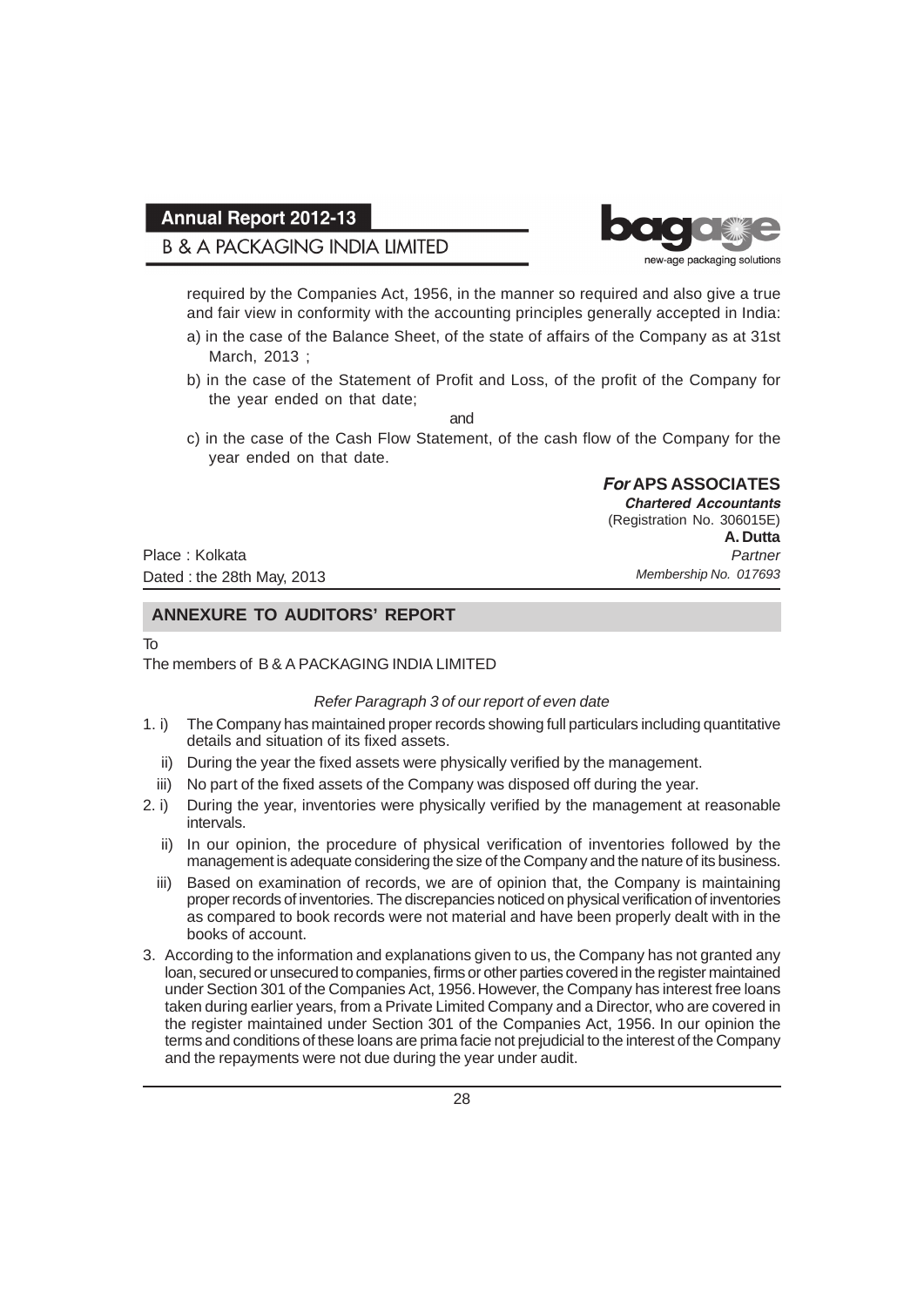required by the Companies Act, 1956, in the manner so required and also give a true and fair view in conformity with the accounting principles generally accepted in India:

a) in the case of the Balance Sheet, of the state of affairs of the Company as at 31st March, 2013 ;

b) in the case of the Statement of Profit and Loss, of the profit of the Company for the year ended on that date;

and

c) in the case of the Cash Flow Statement, of the cash flow of the Company for the year ended on that date.

***For* APS ASSOCIATES**
***Chartered Accountants***
(Registration No. 306015E)
**A. Dutta**
*Partner*
*Membership No. 017693*

Place : Kolkata
Dated : the 28th May, 2013

## ANNEXURE TO AUDITORS' REPORT

To
The members of B & A PACKAGING INDIA LIMITED

*Refer Paragraph 3 of our report of even date*

1. i) The Company has maintained proper records showing full particulars including quantitative details and situation of its fixed assets.
   ii) During the year the fixed assets were physically verified by the management.
   iii) No part of the fixed assets of the Company was disposed off during the year.
2. i) During the year, inventories were physically verified by the management at reasonable intervals.
   ii) In our opinion, the procedure of physical verification of inventories followed by the management is adequate considering the size of the Company and the nature of its business.
   iii) Based on examination of records, we are of opinion that, the Company is maintaining proper records of inventories. The discrepancies noticed on physical verification of inventories as compared to book records were not material and have been properly dealt with in the books of account.
3. According to the information and explanations given to us, the Company has not granted any loan, secured or unsecured to companies, firms or other parties covered in the register maintained under Section 301 of the Companies Act, 1956. However, the Company has interest free loans taken during earlier years, from a Private Limited Company and a Director, who are covered in the register maintained under Section 301 of the Companies Act, 1956. In our opinion the terms and conditions of these loans are prima facie not prejudicial to the interest of the Company and the repayments were not due during the year under audit.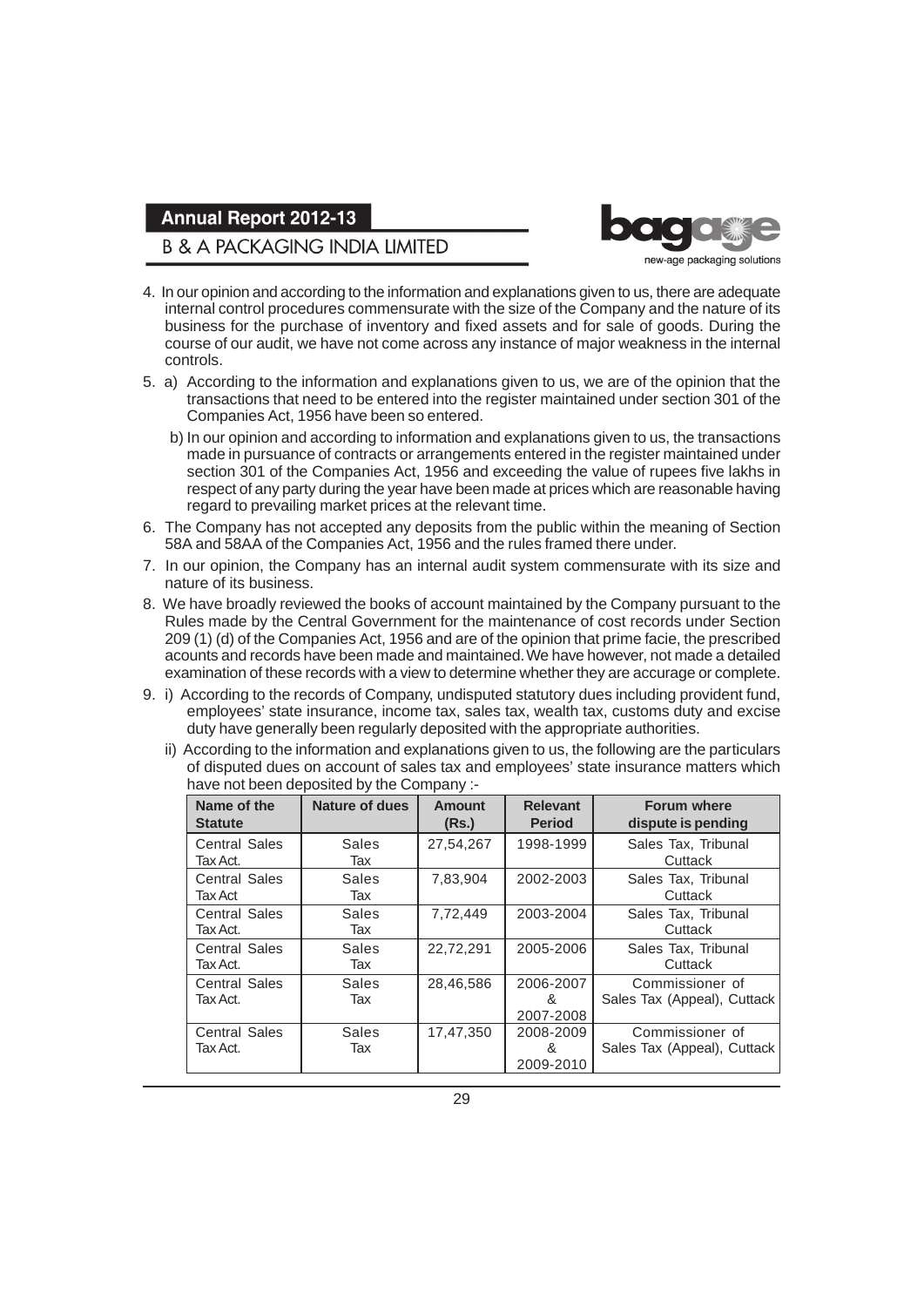4. In our opinion and according to the information and explanations given to us, there are adequate internal control procedures commensurate with the size of the Company and the nature of its business for the purchase of inventory and fixed assets and for sale of goods. During the course of our audit, we have not come across any instance of major weakness in the internal controls.

5. a) According to the information and explanations given to us, we are of the opinion that the transactions that need to be entered into the register maintained under section 301 of the Companies Act, 1956 have been so entered.

   b) In our opinion and according to information and explanations given to us, the transactions made in pursuance of contracts or arrangements entered in the register maintained under section 301 of the Companies Act, 1956 and exceeding the value of rupees five lakhs in respect of any party during the year have been made at prices which are reasonable having regard to prevailing market prices at the relevant time.

6. The Company has not accepted any deposits from the public within the meaning of Section 58A and 58AA of the Companies Act, 1956 and the rules framed there under.

7. In our opinion, the Company has an internal audit system commensurate with its size and nature of its business.

8. We have broadly reviewed the books of account maintained by the Company pursuant to the Rules made by the Central Government for the maintenance of cost records under Section 209 (1) (d) of the Companies Act, 1956 and are of the opinion that prime facie, the prescribed acounts and records have been made and maintained. We have however, not made a detailed examination of these records with a view to determine whether they are accurage or complete.

9. i) According to the records of Company, undisputed statutory dues including provident fund, employees' state insurance, income tax, sales tax, wealth tax, customs duty and excise duty have generally been regularly deposited with the appropriate authorities.

   ii) According to the information and explanations given to us, the following are the particulars of disputed dues on account of sales tax and employees' state insurance matters which have not been deposited by the Company :-

| Name of the Statute | Nature of dues | Amount (Rs.) | Relevant Period | Forum where dispute is pending |
|---|---|---|---|---|
| Central Sales Tax Act. | Sales Tax | 27,54,267 | 1998-1999 | Sales Tax, Tribunal Cuttack |
| Central Sales Tax Act | Sales Tax | 7,83,904 | 2002-2003 | Sales Tax, Tribunal Cuttack |
| Central Sales Tax Act. | Sales Tax | 7,72,449 | 2003-2004 | Sales Tax, Tribunal Cuttack |
| Central Sales Tax Act. | Sales Tax | 22,72,291 | 2005-2006 | Sales Tax, Tribunal Cuttack |
| Central Sales Tax Act. | Sales Tax | 28,46,586 | 2006-2007 & 2007-2008 | Commissioner of Sales Tax (Appeal), Cuttack |
| Central Sales Tax Act. | Sales Tax | 17,47,350 | 2008-2009 & 2009-2010 | Commissioner of Sales Tax (Appeal), Cuttack |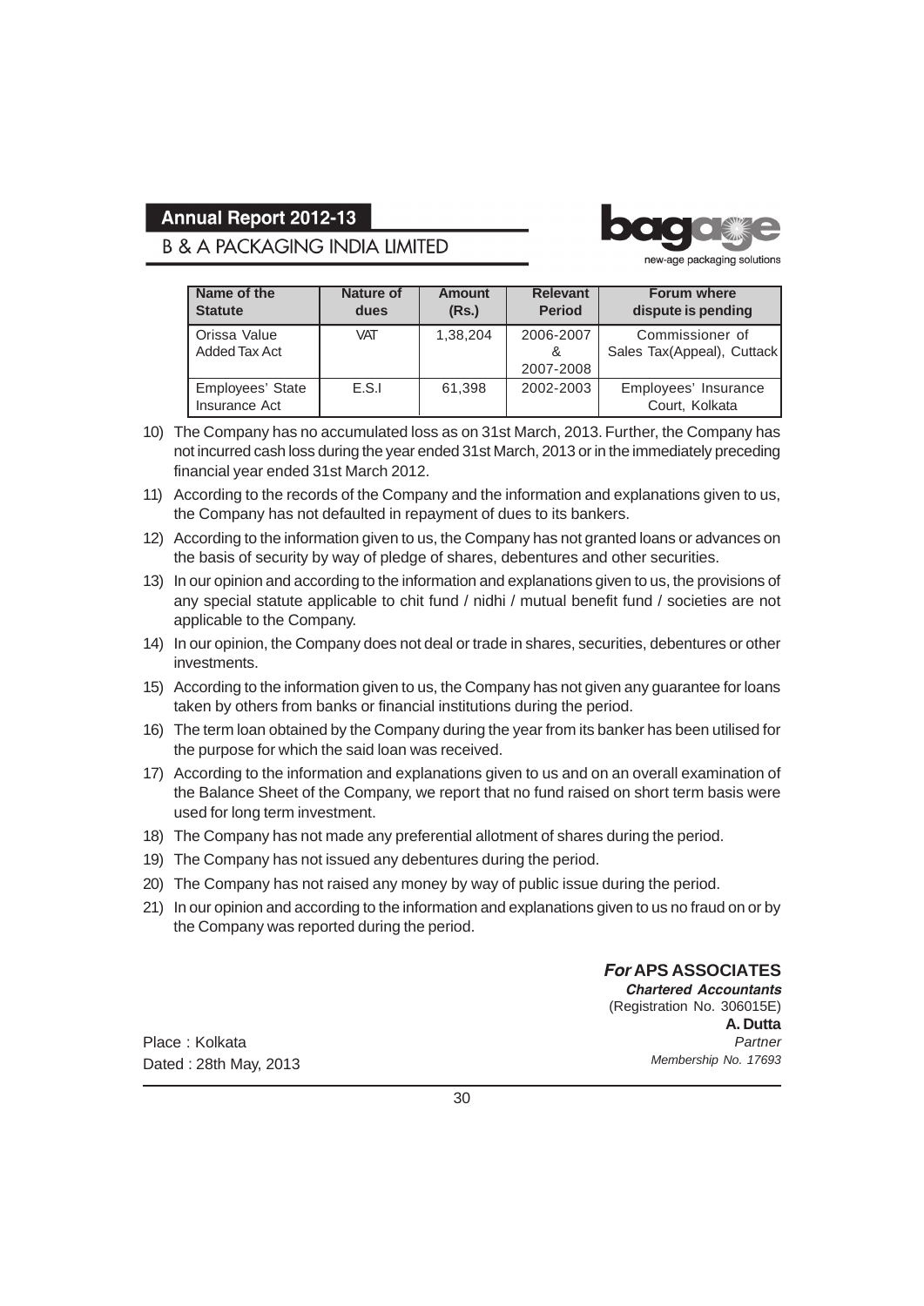| Name of the Statute | Nature of dues | Amount (Rs.) | Relevant Period | Forum where dispute is pending |
|---|---|---|---|---|
| Orissa Value Added Tax Act | VAT | 1,38,204 | 2006-2007 & 2007-2008 | Commissioner of Sales Tax(Appeal), Cuttack |
| Employees' State Insurance Act | E.S.I | 61,398 | 2002-2003 | Employees' Insurance Court, Kolkata |

10) The Company has no accumulated loss as on 31st March, 2013. Further, the Company has not incurred cash loss during the year ended 31st March, 2013 or in the immediately preceding financial year ended 31st March 2012.

11) According to the records of the Company and the information and explanations given to us, the Company has not defaulted in repayment of dues to its bankers.

12) According to the information given to us, the Company has not granted loans or advances on the basis of security by way of pledge of shares, debentures and other securities.

13) In our opinion and according to the information and explanations given to us, the provisions of any special statute applicable to chit fund / nidhi / mutual benefit fund / societies are not applicable to the Company.

14) In our opinion, the Company does not deal or trade in shares, securities, debentures or other investments.

15) According to the information given to us, the Company has not given any guarantee for loans taken by others from banks or financial institutions during the period.

16) The term loan obtained by the Company during the year from its banker has been utilised for the purpose for which the said loan was received.

17) According to the information and explanations given to us and on an overall examination of the Balance Sheet of the Company, we report that no fund raised on short term basis were used for long term investment.

18) The Company has not made any preferential allotment of shares during the period.

19) The Company has not issued any debentures during the period.

20) The Company has not raised any money by way of public issue during the period.

21) In our opinion and according to the information and explanations given to us no fraud on or by the Company was reported during the period.

***For* APS ASSOCIATES**
***Chartered Accountants***
(Registration No. 306015E)
**A. Dutta**
*Partner*
*Membership No. 17693*

Place : Kolkata
Dated : 28th May, 2013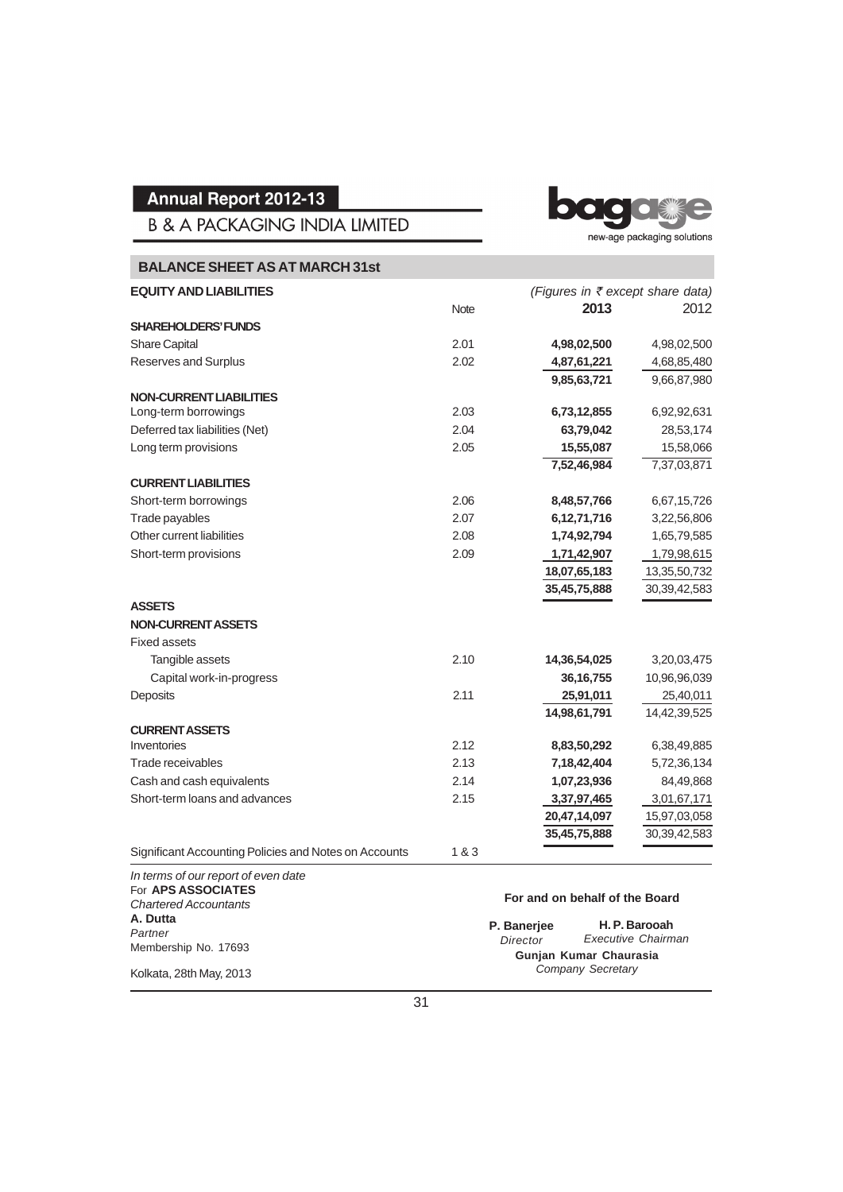Annual Report 2012-13

B & A PACKAGING INDIA LIMITED

## BALANCE SHEET AS AT MARCH 31st

| EQUITY AND LIABILITIES | Note | 2013 | 2012 |
|---|---|---|---|
| | | *(Figures in ₹ except share data)* | |
| **SHAREHOLDERS' FUNDS** | | | |
| Share Capital | 2.01 | **4,98,02,500** | 4,98,02,500 |
| Reserves and Surplus | 2.02 | **4,87,61,221** | 4,68,85,480 |
| | | **9,85,63,721** | 9,66,87,980 |
| **NON-CURRENT LIABILITIES** | | | |
| Long-term borrowings | 2.03 | **6,73,12,855** | 6,92,92,631 |
| Deferred tax liabilities (Net) | 2.04 | **63,79,042** | 28,53,174 |
| Long term provisions | 2.05 | **15,55,087** | 15,58,066 |
| | | **7,52,46,984** | 7,37,03,871 |
| **CURRENT LIABILITIES** | | | |
| Short-term borrowings | 2.06 | **8,48,57,766** | 6,67,15,726 |
| Trade payables | 2.07 | **6,12,71,716** | 3,22,56,806 |
| Other current liabilities | 2.08 | **1,74,92,794** | 1,65,79,585 |
| Short-term provisions | 2.09 | **1,71,42,907** | 1,79,98,615 |
| | | **18,07,65,183** | 13,35,50,732 |
| | | **35,45,75,888** | 30,39,42,583 |
| **ASSETS** | | | |
| **NON-CURRENT ASSETS** | | | |
| Fixed assets | | | |
| Tangible assets | 2.10 | **14,36,54,025** | 3,20,03,475 |
| Capital work-in-progress | | **36,16,755** | 10,96,96,039 |
| Deposits | 2.11 | **25,91,011** | 25,40,011 |
| | | **14,98,61,791** | 14,42,39,525 |
| **CURRENT ASSETS** | | | |
| Inventories | 2.12 | **8,83,50,292** | 6,38,49,885 |
| Trade receivables | 2.13 | **7,18,42,404** | 5,72,36,134 |
| Cash and cash equivalents | 2.14 | **1,07,23,936** | 84,49,868 |
| Short-term loans and advances | 2.15 | **3,37,97,465** | 3,01,67,171 |
| | | **20,47,14,097** | 15,97,03,058 |
| | | **35,45,75,888** | 30,39,42,583 |
| Significant Accounting Policies and Notes on Accounts | 1 & 3 | | |

*In terms of our report of even date*
For **APS ASSOCIATES**
*Chartered Accountants*
**A. Dutta**
*Partner*
Membership No. 17693

Kolkata, 28th May, 2013

**For and on behalf of the Board**

**P. Banerjee**
*Director*

**H. P. Barooah**
*Executive Chairman*

**Gunjan Kumar Chaurasia**
*Company Secretary*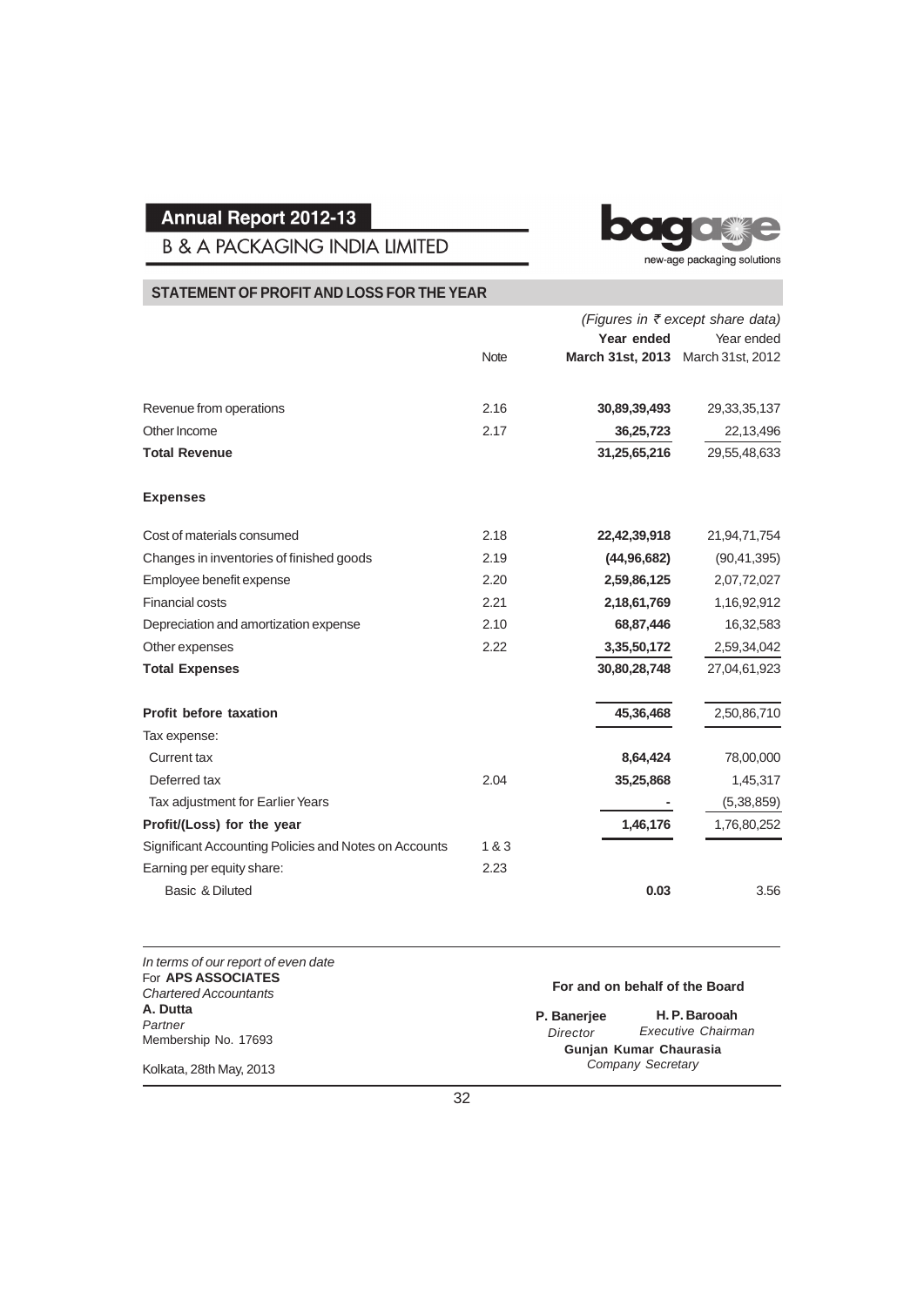## STATEMENT OF PROFIT AND LOSS FOR THE YEAR

*(Figures in ₹ except share data)*

| | Note | Year ended March 31st, 2013 | Year ended March 31st, 2012 |
|---|---|---|---|
| Revenue from operations | 2.16 | **30,89,39,493** | 29,33,35,137 |
| Other Income | 2.17 | **36,25,723** | 22,13,496 |
| **Total Revenue** | | **31,25,65,216** | 29,55,48,633 |
| **Expenses** | | | |
| Cost of materials consumed | 2.18 | **22,42,39,918** | 21,94,71,754 |
| Changes in inventories of finished goods | 2.19 | **(44,96,682)** | (90,41,395) |
| Employee benefit expense | 2.20 | **2,59,86,125** | 2,07,72,027 |
| Financial costs | 2.21 | **2,18,61,769** | 1,16,92,912 |
| Depreciation and amortization expense | 2.10 | **68,87,446** | 16,32,583 |
| Other expenses | 2.22 | **3,35,50,172** | 2,59,34,042 |
| **Total Expenses** | | **30,80,28,748** | 27,04,61,923 |
| **Profit before taxation** | | **45,36,468** | 2,50,86,710 |
| Tax expense: | | | |
| Current tax | | **8,64,424** | 78,00,000 |
| Deferred tax | 2.04 | **35,25,868** | 1,45,317 |
| Tax adjustment for Earlier Years | | **-** | (5,38,859) |
| **Profit/(Loss) for the year** | | **1,46,176** | 1,76,80,252 |
| Significant Accounting Policies and Notes on Accounts | 1 & 3 | | |
| Earning per equity share: | 2.23 | | |
| Basic & Diluted | | **0.03** | 3.56 |

*In terms of our report of even date*
For **APS ASSOCIATES**
*Chartered Accountants*
**A. Dutta**
*Partner*
Membership No. 17693

Kolkata, 28th May, 2013

**For and on behalf of the Board**

**P. Banerjee**
*Director*

**H. P. Barooah**
*Executive Chairman*

**Gunjan Kumar Chaurasia**
*Company Secretary*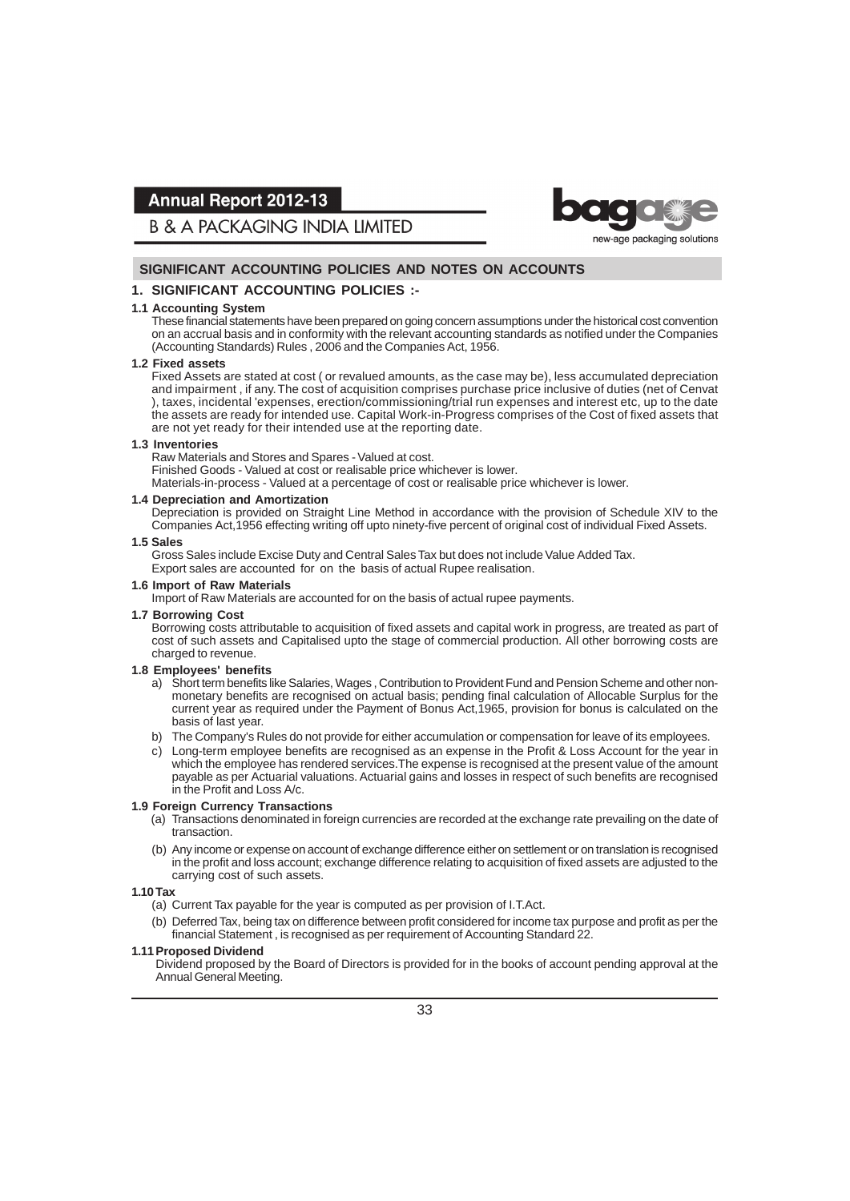## SIGNIFICANT ACCOUNTING POLICIES AND NOTES ON ACCOUNTS

### 1. SIGNIFICANT ACCOUNTING POLICIES :-

**1.1 Accounting System**

These financial statements have been prepared on going concern assumptions under the historical cost convention on an accrual basis and in conformity with the relevant accounting standards as notified under the Companies (Accounting Standards) Rules , 2006 and the Companies Act, 1956.

**1.2 Fixed assets**

Fixed Assets are stated at cost ( or revalued amounts, as the case may be), less accumulated depreciation and impairment , if any. The cost of acquisition comprises purchase price inclusive of duties (net of Cenvat ), taxes, incidental 'expenses, erection/commissioning/trial run expenses and interest etc, up to the date the assets are ready for intended use. Capital Work-in-Progress comprises of the Cost of fixed assets that are not yet ready for their intended use at the reporting date.

**1.3 Inventories**

Raw Materials and Stores and Spares - Valued at cost.

Finished Goods - Valued at cost or realisable price whichever is lower.

Materials-in-process - Valued at a percentage of cost or realisable price whichever is lower.

**1.4 Depreciation and Amortization**

Depreciation is provided on Straight Line Method in accordance with the provision of Schedule XIV to the Companies Act,1956 effecting writing off upto ninety-five percent of original cost of individual Fixed Assets.

**1.5 Sales**

Gross Sales include Excise Duty and Central Sales Tax but does not include Value Added Tax.

Export sales are accounted for on the basis of actual Rupee realisation.

**1.6 Import of Raw Materials**

Import of Raw Materials are accounted for on the basis of actual rupee payments.

**1.7 Borrowing Cost**

Borrowing costs attributable to acquisition of fixed assets and capital work in progress, are treated as part of cost of such assets and Capitalised upto the stage of commercial production. All other borrowing costs are charged to revenue.

**1.8 Employees' benefits**

a) Short term benefits like Salaries, Wages , Contribution to Provident Fund and Pension Scheme and other non-monetary benefits are recognised on actual basis; pending final calculation of Allocable Surplus for the current year as required under the Payment of Bonus Act,1965, provision for bonus is calculated on the basis of last year.

b) The Company's Rules do not provide for either accumulation or compensation for leave of its employees.

c) Long-term employee benefits are recognised as an expense in the Profit & Loss Account for the year in which the employee has rendered services.The expense is recognised at the present value of the amount payable as per Actuarial valuations. Actuarial gains and losses in respect of such benefits are recognised in the Profit and Loss A/c.

**1.9 Foreign Currency Transactions**

(a) Transactions denominated in foreign currencies are recorded at the exchange rate prevailing on the date of transaction.

(b) Any income or expense on account of exchange difference either on settlement or on translation is recognised in the profit and loss account; exchange difference relating to acquisition of fixed assets are adjusted to the carrying cost of such assets.

**1.10 Tax**

(a) Current Tax payable for the year is computed as per provision of I.T.Act.

(b) Deferred Tax, being tax on difference between profit considered for income tax purpose and profit as per the financial Statement , is recognised as per requirement of Accounting Standard 22.

**1.11 Proposed Dividend**

Dividend proposed by the Board of Directors is provided for in the books of account pending approval at the Annual General Meeting.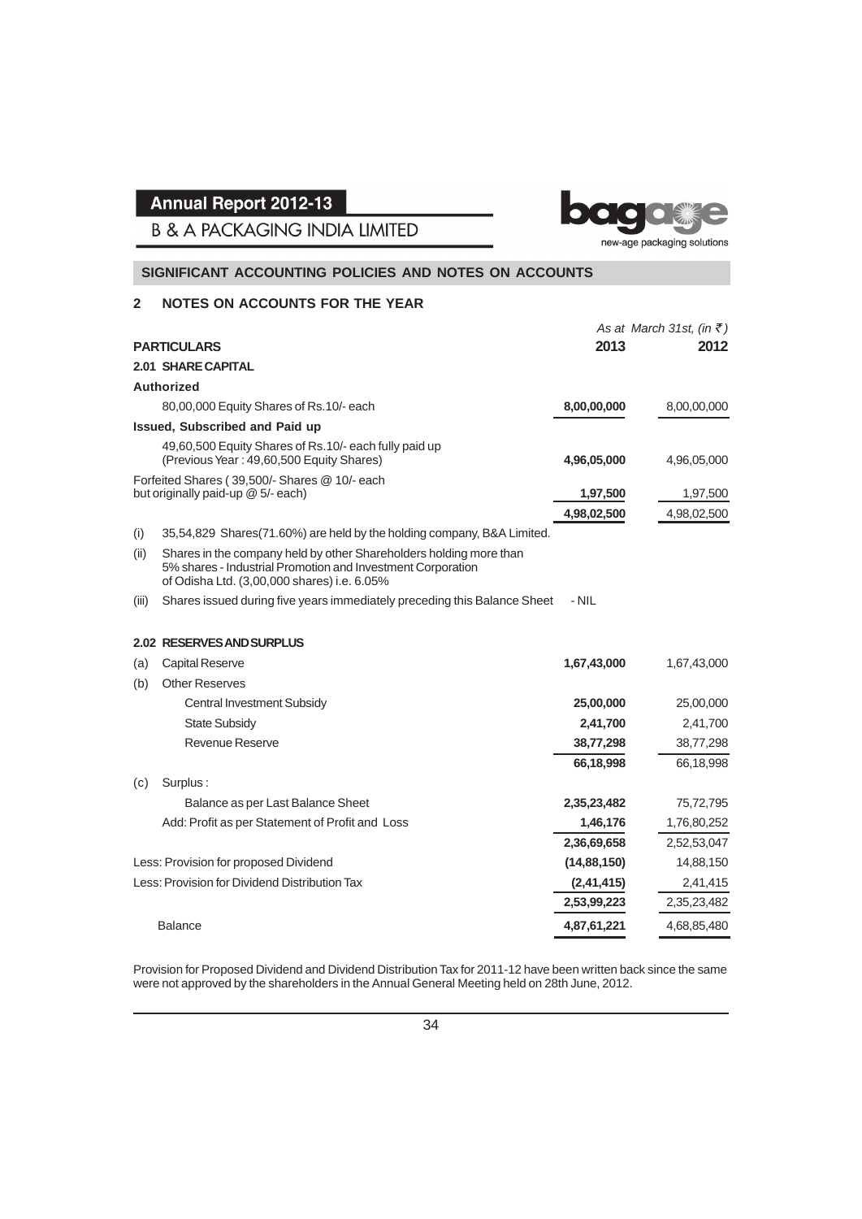## SIGNIFICANT ACCOUNTING POLICIES AND NOTES ON ACCOUNTS

### 2 NOTES ON ACCOUNTS FOR THE YEAR

*As at March 31st, (in ₹)*

| PARTICULARS | 2013 | 2012 |
|---|---|---|
| **2.01 SHARE CAPITAL** | | |
| **Authorized** | | |
| 80,00,000 Equity Shares of Rs.10/- each | **8,00,00,000** | 8,00,00,000 |
| **Issued, Subscribed and Paid up** | | |
| 49,60,500 Equity Shares of Rs.10/- each fully paid up (Previous Year : 49,60,500 Equity Shares) | **4,96,05,000** | 4,96,05,000 |
| Forfeited Shares ( 39,500/- Shares @ 10/- each but originally paid-up @ 5/- each) | **1,97,500** | 1,97,500 |
| | **4,98,02,500** | 4,98,02,500 |

(i) 35,54,829 Shares(71.60%) are held by the holding company, B&A Limited.

(ii) Shares in the company held by other Shareholders holding more than 5% shares - Industrial Promotion and Investment Corporation of Odisha Ltd. (3,00,000 shares) i.e. 6.05%

(iii) Shares issued during five years immediately preceding this Balance Sheet - NIL

| PARTICULARS | 2013 | 2012 |
|---|---|---|
| **2.02 RESERVES AND SURPLUS** | | |
| (a) Capital Reserve | **1,67,43,000** | 1,67,43,000 |
| (b) Other Reserves | | |
| Central Investment Subsidy | **25,00,000** | 25,00,000 |
| State Subsidy | **2,41,700** | 2,41,700 |
| Revenue Reserve | **38,77,298** | 38,77,298 |
| | **66,18,998** | 66,18,998 |
| (c) Surplus : | | |
| Balance as per Last Balance Sheet | **2,35,23,482** | 75,72,795 |
| Add: Profit as per Statement of Profit and Loss | **1,46,176** | 1,76,80,252 |
| | **2,36,69,658** | 2,52,53,047 |
| Less: Provision for proposed Dividend | **(14,88,150)** | 14,88,150 |
| Less: Provision for Dividend Distribution Tax | **(2,41,415)** | 2,41,415 |
| | **2,53,99,223** | 2,35,23,482 |
| Balance | **4,87,61,221** | 4,68,85,480 |

Provision for Proposed Dividend and Dividend Distribution Tax for 2011-12 have been written back since the same were not approved by the shareholders in the Annual General Meeting held on 28th June, 2012.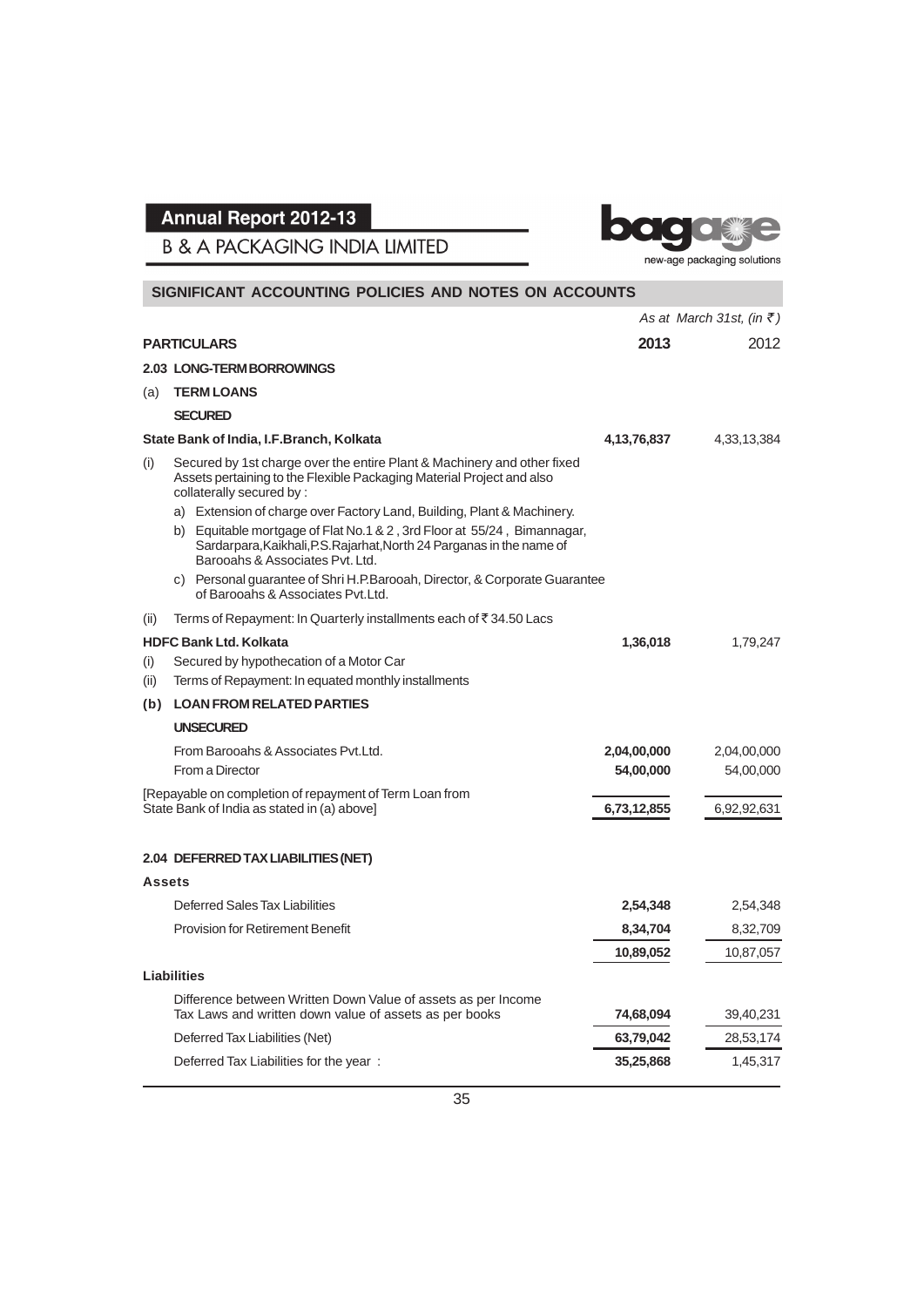## SIGNIFICANT ACCOUNTING POLICIES AND NOTES ON ACCOUNTS

| PARTICULARS | As at March 31st, (in ₹) 2013 | 2012 |
|---|---|---|
| **2.03 LONG-TERM BORROWINGS** | | |
| (a) **TERM LOANS** | | |
| **SECURED** | | |
| **State Bank of India, I.F.Branch, Kolkata** | **4,13,76,837** | 4,33,13,384 |
| (i) Secured by 1st charge over the entire Plant & Machinery and other fixed Assets pertaining to the Flexible Packaging Material Project and also collaterally secured by : | | |
| a) Extension of charge over Factory Land, Building, Plant & Machinery. | | |
| b) Equitable mortgage of Flat No.1 & 2 , 3rd Floor at 55/24 , Bimannagar, Sardarpara,Kaikhali,P.S.Rajarhat,North 24 Parganas in the name of Barooahs & Associates Pvt. Ltd. | | |
| c) Personal guarantee of Shri H.P.Barooah, Director, & Corporate Guarantee of Barooahs & Associates Pvt.Ltd. | | |
| (ii) Terms of Repayment: In Quarterly installments each of ₹ 34.50 Lacs | | |
| **HDFC Bank Ltd. Kolkata** | **1,36,018** | 1,79,247 |
| (i) Secured by hypothecation of a Motor Car | | |
| (ii) Terms of Repayment: In equated monthly installments | | |
| (b) **LOAN FROM RELATED PARTIES** | | |
| **UNSECURED** | | |
| From Barooahs & Associates Pvt.Ltd. | **2,04,00,000** | 2,04,00,000 |
| From a Director | **54,00,000** | 54,00,000 |
| [Repayable on completion of repayment of Term Loan from State Bank of India as stated in (a) above] | **6,73,12,855** | 6,92,92,631 |
| | | |
| **2.04 DEFERRED TAX LIABILITIES (NET)** | | |
| **Assets** | | |
| Deferred Sales Tax Liabilities | **2,54,348** | 2,54,348 |
| Provision for Retirement Benefit | **8,34,704** | 8,32,709 |
| | **10,89,052** | 10,87,057 |
| **Liabilities** | | |
| Difference between Written Down Value of assets as per Income Tax Laws and written down value of assets as per books | **74,68,094** | 39,40,231 |
| Deferred Tax Liabilities (Net) | **63,79,042** | 28,53,174 |
| Deferred Tax Liabilities for the year : | **35,25,868** | 1,45,317 |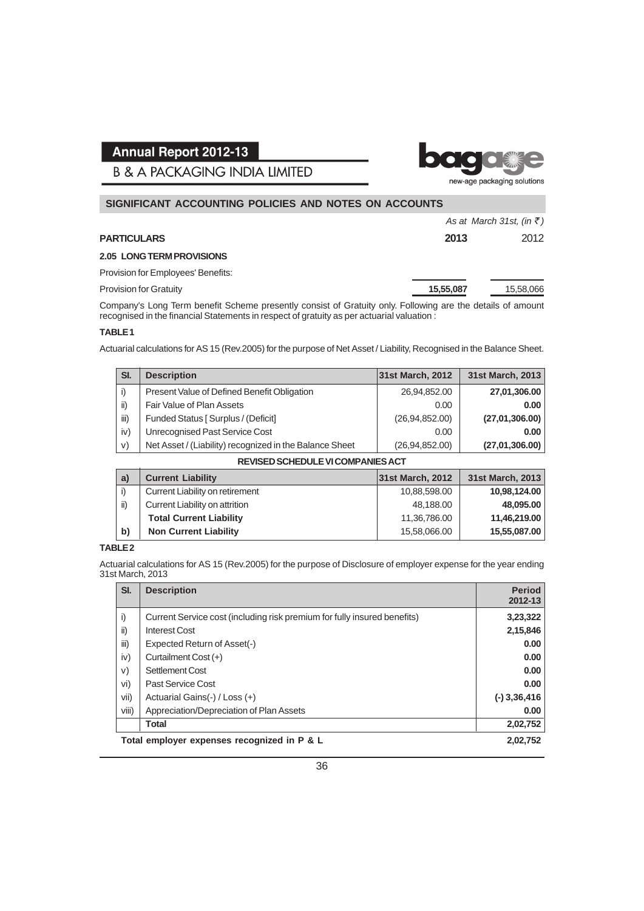## SIGNIFICANT ACCOUNTING POLICIES AND NOTES ON ACCOUNTS

*As at March 31st, (in ₹)*

| PARTICULARS | 2013 | 2012 |
|---|---|---|
| **2.05 LONG TERM PROVISIONS** | | |
| Provision for Employees' Benefits: | | |
| Provision for Gratuity | **15,55,087** | 15,58,066 |

Company's Long Term benefit Scheme presently consist of Gratuity only. Following are the details of amount recognised in the financial Statements in respect of gratuity as per actuarial valuation :

**TABLE 1**

Actuarial calculations for AS 15 (Rev.2005) for the purpose of Net Asset / Liability, Recognised in the Balance Sheet.

| Sl. | Description | 31st March, 2012 | 31st March, 2013 |
|---|---|---|---|
| i) | Present Value of Defined Benefit Obligation | 26,94,852.00 | **27,01,306.00** |
| ii) | Fair Value of Plan Assets | 0.00 | **0.00** |
| iii) | Funded Status [ Surplus / (Deficit] | (26,94,852.00) | **(27,01,306.00)** |
| iv) | Unrecognised Past Service Cost | 0.00 | **0.00** |
| v) | Net Asset / (Liability) recognized in the Balance Sheet | (26,94,852.00) | **(27,01,306.00)** |
| | **REVISED SCHEDULE VI COMPANIES ACT** | | |
| **a)** | **Current Liability** | **31st March, 2012** | **31st March, 2013** |
| i) | Current Liability on retirement | 10,88,598.00 | **10,98,124.00** |
| ii) | Current Liability on attrition | 48,188.00 | **48,095.00** |
| | **Total Current Liability** | 11,36,786.00 | **11,46,219.00** |
| **b)** | **Non Current Liability** | 15,58,066.00 | **15,55,087.00** |

**TABLE 2**

Actuarial calculations for AS 15 (Rev.2005) for the purpose of Disclosure of employer expense for the year ending 31st March, 2013

| Sl. | Description | Period 2012-13 |
|---|---|---|
| i) | Current Service cost (including risk premium for fully insured benefits) | **3,23,322** |
| ii) | Interest Cost | **2,15,846** |
| iii) | Expected Return of Asset(-) | **0.00** |
| iv) | Curtailment Cost (+) | **0.00** |
| v) | Settlement Cost | **0.00** |
| vi) | Past Service Cost | **0.00** |
| vii) | Actuarial Gains(-) / Loss (+) | **(-) 3,36,416** |
| viii) | Appreciation/Depreciation of Plan Assets | **0.00** |
| | **Total** | **2,02,752** |
| | **Total employer expenses recognized in P & L** | **2,02,752** |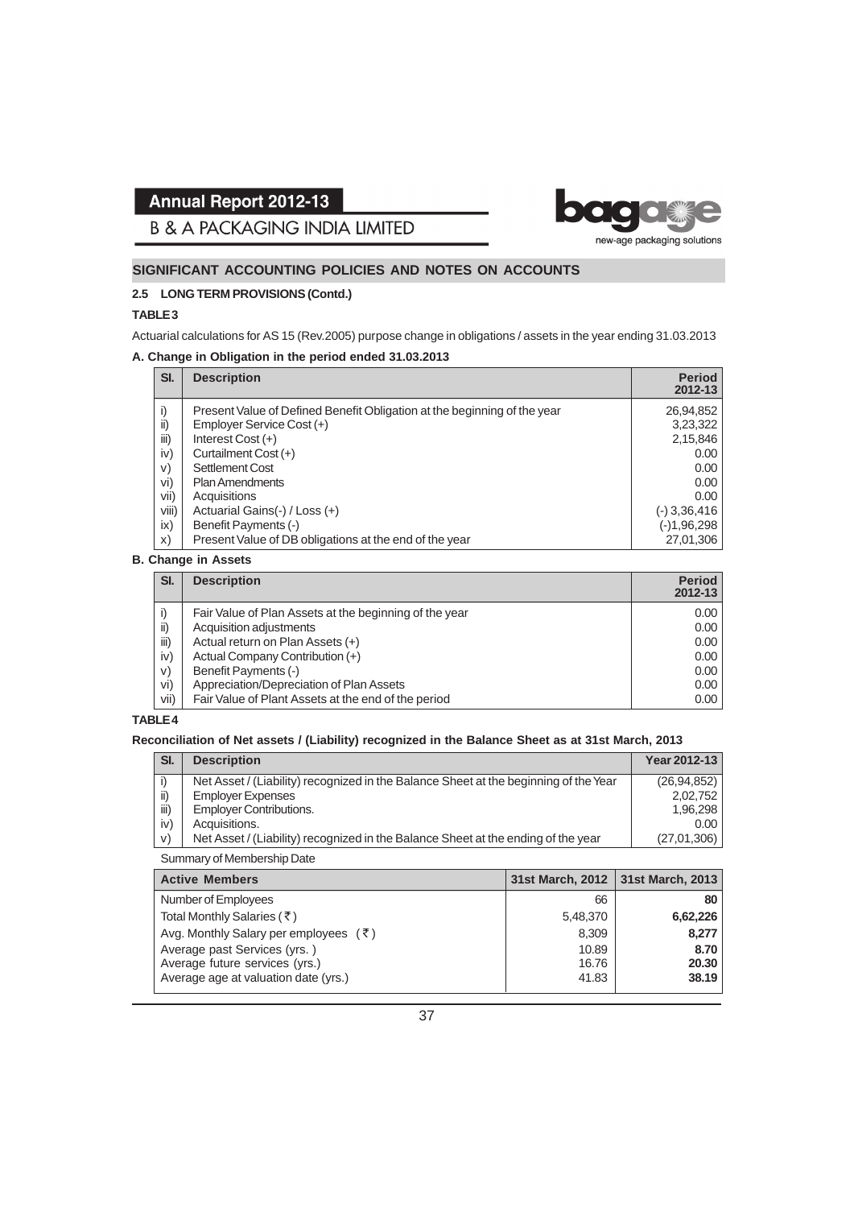## SIGNIFICANT ACCOUNTING POLICIES AND NOTES ON ACCOUNTS

### 2.5 LONG TERM PROVISIONS (Contd.)

**TABLE 3**

Actuarial calculations for AS 15 (Rev.2005) purpose change in obligations / assets in the year ending 31.03.2013

**A. Change in Obligation in the period ended 31.03.2013**

| Sl. | Description | Period 2012-13 |
|---|---|---|
| i) | Present Value of Defined Benefit Obligation at the beginning of the year | 26,94,852 |
| ii) | Employer Service Cost (+) | 3,23,322 |
| iii) | Interest Cost (+) | 2,15,846 |
| iv) | Curtailment Cost (+) | 0.00 |
| v) | Settlement Cost | 0.00 |
| vi) | Plan Amendments | 0.00 |
| vii) | Acquisitions | 0.00 |
| viii) | Actuarial Gains(-) / Loss (+) | (-) 3,36,416 |
| ix) | Benefit Payments (-) | (-)1,96,298 |
| x) | Present Value of DB obligations at the end of the year | 27,01,306 |

**B. Change in Assets**

| Sl. | Description | Period 2012-13 |
|---|---|---|
| i) | Fair Value of Plan Assets at the beginning of the year | 0.00 |
| ii) | Acquisition adjustments | 0.00 |
| iii) | Actual return on Plan Assets (+) | 0.00 |
| iv) | Actual Company Contribution (+) | 0.00 |
| v) | Benefit Payments (-) | 0.00 |
| vi) | Appreciation/Depreciation of Plan Assets | 0.00 |
| vii) | Fair Value of Plant Assets at the end of the period | 0.00 |

**TABLE 4**

**Reconciliation of Net assets / (Liability) recognized in the Balance Sheet as at 31st March, 2013**

| Sl. | Description | Year 2012-13 |
|---|---|---|
| i) | Net Asset / (Liability) recognized in the Balance Sheet at the beginning of the Year | (26,94,852) |
| ii) | Employer Expenses | 2,02,752 |
| iii) | Employer Contributions. | 1,96,298 |
| iv) | Acquisitions. | 0.00 |
| v) | Net Asset / (Liability) recognized in the Balance Sheet at the ending of the year | (27,01,306) |

Summary of Membership Date

| Active Members | 31st March, 2012 | 31st March, 2013 |
|---|---|---|
| Number of Employees | 66 | **80** |
| Total Monthly Salaries (₹) | 5,48,370 | **6,62,226** |
| Avg. Monthly Salary per employees (₹) | 8,309 | **8,277** |
| Average past Services (yrs. ) | 10.89 | **8.70** |
| Average future services (yrs.) | 16.76 | **20.30** |
| Average age at valuation date (yrs.) | 41.83 | **38.19** |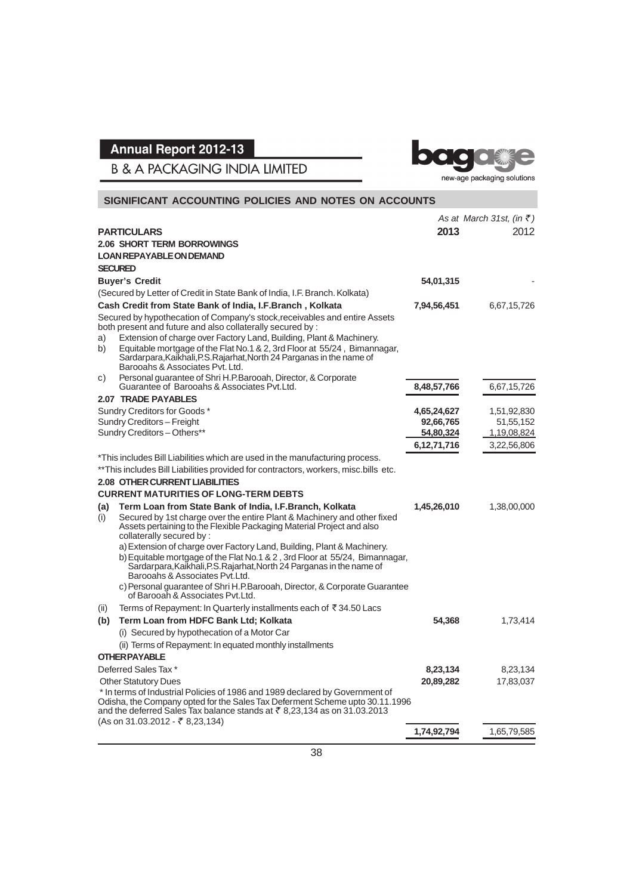## SIGNIFICANT ACCOUNTING POLICIES AND NOTES ON ACCOUNTS

| PARTICULARS | 2013 | 2012 |
|---|---|---|
| | *As at March 31st, (in ₹)* | |
| **2.06 SHORT TERM BORROWINGS** | | |
| **LOAN REPAYABLE ON DEMAND** | | |
| **SECURED** | | |
| **Buyer's Credit** | **54,01,315** | - |
| (Secured by Letter of Credit in State Bank of India, I.F. Branch. Kolkata) | | |
| **Cash Credit from State Bank of India, I.F.Branch , Kolkata** | **7,94,56,451** | 6,67,15,726 |
| Secured by hypothecation of Company's stock,receivables and entire Assets both present and future and also collaterally secured by : | | |
| a) Extension of charge over Factory Land, Building, Plant & Machinery. | | |
| b) Equitable mortgage of the Flat No.1 & 2, 3rd Floor at 55/24 , Bimannagar, Sardarpara,Kaikhali,P.S.Rajarhat,North 24 Parganas in the name of Barooahs & Associates Pvt. Ltd. | | |
| c) Personal guarantee of Shri H.P.Barooah, Director, & Corporate Guarantee of Barooahs & Associates Pvt.Ltd. | **8,48,57,766** | 6,67,15,726 |
| **2.07 TRADE PAYABLES** | | |
| Sundry Creditors for Goods * | **4,65,24,627** | 1,51,92,830 |
| Sundry Creditors – Freight | **92,66,765** | 51,55,152 |
| Sundry Creditors – Others** | **54,80,324** | 1,19,08,824 |
| | **6,12,71,716** | 3,22,56,806 |
| *This includes Bill Liabilities which are used in the manufacturing process. | | |
| **This includes Bill Liabilities provided for contractors, workers, misc.bills etc. | | |
| **2.08 OTHER CURRENT LIABILITIES** | | |
| **CURRENT MATURITIES OF LONG-TERM DEBTS** | | |
| **(a) Term Loan from State Bank of India, I.F.Branch, Kolkata** | **1,45,26,010** | 1,38,00,000 |
| (i) Secured by 1st charge over the entire Plant & Machinery and other fixed Assets pertaining to the Flexible Packaging Material Project and also collaterally secured by : | | |
| a) Extension of charge over Factory Land, Building, Plant & Machinery. | | |
| b) Equitable mortgage of the Flat No.1 & 2 , 3rd Floor at 55/24, Bimannagar, Sardarpara,Kaikhali,P.S.Rajarhat,North 24 Parganas in the name of Barooahs & Associates Pvt.Ltd. | | |
| c) Personal guarantee of Shri H.P.Barooah, Director, & Corporate Guarantee of Barooah & Associates Pvt.Ltd. | | |
| (ii) Terms of Repayment: In Quarterly installments each of ₹ 34.50 Lacs | | |
| **(b) Term Loan from HDFC Bank Ltd; Kolkata** | **54,368** | 1,73,414 |
| (i) Secured by hypothecation of a Motor Car | | |
| (ii) Terms of Repayment: In equated monthly installments | | |
| **OTHER PAYABLE** | | |
| Deferred Sales Tax * | **8,23,134** | 8,23,134 |
| Other Statutory Dues | **20,89,282** | 17,83,037 |
| * In terms of Industrial Policies of 1986 and 1989 declared by Government of Odisha, the Company opted for the Sales Tax Deferment Scheme upto 30.11.1996 and the deferred Sales Tax balance stands at ₹ 8,23,134 as on 31.03.2013 (As on 31.03.2012 - ₹ 8,23,134) | | |
| | **1,74,92,794** | 1,65,79,585 |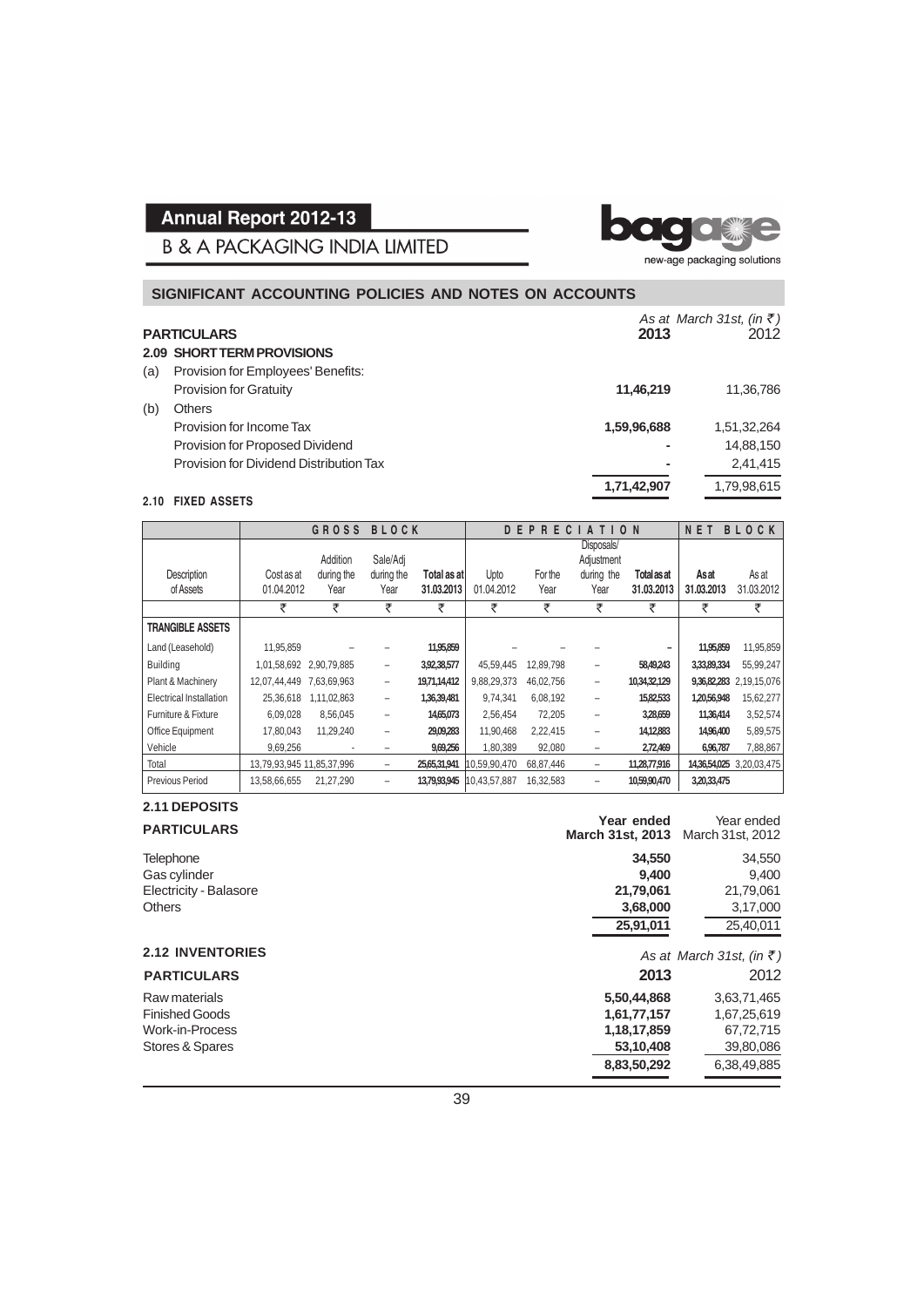## SIGNIFICANT ACCOUNTING POLICIES AND NOTES ON ACCOUNTS

| PARTICULARS | As at March 31st, (in ₹) 2013 | 2012 |
|---|---|---|
| **2.09 SHORT TERM PROVISIONS** | | |
| (a) Provision for Employees' Benefits: | | |
| Provision for Gratuity | **11,46,219** | 11,36,786 |
| (b) Others | | |
| Provision for Income Tax | **1,59,96,688** | 1,51,32,264 |
| Provision for Proposed Dividend | **-** | 14,88,150 |
| Provision for Dividend Distribution Tax | **-** | 2,41,415 |
| | **1,71,42,907** | 1,79,98,615 |

### 2.10 FIXED ASSETS

| Description of Assets | GROSS BLOCK Cost as at 01.04.2012 | Addition during the Year | Sale/Adj during the Year | Total as at 31.03.2013 | DEPRECIATION Upto 01.04.2012 | For the Year | Disposals/ Adjustment during the Year | Total as at 31.03.2013 | NET BLOCK As at 31.03.2013 | As at 31.03.2012 |
|---|---|---|---|---|---|---|---|---|---|---|
| | ₹ | ₹ | ₹ | ₹ | ₹ | ₹ | ₹ | ₹ | ₹ | ₹ |
| **TRANGIBLE ASSETS** | | | | | | | | | | |
| Land (Leasehold) | 11,95,859 | – | – | 11,95,859 | – | – | – | – | 11,95,859 | 11,95,859 |
| Building | 1,01,58,692 | 2,90,79,885 | – | 3,92,38,577 | 45,59,445 | 12,89,798 | – | 58,49,243 | 3,33,89,334 | 55,99,247 |
| Plant & Machinery | 12,07,44,449 | 7,63,69,963 | – | 19,71,14,412 | 9,88,29,373 | 46,02,756 | – | 10,34,32,129 | 9,36,82,283 | 2,19,15,076 |
| Electrical Installation | 25,36,618 | 1,11,02,863 | – | 1,36,39,481 | 9,74,341 | 6,08,192 | – | 15,82,533 | 1,20,56,948 | 15,62,277 |
| Furniture & Fixture | 6,09,028 | 8,56,045 | – | 14,65,073 | 2,56,454 | 72,205 | – | 3,28,659 | 11,36,414 | 3,52,574 |
| Office Equipment | 17,80,043 | 11,29,240 | – | 29,09,283 | 11,90,468 | 2,22,415 | – | 14,12,883 | 14,96,400 | 5,89,575 |
| Vehicle | 9,69,256 | - | – | 9,69,256 | 1,80,389 | 92,080 | – | 2,72,469 | 6,96,787 | 7,88,867 |
| Total | 13,79,93,945 | 11,85,37,996 | – | 25,65,31,941 | 10,59,90,470 | 68,87,446 | – | 11,28,77,916 | 14,36,54,025 | 3,20,03,475 |
| Previous Period | 13,58,66,655 | 21,27,290 | – | 13,79,93,945 | 10,43,57,887 | 16,32,583 | – | 10,59,90,470 | 3,20,33,475 | |

### 2.11 DEPOSITS

| PARTICULARS | Year ended March 31st, 2013 | Year ended March 31st, 2012 |
|---|---|---|
| Telephone | **34,550** | 34,550 |
| Gas cylinder | **9,400** | 9,400 |
| Electricity - Balasore | **21,79,061** | 21,79,061 |
| Others | **3,68,000** | 3,17,000 |
| | **25,91,011** | 25,40,011 |

### 2.12 INVENTORIES

| PARTICULARS | As at March 31st, (in ₹) 2013 | 2012 |
|---|---|---|
| Raw materials | **5,50,44,868** | 3,63,71,465 |
| Finished Goods | **1,61,77,157** | 1,67,25,619 |
| Work-in-Process | **1,18,17,859** | 67,72,715 |
| Stores & Spares | **53,10,408** | 39,80,086 |
| | **8,83,50,292** | 6,38,49,885 |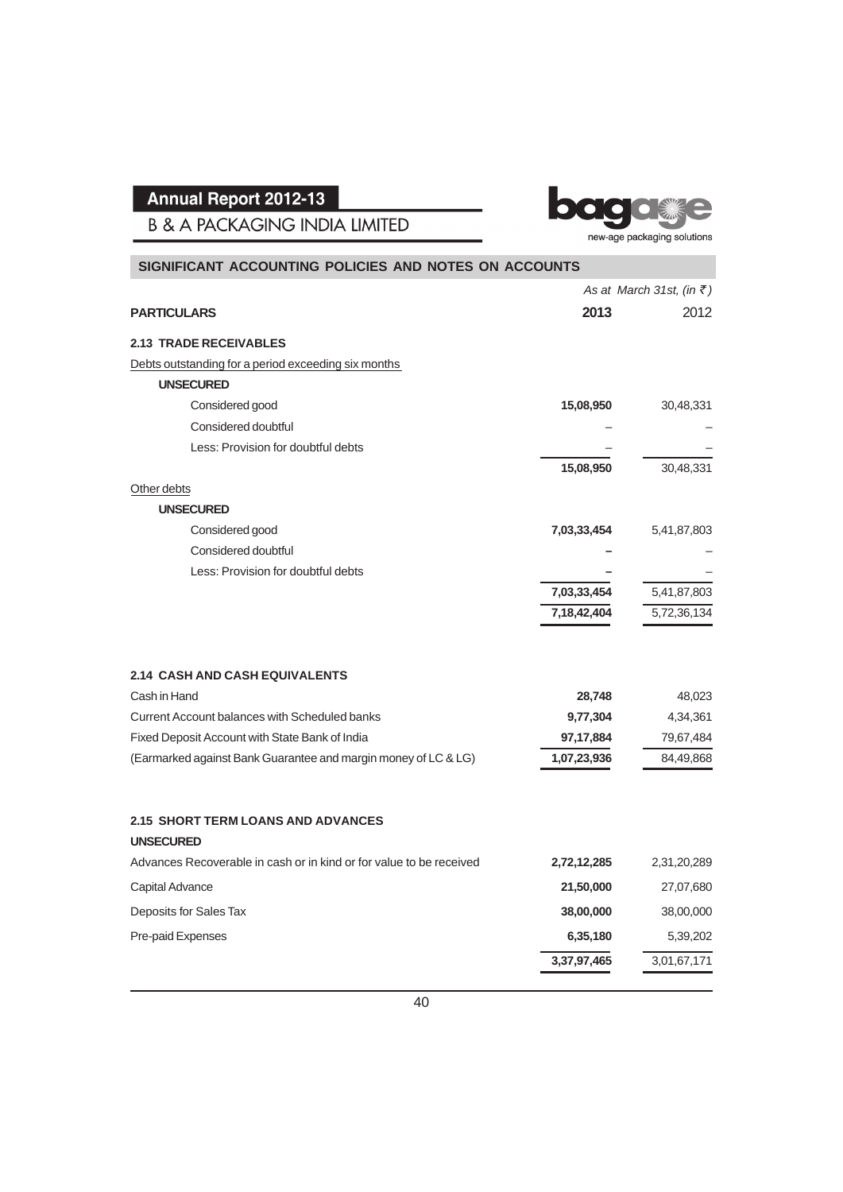## SIGNIFICANT ACCOUNTING POLICIES AND NOTES ON ACCOUNTS

| PARTICULARS | 2013 | 2012 |
|---|---|---|
| | *As at March 31st, (in ₹)* | |
| **2.13 TRADE RECEIVABLES** | | |
| Debts outstanding for a period exceeding six months | | |
| **UNSECURED** | | |
| Considered good | **15,08,950** | 30,48,331 |
| Considered doubtful | – | – |
| Less: Provision for doubtful debts | – | – |
| | **15,08,950** | 30,48,331 |
| Other debts | | |
| **UNSECURED** | | |
| Considered good | **7,03,33,454** | 5,41,87,803 |
| Considered doubtful | **–** | – |
| Less: Provision for doubtful debts | **–** | – |
| | **7,03,33,454** | 5,41,87,803 |
| | **7,18,42,404** | 5,72,36,134 |
| **2.14 CASH AND CASH EQUIVALENTS** | | |
| Cash in Hand | **28,748** | 48,023 |
| Current Account balances with Scheduled banks | **9,77,304** | 4,34,361 |
| Fixed Deposit Account with State Bank of India | **97,17,884** | 79,67,484 |
| (Earmarked against Bank Guarantee and margin money of LC & LG) | **1,07,23,936** | 84,49,868 |
| **2.15 SHORT TERM LOANS AND ADVANCES** | | |
| **UNSECURED** | | |
| Advances Recoverable in cash or in kind or for value to be received | **2,72,12,285** | 2,31,20,289 |
| Capital Advance | **21,50,000** | 27,07,680 |
| Deposits for Sales Tax | **38,00,000** | 38,00,000 |
| Pre-paid Expenses | **6,35,180** | 5,39,202 |
| | **3,37,97,465** | 3,01,67,171 |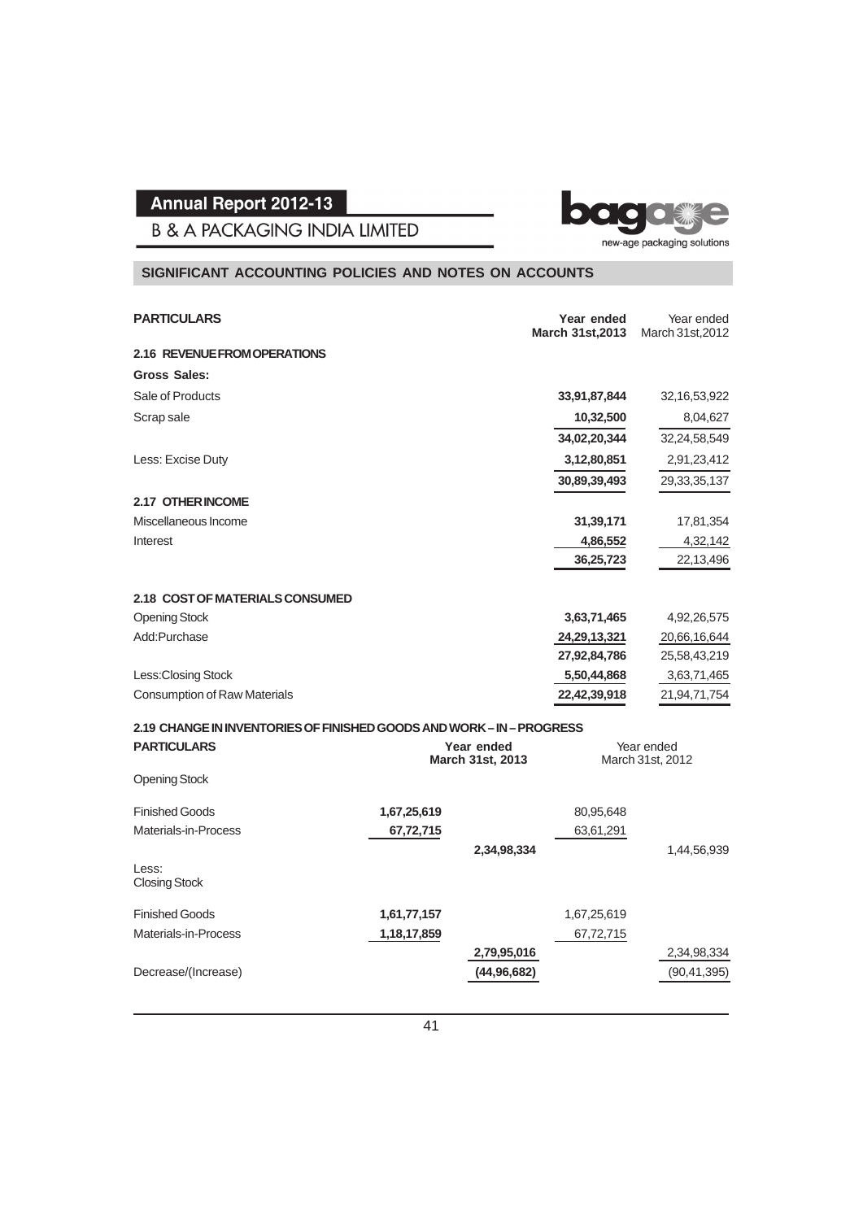## SIGNIFICANT ACCOUNTING POLICIES AND NOTES ON ACCOUNTS

| PARTICULARS | Year ended March 31st,2013 | Year ended March 31st,2012 |
|---|---|---|
| **2.16 REVENUE FROM OPERATIONS** | | |
| **Gross Sales:** | | |
| Sale of Products | **33,91,87,844** | 32,16,53,922 |
| Scrap sale | **10,32,500** | 8,04,627 |
| | **34,02,20,344** | 32,24,58,549 |
| Less: Excise Duty | **3,12,80,851** | 2,91,23,412 |
| | **30,89,39,493** | 29,33,35,137 |
| **2.17 OTHER INCOME** | | |
| Miscellaneous Income | **31,39,171** | 17,81,354 |
| Interest | **4,86,552** | 4,32,142 |
| | **36,25,723** | 22,13,496 |
| **2.18 COST OF MATERIALS CONSUMED** | | |
| Opening Stock | **3,63,71,465** | 4,92,26,575 |
| Add:Purchase | **24,29,13,321** | 20,66,16,644 |
| | **27,92,84,786** | 25,58,43,219 |
| Less:Closing Stock | **5,50,44,868** | 3,63,71,465 |
| Consumption of Raw Materials | **22,42,39,918** | 21,94,71,754 |

**2.19 CHANGE IN INVENTORIES OF FINISHED GOODS AND WORK – IN – PROGRESS**

| PARTICULARS | Year ended March 31st, 2013 | | Year ended March 31st, 2012 | |
|---|---|---|---|---|
| Opening Stock | | | | |
| Finished Goods | **1,67,25,619** | | 80,95,648 | |
| Materials-in-Process | **67,72,715** | | 63,61,291 | |
| | | **2,34,98,334** | | 1,44,56,939 |
| Less: Closing Stock | | | | |
| Finished Goods | **1,61,77,157** | | 1,67,25,619 | |
| Materials-in-Process | **1,18,17,859** | | 67,72,715 | |
| | | **2,79,95,016** | | 2,34,98,334 |
| Decrease/(Increase) | | **(44,96,682)** | | (90,41,395) |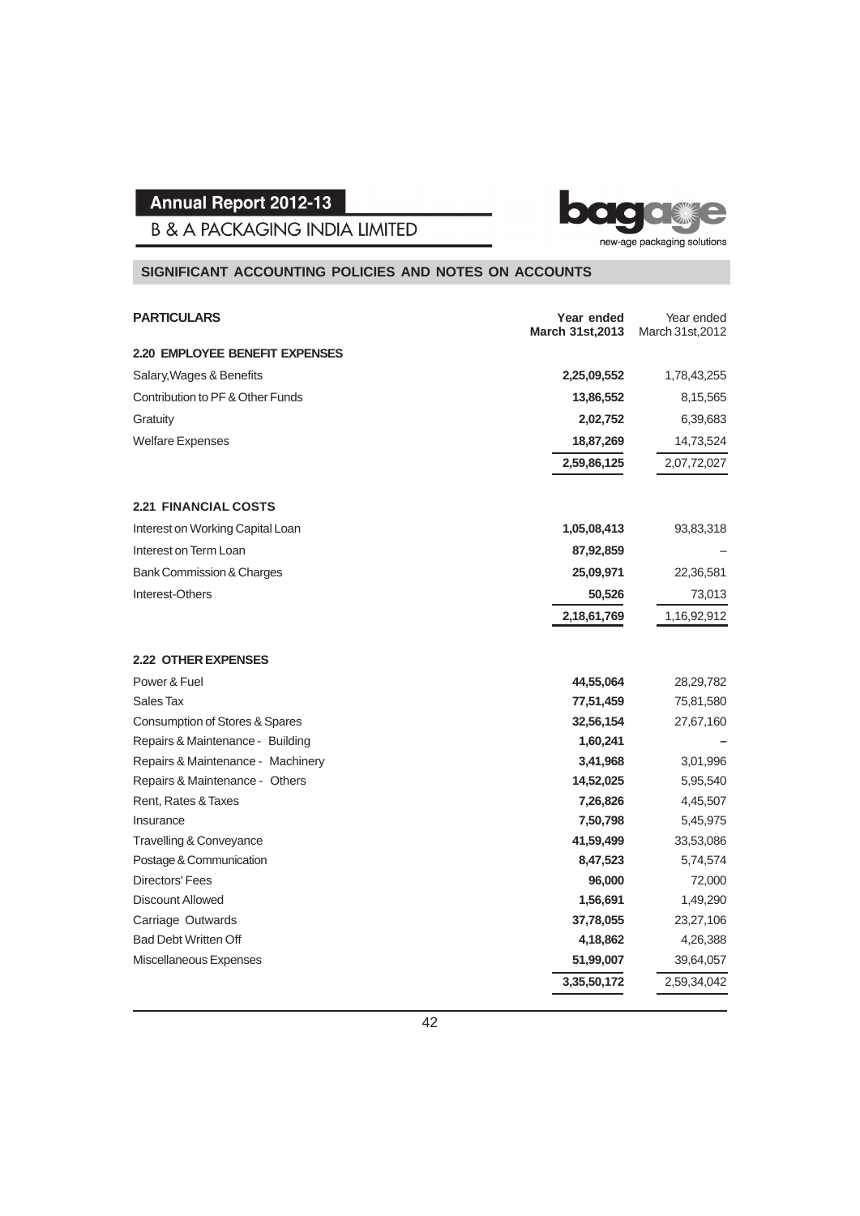## SIGNIFICANT ACCOUNTING POLICIES AND NOTES ON ACCOUNTS

| PARTICULARS | Year ended March 31st,2013 | Year ended March 31st,2012 |
|---|---|---|
| **2.20 EMPLOYEE BENEFIT EXPENSES** | | |
| Salary,Wages & Benefits | **2,25,09,552** | 1,78,43,255 |
| Contribution to PF & Other Funds | **13,86,552** | 8,15,565 |
| Gratuity | **2,02,752** | 6,39,683 |
| Welfare Expenses | **18,87,269** | 14,73,524 |
| | **2,59,86,125** | 2,07,72,027 |
| **2.21 FINANCIAL COSTS** | | |
| Interest on Working Capital Loan | **1,05,08,413** | 93,83,318 |
| Interest on Term Loan | **87,92,859** | – |
| Bank Commission & Charges | **25,09,971** | 22,36,581 |
| Interest-Others | **50,526** | 73,013 |
| | **2,18,61,769** | 1,16,92,912 |
| **2.22 OTHER EXPENSES** | | |
| Power & Fuel | **44,55,064** | 28,29,782 |
| Sales Tax | **77,51,459** | 75,81,580 |
| Consumption of Stores & Spares | **32,56,154** | 27,67,160 |
| Repairs & Maintenance - Building | **1,60,241** | – |
| Repairs & Maintenance - Machinery | **3,41,968** | 3,01,996 |
| Repairs & Maintenance - Others | **14,52,025** | 5,95,540 |
| Rent, Rates & Taxes | **7,26,826** | 4,45,507 |
| Insurance | **7,50,798** | 5,45,975 |
| Travelling & Conveyance | **41,59,499** | 33,53,086 |
| Postage & Communication | **8,47,523** | 5,74,574 |
| Directors' Fees | **96,000** | 72,000 |
| Discount Allowed | **1,56,691** | 1,49,290 |
| Carriage Outwards | **37,78,055** | 23,27,106 |
| Bad Debt Written Off | **4,18,862** | 4,26,388 |
| Miscellaneous Expenses | **51,99,007** | 39,64,057 |
| | **3,35,50,172** | 2,59,34,042 |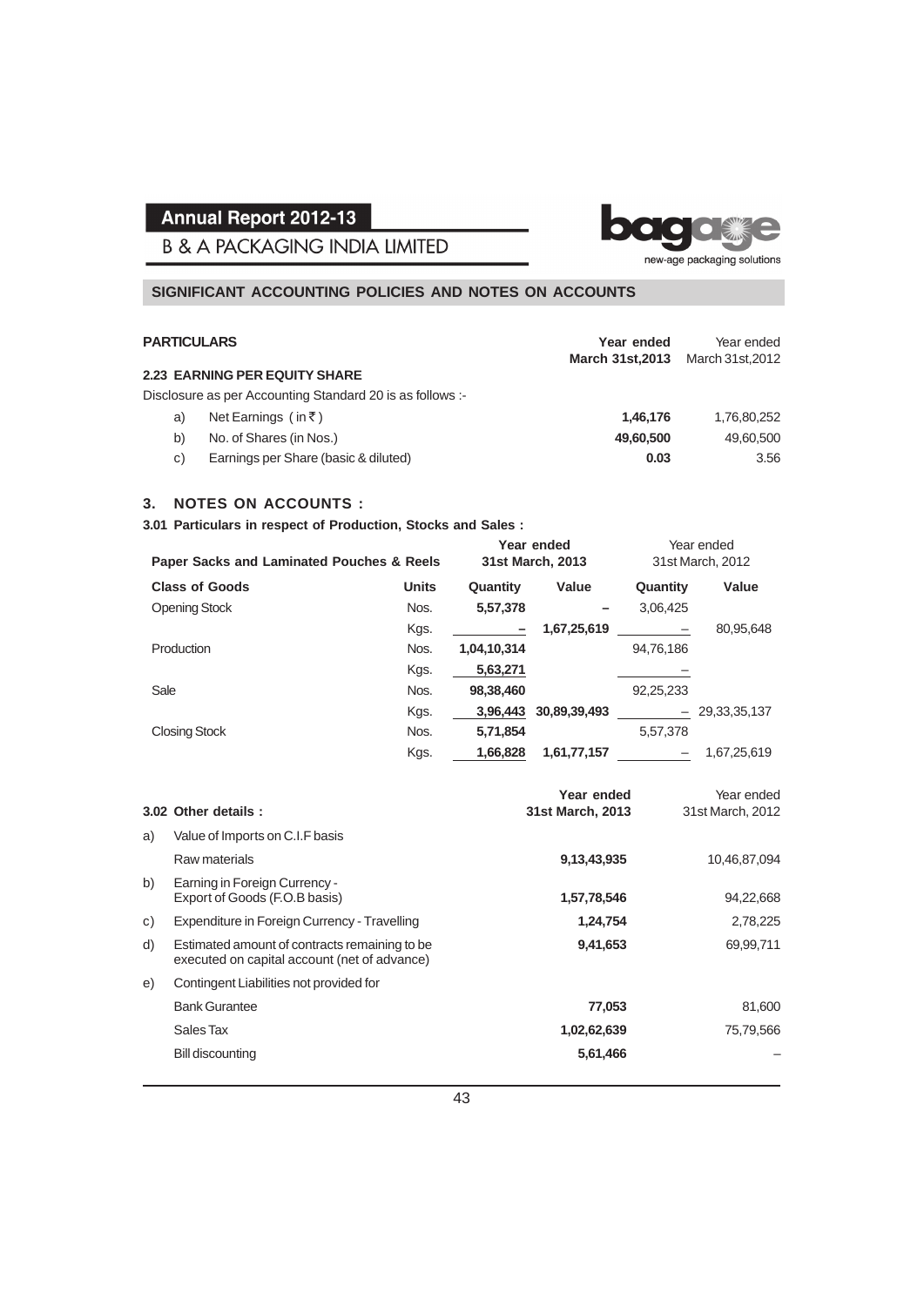## SIGNIFICANT ACCOUNTING POLICIES AND NOTES ON ACCOUNTS

| PARTICULARS | | Year ended March 31st,2013 | Year ended March 31st,2012 |
|---|---|---|---|
| **2.23 EARNING PER EQUITY SHARE** | | | |
| Disclosure as per Accounting Standard 20 is as follows :- | | | |
| a) | Net Earnings ( in ₹ ) | **1,46,176** | 1,76,80,252 |
| b) | No. of Shares (in Nos.) | **49,60,500** | 49,60,500 |
| c) | Earnings per Share (basic & diluted) | **0.03** | 3.56 |

## 3. NOTES ON ACCOUNTS :

### 3.01 Particulars in respect of Production, Stocks and Sales :

| Paper Sacks and Laminated Pouches & Reels | | Year ended 31st March, 2013 | | Year ended 31st March, 2012 | |
|---|---|---|---|---|---|
| **Class of Goods** | **Units** | **Quantity** | **Value** | **Quantity** | **Value** |
| Opening Stock | Nos. | **5,57,378** | **–** | 3,06,425 | |
| | Kgs. | **–** | **1,67,25,619** | – | 80,95,648 |
| Production | Nos. | **1,04,10,314** | | 94,76,186 | |
| | Kgs. | **5,63,271** | | – | |
| Sale | Nos. | **98,38,460** | | 92,25,233 | |
| | Kgs. | **3,96,443** | **30,89,39,493** | – | 29,33,35,137 |
| Closing Stock | Nos. | **5,71,854** | | 5,57,378 | |
| | Kgs. | **1,66,828** | **1,61,77,157** | – | 1,67,25,619 |

| | **3.02 Other details :** | Year ended 31st March, 2013 | Year ended 31st March, 2012 |
|---|---|---|---|
| a) | Value of Imports on C.I.F basis | | |
| | Raw materials | **9,13,43,935** | 10,46,87,094 |
| b) | Earning in Foreign Currency - Export of Goods (F.O.B basis) | **1,57,78,546** | 94,22,668 |
| c) | Expenditure in Foreign Currency - Travelling | **1,24,754** | 2,78,225 |
| d) | Estimated amount of contracts remaining to be executed on capital account (net of advance) | **9,41,653** | 69,99,711 |
| e) | Contingent Liabilities not provided for | | |
| | Bank Gurantee | **77,053** | 81,600 |
| | Sales Tax | **1,02,62,639** | 75,79,566 |
| | Bill discounting | **5,61,466** | – |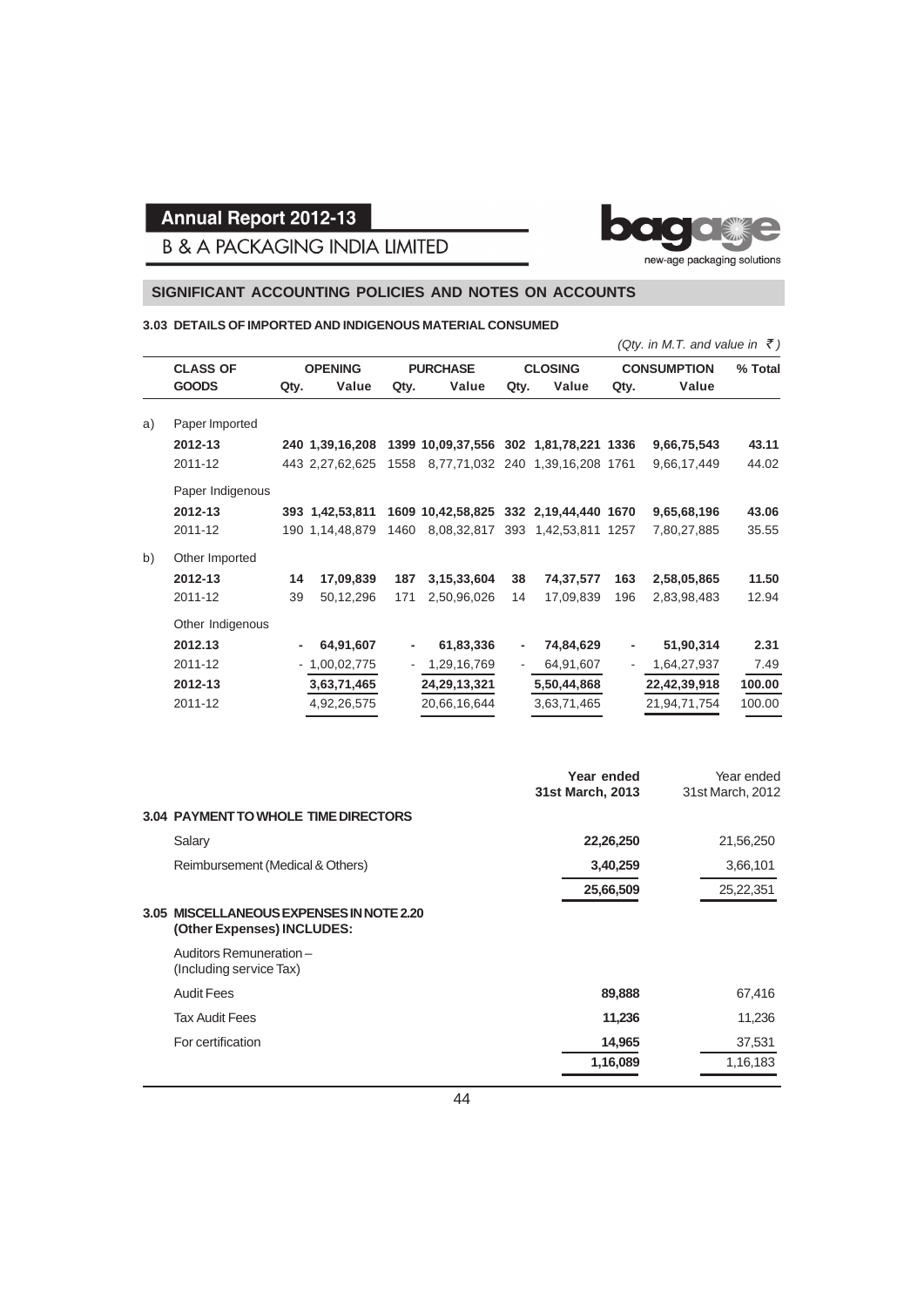## SIGNIFICANT ACCOUNTING POLICIES AND NOTES ON ACCOUNTS

### 3.03 DETAILS OF IMPORTED AND INDIGENOUS MATERIAL CONSUMED

*(Qty. in M.T. and value in ₹)*

| | CLASS OF GOODS | OPENING | | PURCHASE | | CLOSING | | CONSUMPTION | | % Total |
|---|---|---|---|---|---|---|---|---|---|---|
| | | Qty. | Value | Qty. | Value | Qty. | Value | Qty. | Value | |
| a) | Paper Imported | | | | | | | | | |
| | **2012-13** | **240** | **1,39,16,208** | **1399** | **10,09,37,556** | **302** | **1,81,78,221** | **1336** | **9,66,75,543** | **43.11** |
| | 2011-12 | 443 | 2,27,62,625 | 1558 | 8,77,71,032 | 240 | 1,39,16,208 | 1761 | 9,66,17,449 | 44.02 |
| | Paper Indigenous | | | | | | | | | |
| | **2012-13** | **393** | **1,42,53,811** | **1609** | **10,42,58,825** | **332** | **2,19,44,440** | **1670** | **9,65,68,196** | **43.06** |
| | 2011-12 | 190 | 1,14,48,879 | 1460 | 8,08,32,817 | 393 | 1,42,53,811 | 1257 | 7,80,27,885 | 35.55 |
| b) | Other Imported | | | | | | | | | |
| | **2012-13** | **14** | **17,09,839** | **187** | **3,15,33,604** | **38** | **74,37,577** | **163** | **2,58,05,865** | **11.50** |
| | 2011-12 | 39 | 50,12,296 | 171 | 2,50,96,026 | 14 | 17,09,839 | 196 | 2,83,98,483 | 12.94 |
| | Other Indigenous | | | | | | | | | |
| | **2012.13** | **-** | **64,91,607** | **-** | **61,83,336** | **-** | **74,84,629** | **-** | **51,90,314** | **2.31** |
| | 2011-12 | - | 1,00,02,775 | - | 1,29,16,769 | - | 64,91,607 | - | 1,64,27,937 | 7.49 |
| | **2012-13** | | **3,63,71,465** | | **24,29,13,321** | | **5,50,44,868** | | **22,42,39,918** | **100.00** |
| | 2011-12 | | 4,92,26,575 | | 20,66,16,644 | | 3,63,71,465 | | 21,94,71,754 | 100.00 |

| | Year ended 31st March, 2013 | Year ended 31st March, 2012 |
|---|---|---|
| **3.04 PAYMENT TO WHOLE TIME DIRECTORS** | | |
| Salary | **22,26,250** | 21,56,250 |
| Reimbursement (Medical & Others) | **3,40,259** | 3,66,101 |
| | **25,66,509** | 25,22,351 |
| **3.05 MISCELLANEOUS EXPENSES IN NOTE 2.20 (Other Expenses) INCLUDES:** | | |
| Auditors Remuneration – (Including service Tax) | | |
| Audit Fees | **89,888** | 67,416 |
| Tax Audit Fees | **11,236** | 11,236 |
| For certification | **14,965** | 37,531 |
| | **1,16,089** | 1,16,183 |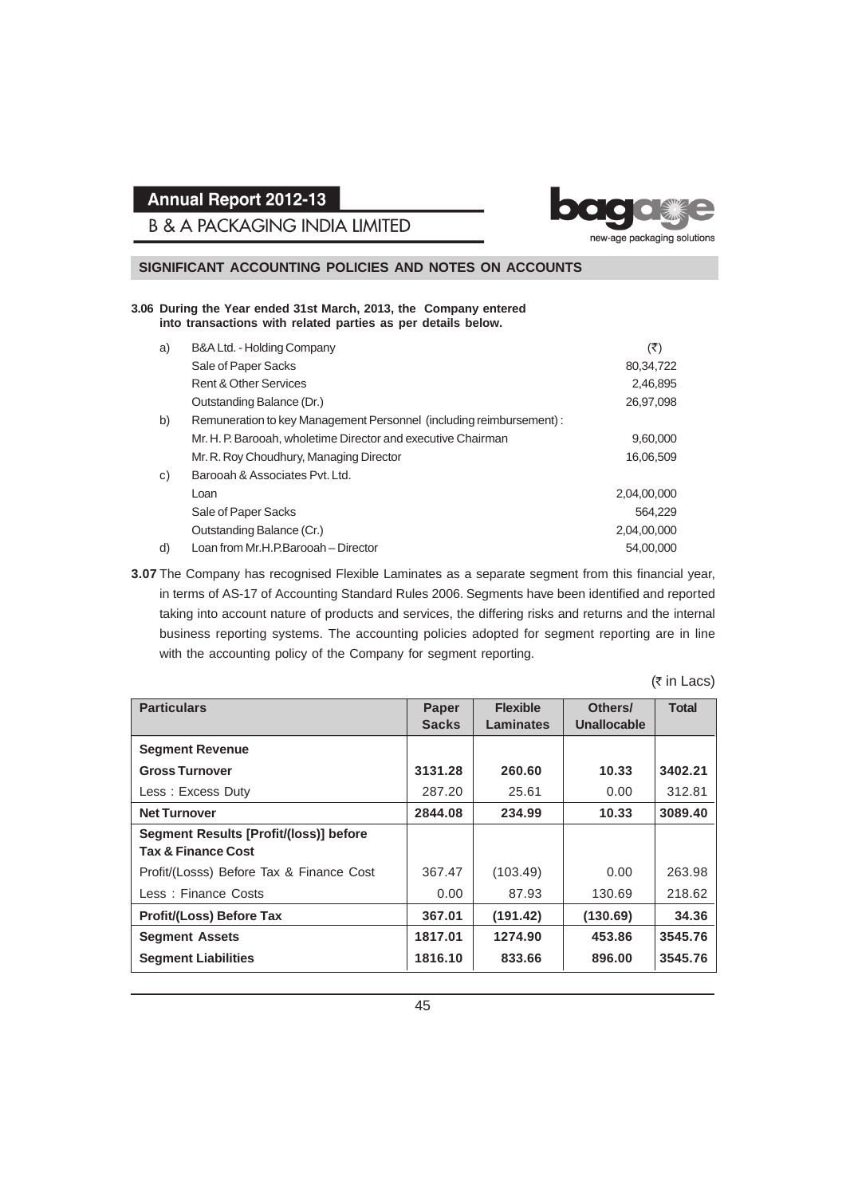## SIGNIFICANT ACCOUNTING POLICIES AND NOTES ON ACCOUNTS

**3.06 During the Year ended 31st March, 2013, the Company entered into transactions with related parties as per details below.**

| | | (₹) |
|---|---|---|
| a) | B&A Ltd. - Holding Company | |
| | Sale of Paper Sacks | 80,34,722 |
| | Rent & Other Services | 2,46,895 |
| | Outstanding Balance (Dr.) | 26,97,098 |
| b) | Remuneration to key Management Personnel (including reimbursement) : | |
| | Mr. H. P. Barooah, wholetime Director and executive Chairman | 9,60,000 |
| | Mr. R. Roy Choudhury, Managing Director | 16,06,509 |
| c) | Barooah & Associates Pvt. Ltd. | |
| | Loan | 2,04,00,000 |
| | Sale of Paper Sacks | 564,229 |
| | Outstanding Balance (Cr.) | 2,04,00,000 |
| d) | Loan from Mr.H.P.Barooah – Director | 54,00,000 |

**3.07** The Company has recognised Flexible Laminates as a separate segment from this financial year, in terms of AS-17 of Accounting Standard Rules 2006. Segments have been identified and reported taking into account nature of products and services, the differing risks and returns and the internal business reporting systems. The accounting policies adopted for segment reporting are in line with the accounting policy of the Company for segment reporting.

(₹ in Lacs)

| Particulars | Paper Sacks | Flexible Laminates | Others/ Unallocable | Total |
|---|---|---|---|---|
| **Segment Revenue** | | | | |
| **Gross Turnover** | **3131.28** | **260.60** | **10.33** | **3402.21** |
| Less : Excess Duty | 287.20 | 25.61 | 0.00 | 312.81 |
| **Net Turnover** | **2844.08** | **234.99** | **10.33** | **3089.40** |
| **Segment Results [Profit/(loss)] before Tax & Finance Cost** | | | | |
| Profit/(Losss) Before Tax & Finance Cost | 367.47 | (103.49) | 0.00 | 263.98 |
| Less : Finance Costs | 0.00 | 87.93 | 130.69 | 218.62 |
| **Profit/(Loss) Before Tax** | **367.01** | **(191.42)** | **(130.69)** | **34.36** |
| **Segment Assets** | **1817.01** | **1274.90** | **453.86** | **3545.76** |
| **Segment Liabilities** | **1816.10** | **833.66** | **896.00** | **3545.76** |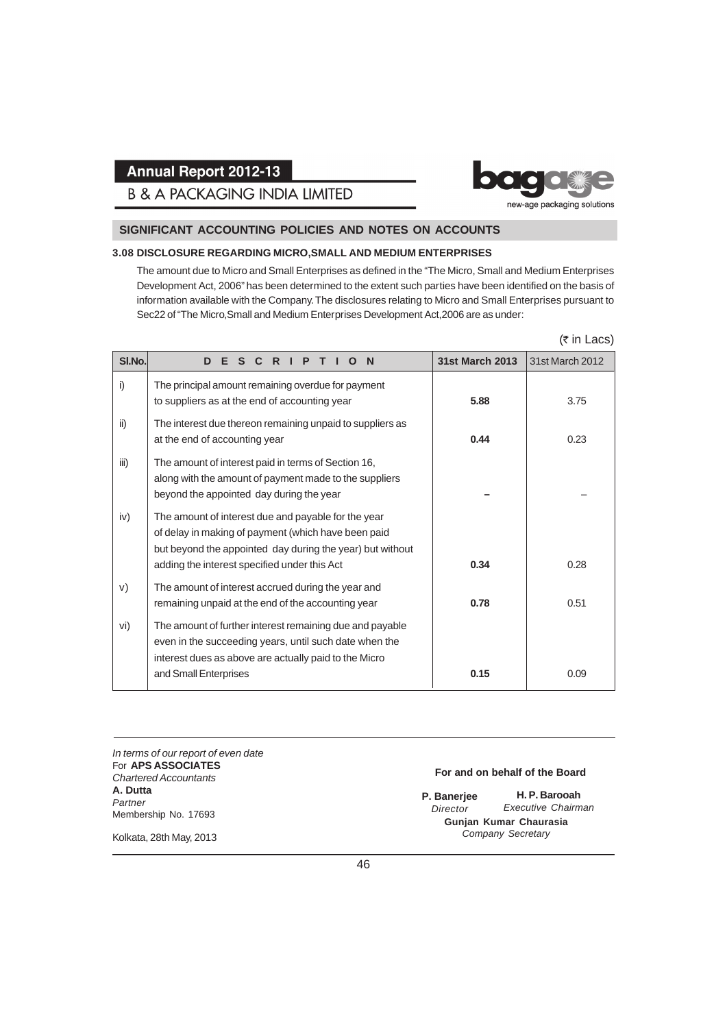## SIGNIFICANT ACCOUNTING POLICIES AND NOTES ON ACCOUNTS

### 3.08 DISCLOSURE REGARDING MICRO,SMALL AND MEDIUM ENTERPRISES

The amount due to Micro and Small Enterprises as defined in the "The Micro, Small and Medium Enterprises Development Act, 2006" has been determined to the extent such parties have been identified on the basis of information available with the Company. The disclosures relating to Micro and Small Enterprises pursuant to Sec22 of "The Micro,Small and Medium Enterprises Development Act,2006 are as under:

(₹ in Lacs)

| Sl.No. | DESCRIPTION | 31st March 2013 | 31st March 2012 |
|---|---|---|---|
| i) | The principal amount remaining overdue for payment to suppliers as at the end of accounting year | **5.88** | 3.75 |
| ii) | The interest due thereon remaining unpaid to suppliers as at the end of accounting year | **0.44** | 0.23 |
| iii) | The amount of interest paid in terms of Section 16, along with the amount of payment made to the suppliers beyond the appointed day during the year | **–** | – |
| iv) | The amount of interest due and payable for the year of delay in making of payment (which have been paid but beyond the appointed day during the year) but without adding the interest specified under this Act | **0.34** | 0.28 |
| v) | The amount of interest accrued during the year and remaining unpaid at the end of the accounting year | **0.78** | 0.51 |
| vi) | The amount of further interest remaining due and payable even in the succeeding years, until such date when the interest dues as above are actually paid to the Micro and Small Enterprises | **0.15** | 0.09 |

*In terms of our report of even date*
For **APS ASSOCIATES**
*Chartered Accountants*
**A. Dutta**
*Partner*
Membership No. 17693

Kolkata, 28th May, 2013

**For and on behalf of the Board**

**P. Banerjee**
*Director*

**H. P. Barooah**
*Executive Chairman*

**Gunjan Kumar Chaurasia**
*Company Secretary*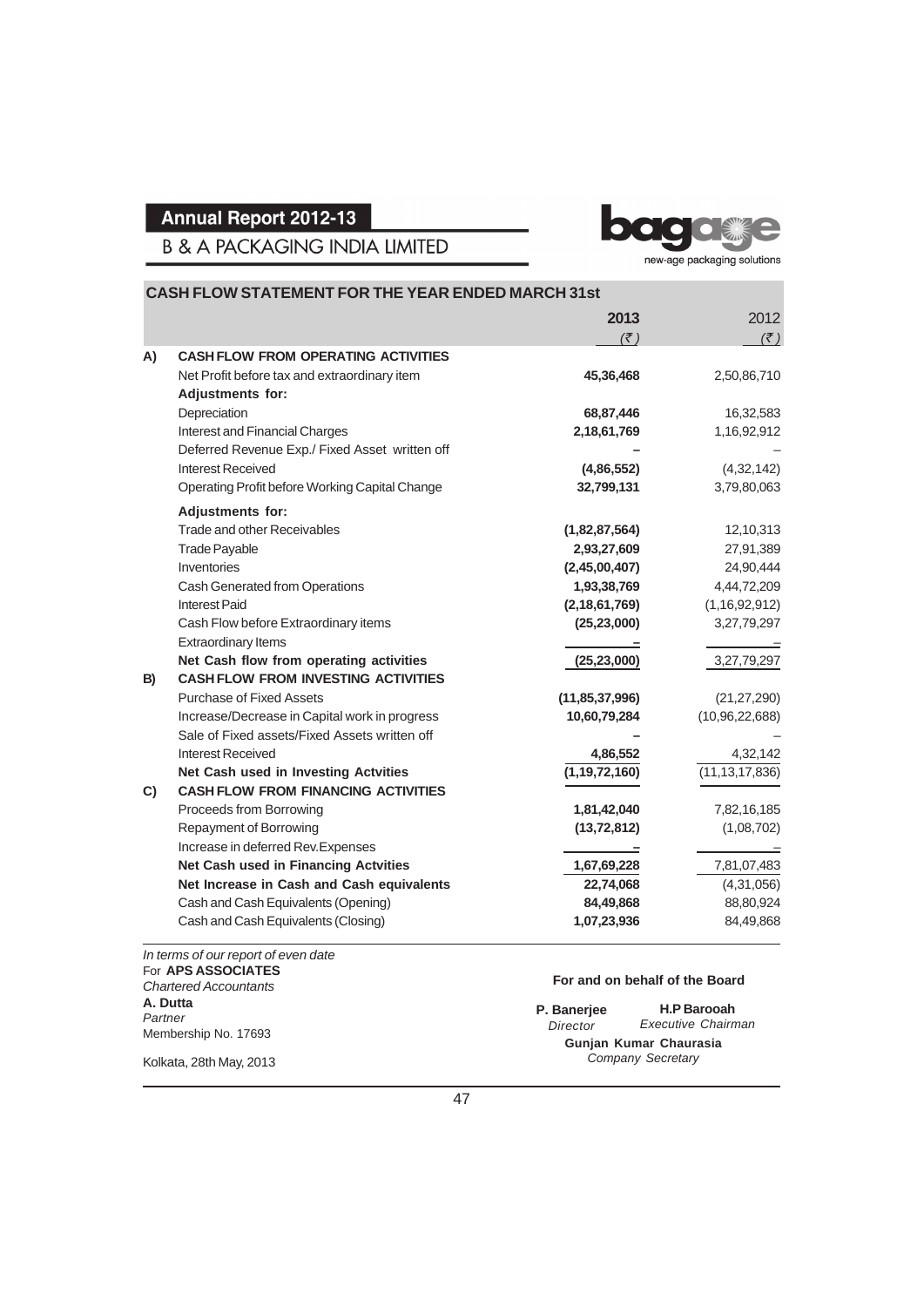## CASH FLOW STATEMENT FOR THE YEAR ENDED MARCH 31st

| | | 2013 (₹) | 2012 (₹) |
|---|---|---|---|
| **A)** | **CASH FLOW FROM OPERATING ACTIVITIES** | | |
| | Net Profit before tax and extraordinary item | **45,36,468** | 2,50,86,710 |
| | **Adjustments for:** | | |
| | Depreciation | **68,87,446** | 16,32,583 |
| | Interest and Financial Charges | **2,18,61,769** | 1,16,92,912 |
| | Deferred Revenue Exp./ Fixed Asset written off | **–** | – |
| | Interest Received | **(4,86,552)** | (4,32,142) |
| | Operating Profit before Working Capital Change | **32,799,131** | 3,79,80,063 |
| | **Adjustments for:** | | |
| | Trade and other Receivables | **(1,82,87,564)** | 12,10,313 |
| | Trade Payable | **2,93,27,609** | 27,91,389 |
| | Inventories | **(2,45,00,407)** | 24,90,444 |
| | Cash Generated from Operations | **1,93,38,769** | 4,44,72,209 |
| | Interest Paid | **(2,18,61,769)** | (1,16,92,912) |
| | Cash Flow before Extraordinary items | **(25,23,000)** | 3,27,79,297 |
| | Extraordinary Items | **–** | – |
| | **Net Cash flow from operating activities** | **(25,23,000)** | 3,27,79,297 |
| **B)** | **CASH FLOW FROM INVESTING ACTIVITIES** | | |
| | Purchase of Fixed Assets | **(11,85,37,996)** | (21,27,290) |
| | Increase/Decrease in Capital work in progress | **10,60,79,284** | (10,96,22,688) |
| | Sale of Fixed assets/Fixed Assets written off | **–** | – |
| | Interest Received | **4,86,552** | 4,32,142 |
| | **Net Cash used in Investing Actvities** | **(1,19,72,160)** | (11,13,17,836) |
| **C)** | **CASH FLOW FROM FINANCING ACTIVITIES** | | |
| | Proceeds from Borrowing | **1,81,42,040** | 7,82,16,185 |
| | Repayment of Borrowing | **(13,72,812)** | (1,08,702) |
| | Increase in deferred Rev.Expenses | **–** | – |
| | **Net Cash used in Financing Actvities** | **1,67,69,228** | 7,81,07,483 |
| | **Net Increase in Cash and Cash equivalents** | **22,74,068** | (4,31,056) |
| | Cash and Cash Equivalents (Opening) | **84,49,868** | 88,80,924 |
| | Cash and Cash Equivalents (Closing) | **1,07,23,936** | 84,49,868 |

*In terms of our report of even date*
For **APS ASSOCIATES**
*Chartered Accountants*
**A. Dutta**
*Partner*
Membership No. 17693

Kolkata, 28th May, 2013

**For and on behalf of the Board**

**P. Banerjee**
*Director*

**H.P Barooah**
*Executive Chairman*

**Gunjan Kumar Chaurasia**
*Company Secretary*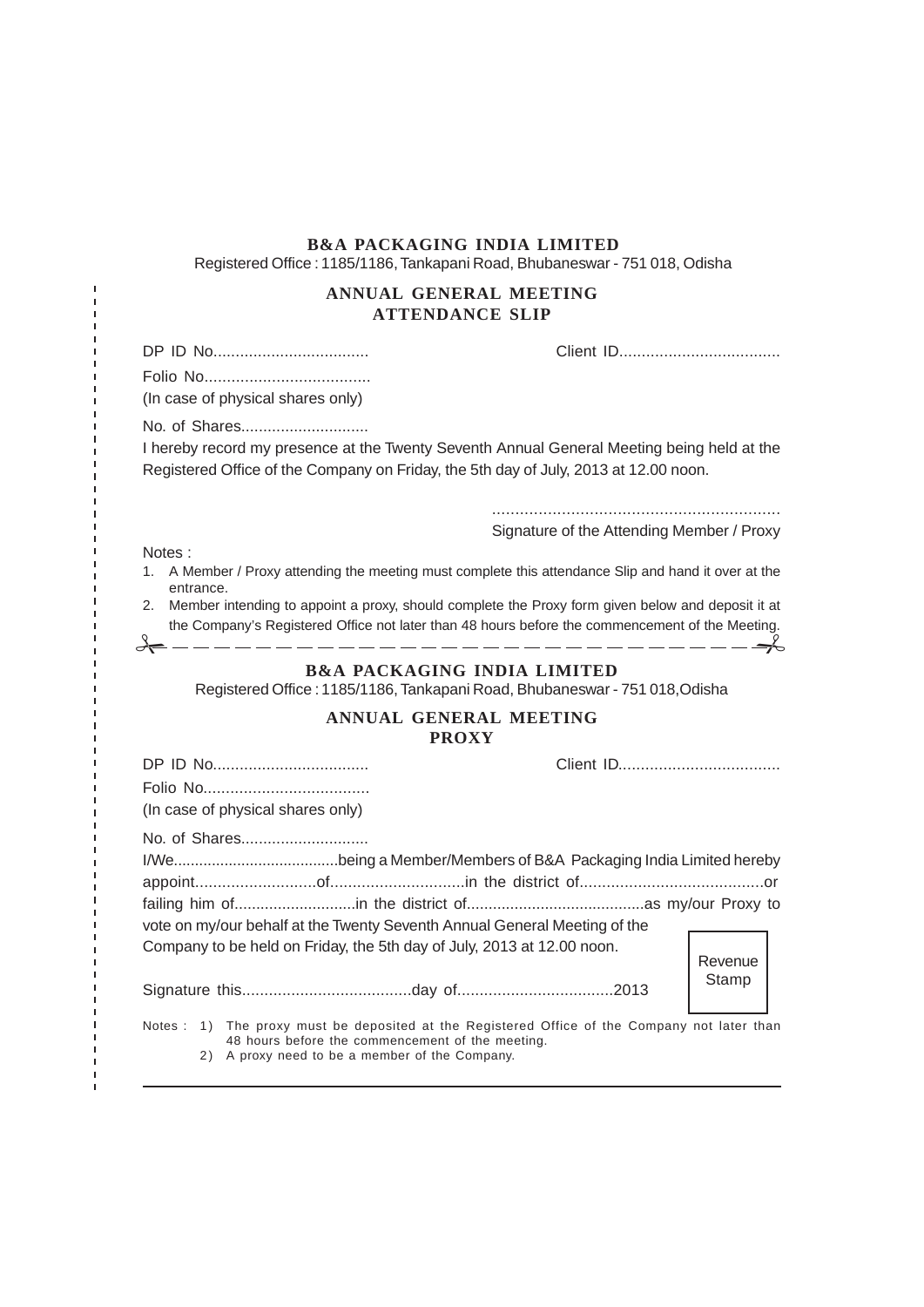**B&A PACKAGING INDIA LIMITED**

Registered Office : 1185/1186, Tankapani Road, Bhubaneswar - 751 018, Odisha

**ANNUAL GENERAL MEETING**
**ATTENDANCE SLIP**

DP ID No.................................. Client ID...................................

Folio No....................................
(In case of physical shares only)

No. of Shares............................

I hereby record my presence at the Twenty Seventh Annual General Meeting being held at the Registered Office of the Company on Friday, the 5th day of July, 2013 at 12.00 noon.

..............................................................
Signature of the Attending Member / Proxy

Notes :

1. A Member / Proxy attending the meeting must complete this attendance Slip and hand it over at the entrance.
2. Member intending to appoint a proxy, should complete the Proxy form given below and deposit it at the Company's Registered Office not later than 48 hours before the commencement of the Meeting.

---

**B&A PACKAGING INDIA LIMITED**

Registered Office : 1185/1186, Tankapani Road, Bhubaneswar - 751 018,Odisha

**ANNUAL GENERAL MEETING**
**PROXY**

DP ID No.................................. Client ID...................................

Folio No....................................
(In case of physical shares only)

No. of Shares............................

I/We......................................being a Member/Members of B&A Packaging India Limited hereby appoint...........................of..............................in the district of.........................................or failing him of...........................in the district of........................................as my/our Proxy to vote on my/our behalf at the Twenty Seventh Annual General Meeting of the Company to be held on Friday, the 5th day of July, 2013 at 12.00 noon.

Revenue Stamp

Signature this.....................................day of..................................2013

Notes : 1) The proxy must be deposited at the Registered Office of the Company not later than 48 hours before the commencement of the meeting.
2) A proxy need to be a member of the Company.